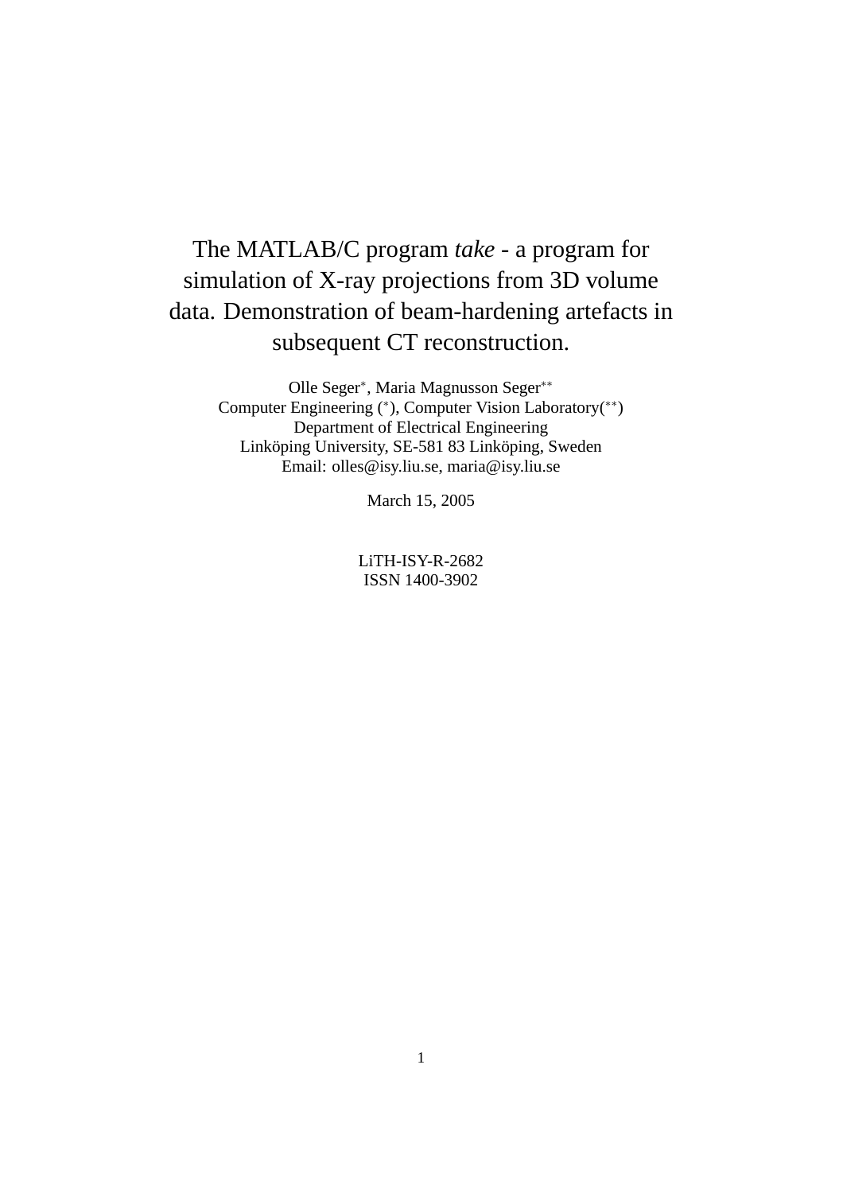# The MATLAB/C program *take* - a program for simulation of X-ray projections from 3D volume data. Demonstration of beam-hardening artefacts in subsequent CT reconstruction.

Olle Seger[*], Maria Magnusson Seger[**]
Computer Engineering (*), Computer Vision Laboratory(**)
Department of Electrical Engineering
Linköping University, SE-581 83 Linköping, Sweden
Email: olles@isy.liu.se, maria@isy.liu.se

March 15, 2005

LiTH-ISY-R-2682
ISSN 1400-3902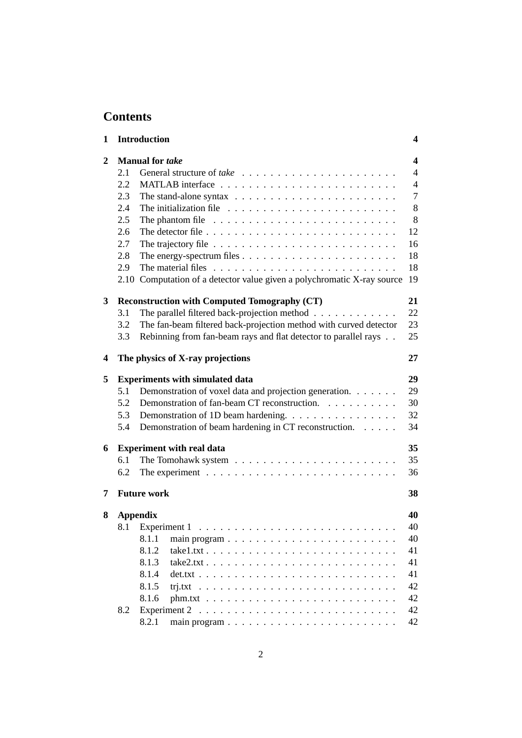# Contents

**1 Introduction** **4**

**2 Manual for *take*** **4**

- 2.1 General structure of *take* . . . . . 4
- 2.2 MATLAB interface . . . . . 4
- 2.3 The stand-alone syntax . . . . . 7
- 2.4 The initialization file . . . . . 8
- 2.5 The phantom file . . . . . 8
- 2.6 The detector file . . . . . 12
- 2.7 The trajectory file . . . . . 16
- 2.8 The energy-spectrum files . . . . . 18
- 2.9 The material files . . . . . 18
- 2.10 Computation of a detector value given a polychromatic X-ray source 19

**3 Reconstruction with Computed Tomography (CT)** **21**

- 3.1 The parallel filtered back-projection method . . . . . 22
- 3.2 The fan-beam filtered back-projection method with curved detector 23
- 3.3 Rebinning from fan-beam rays and flat detector to parallel rays . . 25

**4 The physics of X-ray projections** **27**

**5 Experiments with simulated data** **29**

- 5.1 Demonstration of voxel data and projection generation. . . . . 29
- 5.2 Demonstration of fan-beam CT reconstruction. . . . . 30
- 5.3 Demonstration of 1D beam hardening. . . . . 32
- 5.4 Demonstration of beam hardening in CT reconstruction. . . . . 34

**6 Experiment with real data** **35**

- 6.1 The Tomohawk system . . . . . 35
- 6.2 The experiment . . . . . 36

**7 Future work** **38**

**8 Appendix** **40**

- 8.1 Experiment 1 . . . . . 40
  - 8.1.1 main program . . . . . 40
  - 8.1.2 take1.txt . . . . . 41
  - 8.1.3 take2.txt . . . . . 41
  - 8.1.4 det.txt . . . . . 41
  - 8.1.5 trj.txt . . . . . 42
  - 8.1.6 phm.txt . . . . . 42
- 8.2 Experiment 2 . . . . . 42
  - 8.2.1 main program . . . . . 42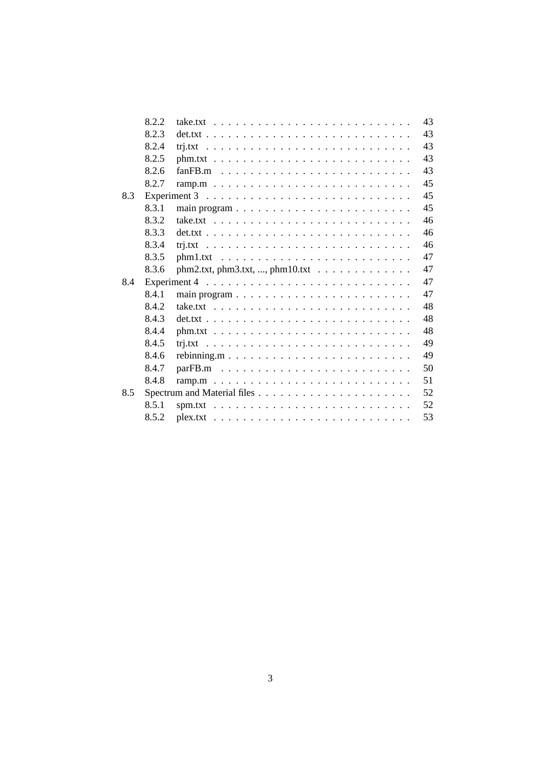- 8.2.2 take.txt ... 43
- 8.2.3 det.txt ... 43
- 8.2.4 trj.txt ... 43
- 8.2.5 phm.txt ... 43
- 8.2.6 fanFB.m ... 43
- 8.2.7 ramp.m ... 45

8.3 Experiment 3 ... 45

- 8.3.1 main program ... 45
- 8.3.2 take.txt ... 46
- 8.3.3 det.txt ... 46
- 8.3.4 trj.txt ... 46
- 8.3.5 phm1.txt ... 47
- 8.3.6 phm2.txt, phm3.txt, ..., phm10.txt ... 47

8.4 Experiment 4 ... 47

- 8.4.1 main program ... 47
- 8.4.2 take.txt ... 48
- 8.4.3 det.txt ... 48
- 8.4.4 phm.txt ... 48
- 8.4.5 trj.txt ... 49
- 8.4.6 rebinning.m ... 49
- 8.4.7 parFB.m ... 50
- 8.4.8 ramp.m ... 51

8.5 Spectrum and Material files ... 52

- 8.5.1 spm.txt ... 52
- 8.5.2 plex.txt ... 53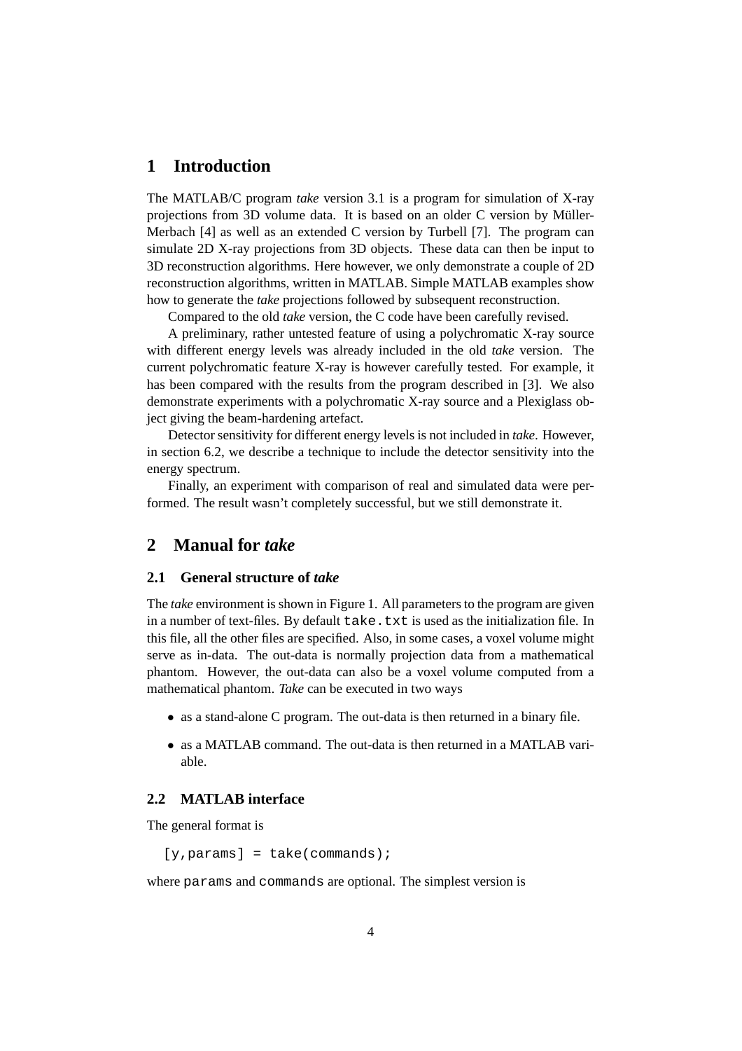# 1 Introduction

The MATLAB/C program *take* version 3.1 is a program for simulation of X-ray projections from 3D volume data. It is based on an older C version by Müller-Merbach [4] as well as an extended C version by Turbell [7]. The program can simulate 2D X-ray projections from 3D objects. These data can then be input to 3D reconstruction algorithms. Here however, we only demonstrate a couple of 2D reconstruction algorithms, written in MATLAB. Simple MATLAB examples show how to generate the *take* projections followed by subsequent reconstruction.

Compared to the old *take* version, the C code have been carefully revised.

A preliminary, rather untested feature of using a polychromatic X-ray source with different energy levels was already included in the old *take* version. The current polychromatic feature X-ray is however carefully tested. For example, it has been compared with the results from the program described in [3]. We also demonstrate experiments with a polychromatic X-ray source and a Plexiglass object giving the beam-hardening artefact.

Detector sensitivity for different energy levels is not included in *take*. However, in section 6.2, we describe a technique to include the detector sensitivity into the energy spectrum.

Finally, an experiment with comparison of real and simulated data were performed. The result wasn't completely successful, but we still demonstrate it.

# 2 Manual for *take*

## 2.1 General structure of *take*

The *take* environment is shown in Figure 1. All parameters to the program are given in a number of text-files. By default `take.txt` is used as the initialization file. In this file, all the other files are specified. Also, in some cases, a voxel volume might serve as in-data. The out-data is normally projection data from a mathematical phantom. However, the out-data can also be a voxel volume computed from a mathematical phantom. *Take* can be executed in two ways

- as a stand-alone C program. The out-data is then returned in a binary file.
- as a MATLAB command. The out-data is then returned in a MATLAB variable.

## 2.2 MATLAB interface

The general format is

```
[y,params] = take(commands);
```

where `params` and `commands` are optional. The simplest version is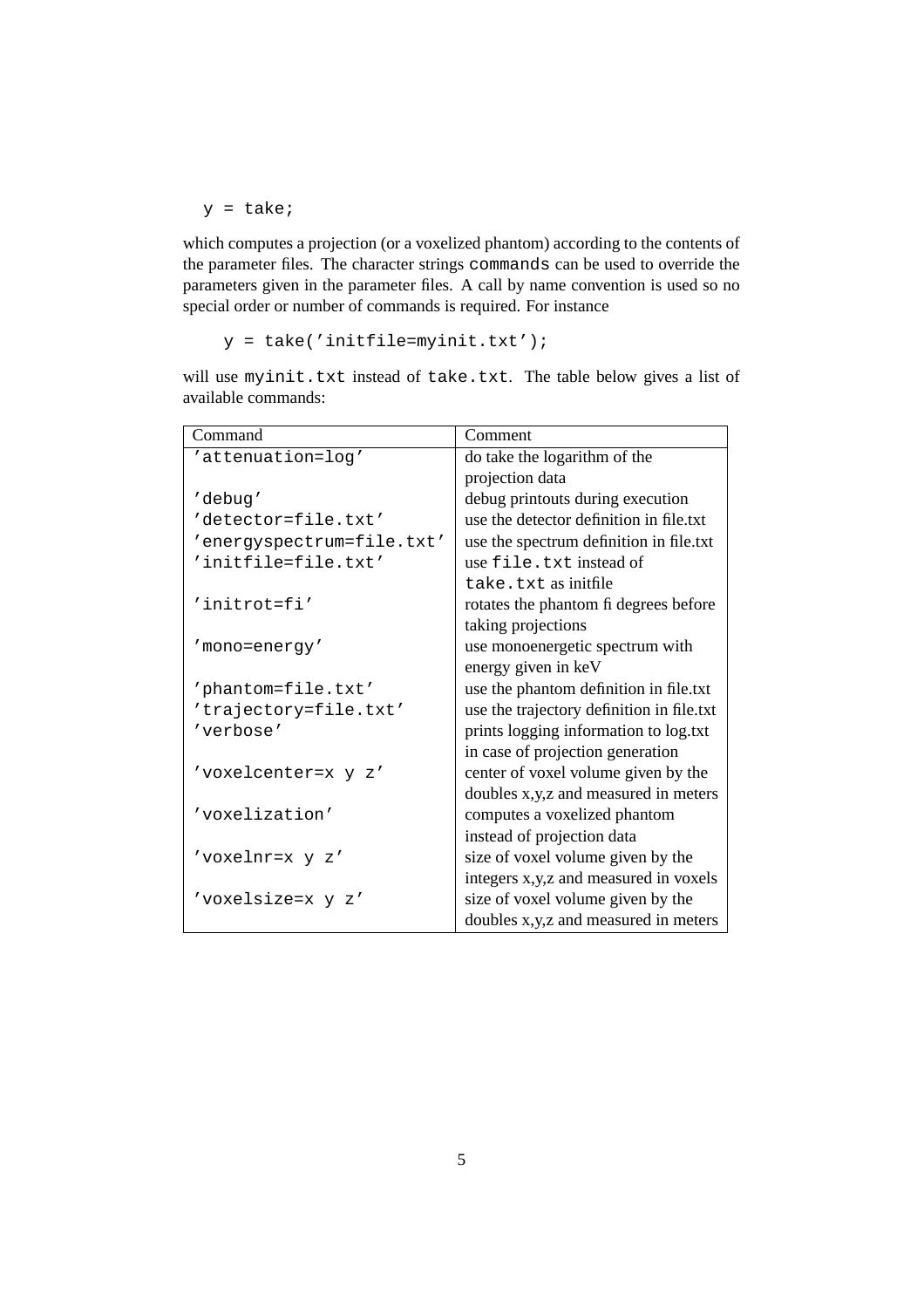```
y = take;
```

which computes a projection (or a voxelized phantom) according to the contents of the parameter files. The character strings `commands` can be used to override the parameters given in the parameter files. A call by name convention is used so no special order or number of commands is required. For instance

```
y = take('initfile=myinit.txt');
```

will use `myinit.txt` instead of `take.txt`. The table below gives a list of available commands:

| Command | Comment |
|---|---|
| `'attenuation=log'` | do take the logarithm of the projection data |
| `'debug'` | debug printouts during execution |
| `'detector=file.txt'` | use the detector definition in file.txt |
| `'energyspectrum=file.txt'` | use the spectrum definition in file.txt |
| `'initfile=file.txt'` | use `file.txt` instead of `take.txt` as initfile |
| `'initrot=fi'` | rotates the phantom fi degrees before taking projections |
| `'mono=energy'` | use monoenergetic spectrum with energy given in keV |
| `'phantom=file.txt'` | use the phantom definition in file.txt |
| `'trajectory=file.txt'` | use the trajectory definition in file.txt |
| `'verbose'` | prints logging information to log.txt in case of projection generation |
| `'voxelcenter=x y z'` | center of voxel volume given by the doubles x,y,z and measured in meters |
| `'voxelization'` | computes a voxelized phantom instead of projection data |
| `'voxelnr=x y z'` | size of voxel volume given by the integers x,y,z and measured in voxels |
| `'voxelsize=x y z'` | size of voxel volume given by the doubles x,y,z and measured in meters |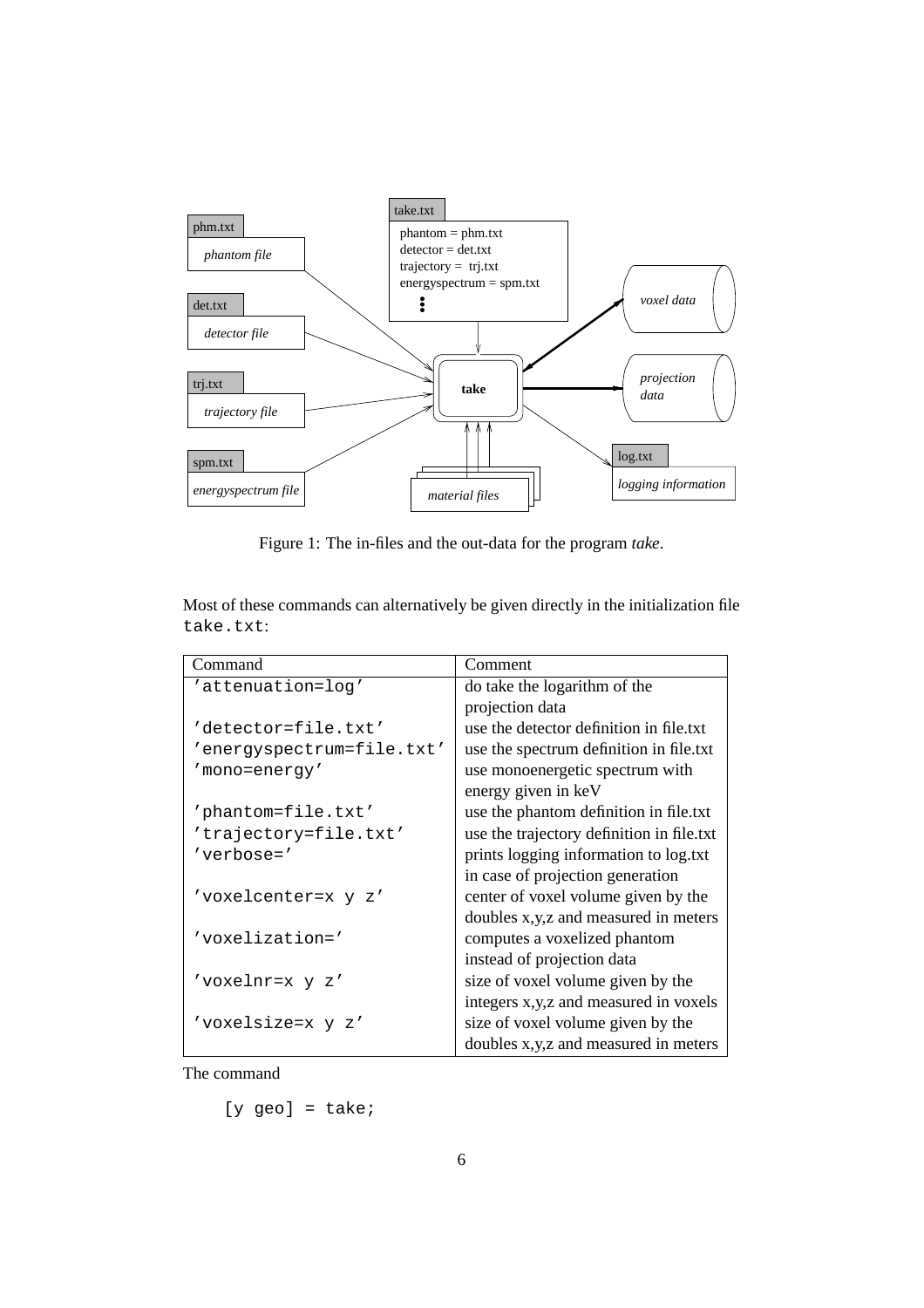Figure 1: The in-files and the out-data for the program *take*.

Most of these commands can alternatively be given directly in the initialization file `take.txt`:

| Command | Comment |
|---|---|
| `'attenuation=log'` | do take the logarithm of the projection data |
| `'detector=file.txt'` | use the detector definition in file.txt |
| `'energyspectrum=file.txt'` | use the spectrum definition in file.txt |
| `'mono=energy'` | use monoenergetic spectrum with energy given in keV |
| `'phantom=file.txt'` | use the phantom definition in file.txt |
| `'trajectory=file.txt'` | use the trajectory definition in file.txt |
| `'verbose='` | prints logging information to log.txt in case of projection generation |
| `'voxelcenter=x y z'` | center of voxel volume given by the doubles x,y,z and measured in meters |
| `'voxelization='` | computes a voxelized phantom instead of projection data |
| `'voxelnr=x y z'` | size of voxel volume given by the integers x,y,z and measured in voxels |
| `'voxelsize=x y z'` | size of voxel volume given by the doubles x,y,z and measured in meters |

The command

```
[y geo] = take;
```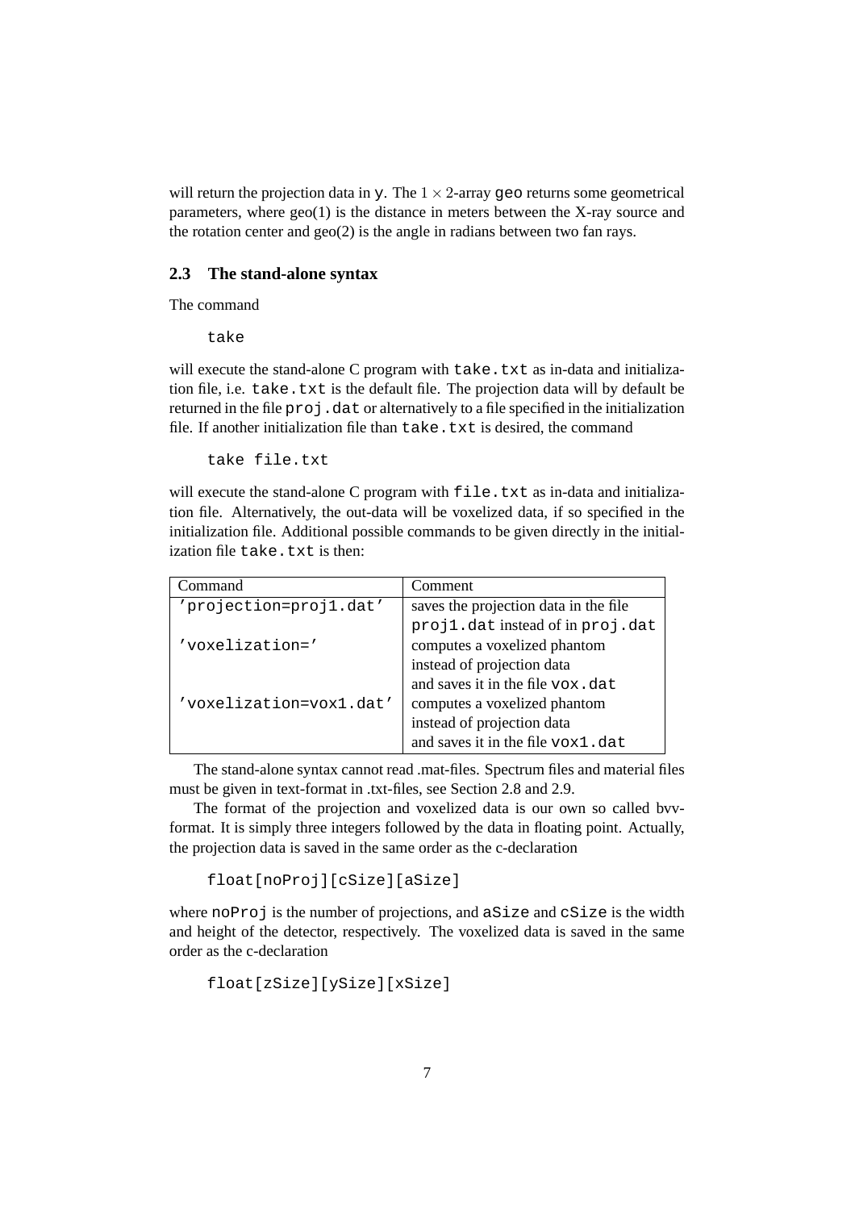will return the projection data in `y`. The $1 \times 2$-array `geo` returns some geometrical parameters, where geo(1) is the distance in meters between the X-ray source and the rotation center and geo(2) is the angle in radians between two fan rays.

### 2.3 The stand-alone syntax

The command

```
take
```

will execute the stand-alone C program with `take.txt` as in-data and initialization file, i.e. `take.txt` is the default file. The projection data will by default be returned in the file `proj.dat` or alternatively to a file specified in the initialization file. If another initialization file than `take.txt` is desired, the command

```
take file.txt
```

will execute the stand-alone C program with `file.txt` as in-data and initialization file. Alternatively, the out-data will be voxelized data, if so specified in the initialization file. Additional possible commands to be given directly in the initialization file `take.txt` is then:

| Command | Comment |
|---|---|
| `'projection=proj1.dat'` | saves the projection data in the file `proj1.dat` instead of in `proj.dat` |
| `'voxelization='` | computes a voxelized phantom instead of projection data and saves it in the file `vox.dat` |
| `'voxelization=vox1.dat'` | computes a voxelized phantom instead of projection data and saves it in the file `vox1.dat` |

The stand-alone syntax cannot read .mat-files. Spectrum files and material files must be given in text-format in .txt-files, see Section 2.8 and 2.9.

The format of the projection and voxelized data is our own so called bvv-format. It is simply three integers followed by the data in floating point. Actually, the projection data is saved in the same order as the c-declaration

```
float[noProj][cSize][aSize]
```

where `noProj` is the number of projections, and `aSize` and `cSize` is the width and height of the detector, respectively. The voxelized data is saved in the same order as the c-declaration

```
float[zSize][ySize][xSize]
```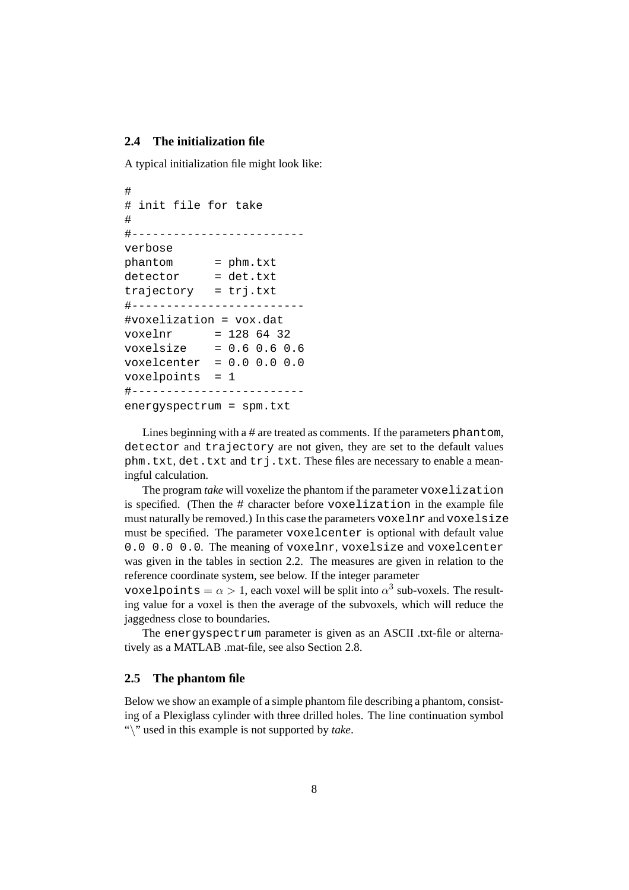## 2.4 The initialization file

A typical initialization file might look like:

```
#
# init file for take
#
#------------------------
verbose
phantom      = phm.txt
detector     = det.txt
trajectory   = trj.txt
#------------------------
#voxelization = vox.dat
voxelnr      = 128 64 32
voxelsize    = 0.6 0.6 0.6
voxelcenter  = 0.0 0.0 0.0
voxelpoints  = 1
#------------------------
energyspectrum = spm.txt
```

Lines beginning with a # are treated as comments. If the parameters `phantom`, `detector` and `trajectory` are not given, they are set to the default values `phm.txt`, `det.txt` and `trj.txt`. These files are necessary to enable a meaningful calculation.

The program *take* will voxelize the phantom if the parameter `voxelization` is specified. (Then the # character before `voxelization` in the example file must naturally be removed.) In this case the parameters `voxelnr` and `voxelsize` must be specified. The parameter `voxelcenter` is optional with default value `0.0 0.0 0.0`. The meaning of `voxelnr`, `voxelsize` and `voxelcenter` was given in the tables in section 2.2. The measures are given in relation to the reference coordinate system, see below. If the integer parameter `voxelpoints` $= \alpha > 1$, each voxel will be split into $\alpha^3$ sub-voxels. The resulting value for a voxel is then the average of the subvoxels, which will reduce the jaggedness close to boundaries.

The `energyspectrum` parameter is given as an ASCII .txt-file or alternatively as a MATLAB .mat-file, see also Section 2.8.

## 2.5 The phantom file

Below we show an example of a simple phantom file describing a phantom, consisting of a Plexiglass cylinder with three drilled holes. The line continuation symbol "\" used in this example is not supported by *take*.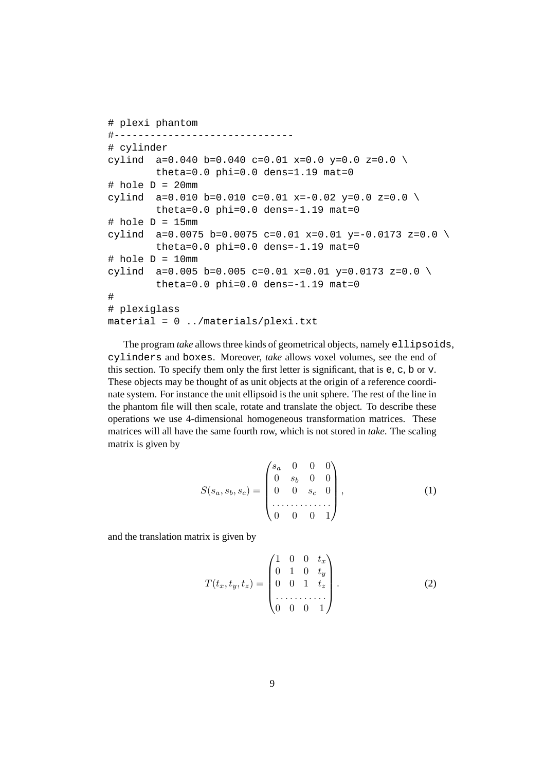```
# plexi phantom
#------------------------------
# cylinder
cylind  a=0.040 b=0.040 c=0.01 x=0.0 y=0.0 z=0.0 \
        theta=0.0 phi=0.0 dens=1.19 mat=0
# hole D = 20mm
cylind  a=0.010 b=0.010 c=0.01 x=-0.02 y=0.0 z=0.0 \
        theta=0.0 phi=0.0 dens=-1.19 mat=0
# hole D = 15mm
cylind  a=0.0075 b=0.0075 c=0.01 x=0.01 y=-0.0173 z=0.0 \
        theta=0.0 phi=0.0 dens=-1.19 mat=0
# hole D = 10mm
cylind  a=0.005 b=0.005 c=0.01 x=0.01 y=0.0173 z=0.0 \
        theta=0.0 phi=0.0 dens=-1.19 mat=0
#
# plexiglass
material = 0 ../materials/plexi.txt
```

The program *take* allows three kinds of geometrical objects, namely `ellipsoids`, `cylinders` and `boxes`. Moreover, *take* allows voxel volumes, see the end of this section. To specify them only the first letter is significant, that is `e`, `c`, `b` or `v`. These objects may be thought of as unit objects at the origin of a reference coordinate system. For instance the unit ellipsoid is the unit sphere. The rest of the line in the phantom file will then scale, rotate and translate the object. To describe these operations we use 4-dimensional homogeneous transformation matrices. These matrices will all have the same fourth row, which is not stored in *take*. The scaling matrix is given by

$$S(s_a, s_b, s_c) = \begin{pmatrix} s_a & 0 & 0 & 0 \\ 0 & s_b & 0 & 0 \\ 0 & 0 & s_c & 0 \\ \hdashline 0 & 0 & 0 & 1 \end{pmatrix}, \tag{1}$$

and the translation matrix is given by

$$T(t_x, t_y, t_z) = \begin{pmatrix} 1 & 0 & 0 & t_x \\ 0 & 1 & 0 & t_y \\ 0 & 0 & 1 & t_z \\ \hdashline 0 & 0 & 0 & 1 \end{pmatrix}. \tag{2}$$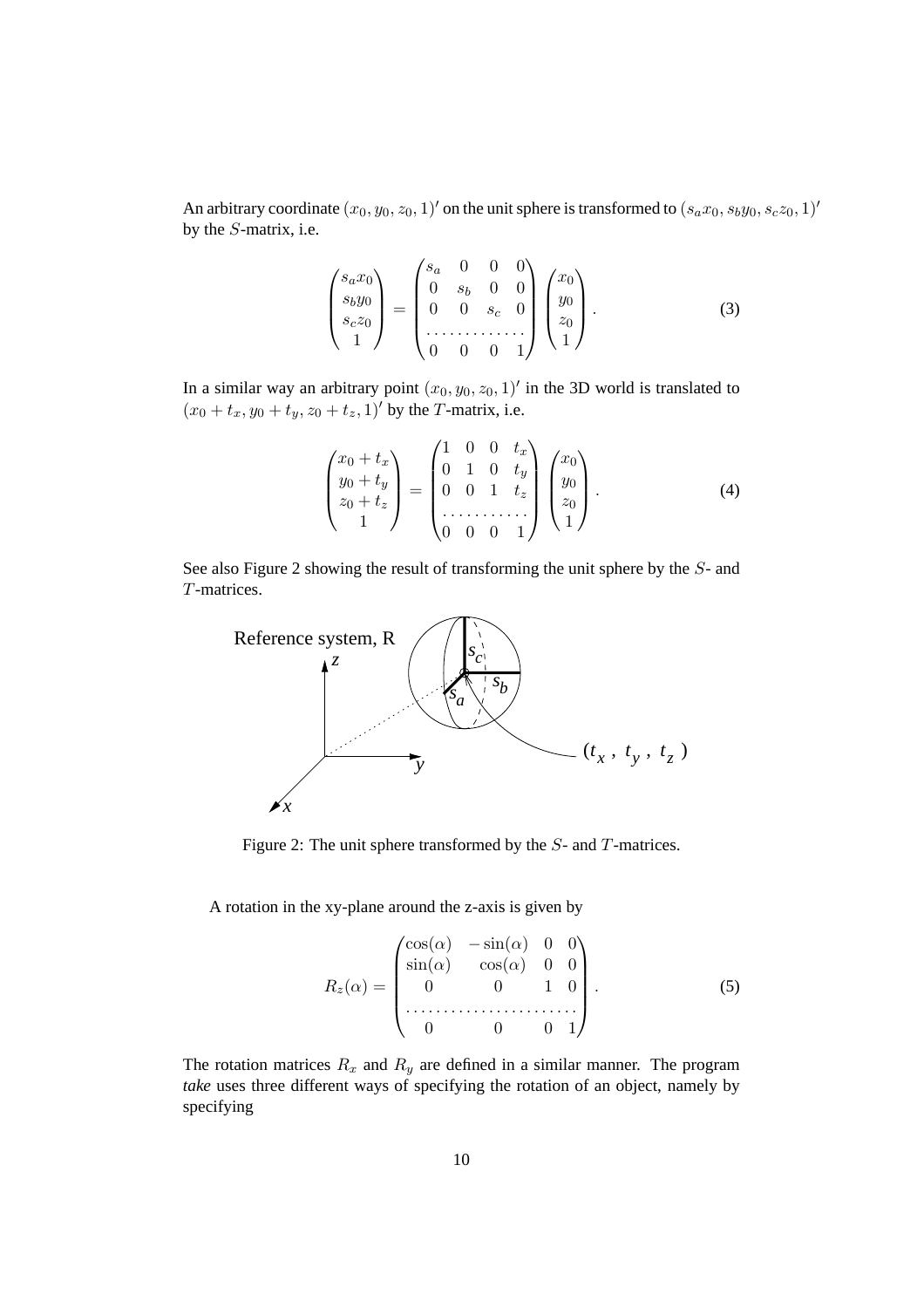An arbitrary coordinate $(x_0, y_0, z_0, 1)'$ on the unit sphere is transformed to $(s_a x_0, s_b y_0, s_c z_0, 1)'$ by the $S$-matrix, i.e.

$$\begin{pmatrix} s_a x_0 \\ s_b y_0 \\ s_c z_0 \\ 1 \end{pmatrix} = \begin{pmatrix} s_a & 0 & 0 & 0 \\ 0 & s_b & 0 & 0 \\ 0 & 0 & s_c & 0 \\ \hdashline 0 & 0 & 0 & 1 \end{pmatrix} \begin{pmatrix} x_0 \\ y_0 \\ z_0 \\ 1 \end{pmatrix}. \tag{3}$$

In a similar way an arbitrary point $(x_0, y_0, z_0, 1)'$ in the 3D world is translated to $(x_0 + t_x, y_0 + t_y, z_0 + t_z, 1)'$ by the $T$-matrix, i.e.

$$\begin{pmatrix} x_0 + t_x \\ y_0 + t_y \\ z_0 + t_z \\ 1 \end{pmatrix} = \begin{pmatrix} 1 & 0 & 0 & t_x \\ 0 & 1 & 0 & t_y \\ 0 & 0 & 1 & t_z \\ \hdashline 0 & 0 & 0 & 1 \end{pmatrix} \begin{pmatrix} x_0 \\ y_0 \\ z_0 \\ 1 \end{pmatrix}. \tag{4}$$

See also Figure 2 showing the result of transforming the unit sphere by the $S$- and $T$-matrices.

Figure 2: The unit sphere transformed by the $S$- and $T$-matrices.

A rotation in the xy-plane around the z-axis is given by

$$R_z(\alpha) = \begin{pmatrix} \cos(\alpha) & -\sin(\alpha) & 0 & 0 \\ \sin(\alpha) & \cos(\alpha) & 0 & 0 \\ 0 & 0 & 1 & 0 \\ \hdashline 0 & 0 & 0 & 1 \end{pmatrix}. \tag{5}$$

The rotation matrices $R_x$ and $R_y$ are defined in a similar manner. The program *take* uses three different ways of specifying the rotation of an object, namely by specifying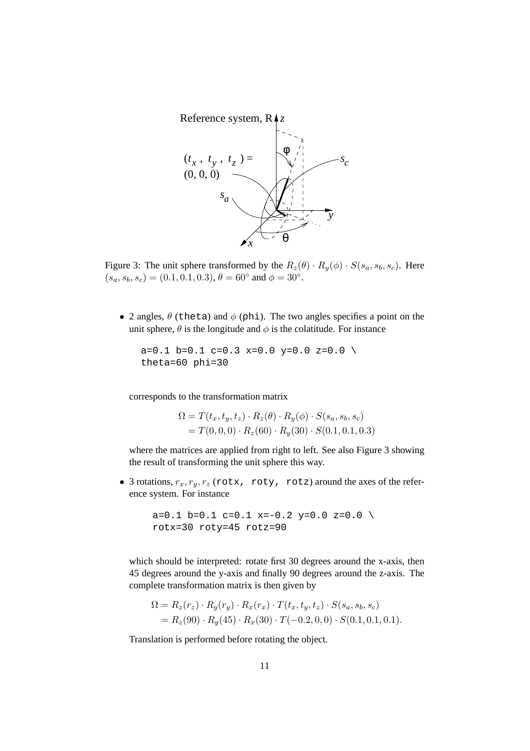Figure 3: The unit sphere transformed by the $R_z(\theta) \cdot R_y(\phi) \cdot S(s_a, s_b, s_c)$. Here $(s_a, s_b, s_c) = (0.1, 0.1, 0.3)$, $\theta = 60^\circ$ and $\phi = 30^\circ$.

- 2 angles, $\theta$ (`theta`) and $\phi$ (`phi`). The two angles specifies a point on the unit sphere, $\theta$ is the longitude and $\phi$ is the colatitude. For instance

  ```
  a=0.1 b=0.1 c=0.3 x=0.0 y=0.0 z=0.0 \
  theta=60 phi=30
  ```

  corresponds to the transformation matrix

  $$\begin{aligned} \Omega &= T(t_x, t_y, t_z) \cdot R_z(\theta) \cdot R_y(\phi) \cdot S(s_a, s_b, s_c) \\ &= T(0, 0, 0) \cdot R_z(60) \cdot R_y(30) \cdot S(0.1, 0.1, 0.3) \end{aligned}$$

  where the matrices are applied from right to left. See also Figure 3 showing the result of transforming the unit sphere this way.

- 3 rotations, $r_x, r_y, r_z$ (`rotx, roty, rotz`) around the axes of the reference system. For instance

  ```
  a=0.1 b=0.1 c=0.1 x=-0.2 y=0.0 z=0.0 \
  rotx=30 roty=45 rotz=90
  ```

  which should be interpreted: rotate first 30 degrees around the x-axis, then 45 degrees around the y-axis and finally 90 degrees around the z-axis. The complete transformation matrix is then given by

  $$\begin{aligned} \Omega &= R_z(r_z) \cdot R_y(r_y) \cdot R_x(r_x) \cdot T(t_x, t_y, t_z) \cdot S(s_a, s_b, s_c) \\ &= R_z(90) \cdot R_y(45) \cdot R_x(30) \cdot T(-0.2, 0, 0) \cdot S(0.1, 0.1, 0.1). \end{aligned}$$

  Translation is performed before rotating the object.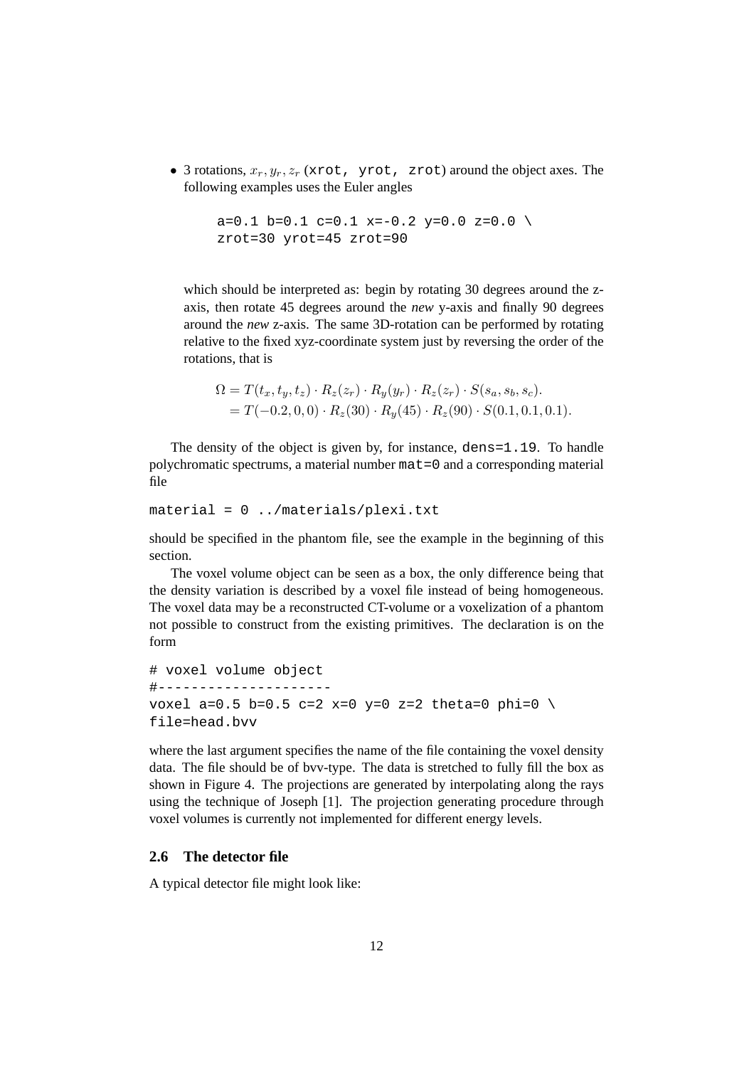- 3 rotations, $x_r, y_r, z_r$ (`xrot, yrot, zrot`) around the object axes. The following examples uses the Euler angles

  ```
  a=0.1 b=0.1 c=0.1 x=-0.2 y=0.0 z=0.0 \
  zrot=30 yrot=45 zrot=90
  ```

  which should be interpreted as: begin by rotating 30 degrees around the z-axis, then rotate 45 degrees around the *new* y-axis and finally 90 degrees around the *new* z-axis. The same 3D-rotation can be performed by rotating relative to the fixed xyz-coordinate system just by reversing the order of the rotations, that is

  $$\begin{aligned}\Omega &= T(t_x, t_y, t_z) \cdot R_z(z_r) \cdot R_y(y_r) \cdot R_z(z_r) \cdot S(s_a, s_b, s_c). \\ &= T(-0.2, 0, 0) \cdot R_z(30) \cdot R_y(45) \cdot R_z(90) \cdot S(0.1, 0.1, 0.1).\end{aligned}$$

The density of the object is given by, for instance, `dens=1.19`. To handle polychromatic spectrums, a material number `mat=0` and a corresponding material file

```
material = 0 ../materials/plexi.txt
```

should be specified in the phantom file, see the example in the beginning of this section.

The voxel volume object can be seen as a box, the only difference being that the density variation is described by a voxel file instead of being homogeneous. The voxel data may be a reconstructed CT-volume or a voxelization of a phantom not possible to construct from the existing primitives. The declaration is on the form

```
# voxel volume object
#---------------------
voxel a=0.5 b=0.5 c=2 x=0 y=0 z=2 theta=0 phi=0 \
file=head.bvv
```

where the last argument specifies the name of the file containing the voxel density data. The file should be of bvv-type. The data is stretched to fully fill the box as shown in Figure 4. The projections are generated by interpolating along the rays using the technique of Joseph [1]. The projection generating procedure through voxel volumes is currently not implemented for different energy levels.

### 2.6 The detector file

A typical detector file might look like: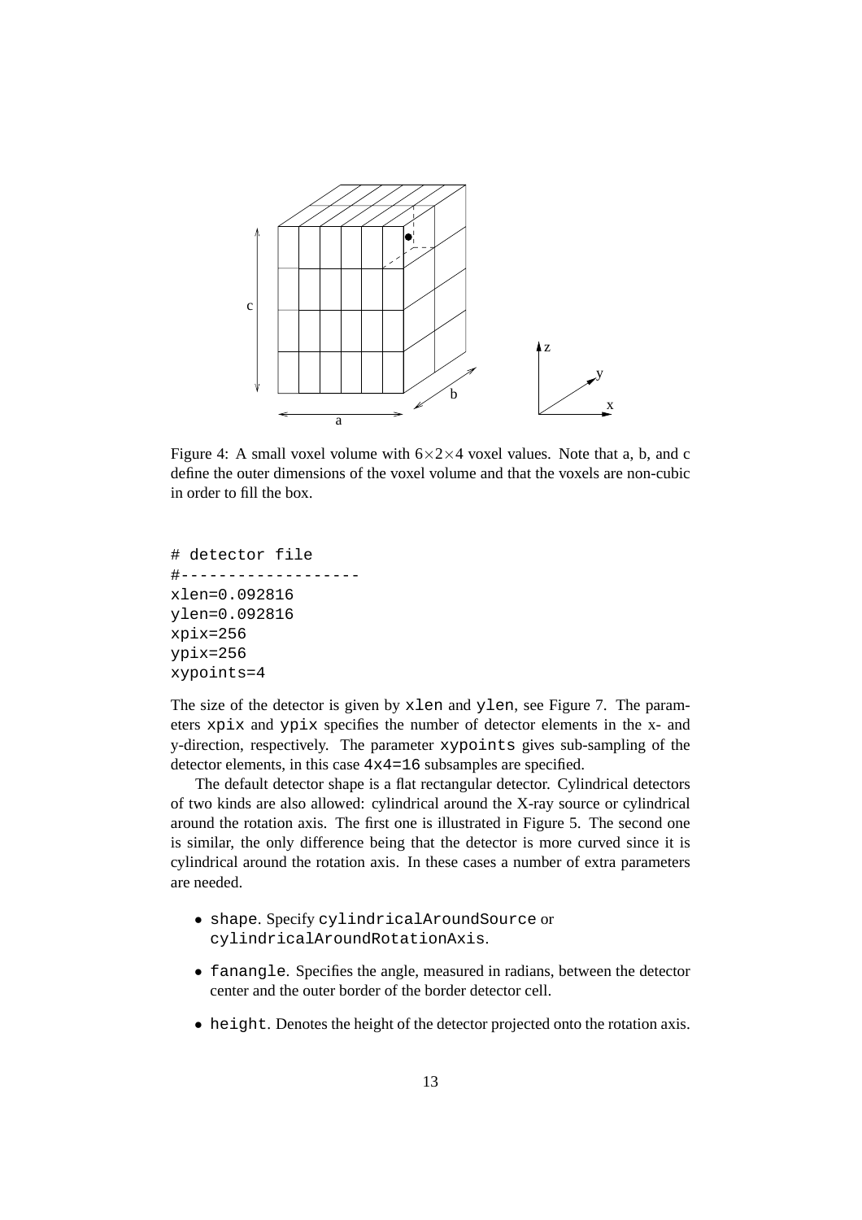Figure 4: A small voxel volume with $6 \times 2 \times 4$ voxel values. Note that a, b, and c define the outer dimensions of the voxel volume and that the voxels are non-cubic in order to fill the box.

```
# detector file
#-------------------
xlen=0.092816
ylen=0.092816
xpix=256
ypix=256
xypoints=4
```

The size of the detector is given by `xlen` and `ylen`, see Figure 7. The parameters `xpix` and `ypix` specifies the number of detector elements in the x- and y-direction, respectively. The parameter `xypoints` gives sub-sampling of the detector elements, in this case `4x4=16` subsamples are specified.

The default detector shape is a flat rectangular detector. Cylindrical detectors of two kinds are also allowed: cylindrical around the X-ray source or cylindrical around the rotation axis. The first one is illustrated in Figure 5. The second one is similar, the only difference being that the detector is more curved since it is cylindrical around the rotation axis. In these cases a number of extra parameters are needed.

- `shape`. Specify `cylindricalAroundSource` or `cylindricalAroundRotationAxis`.
- `fanangle`. Specifies the angle, measured in radians, between the detector center and the outer border of the border detector cell.
- `height`. Denotes the height of the detector projected onto the rotation axis.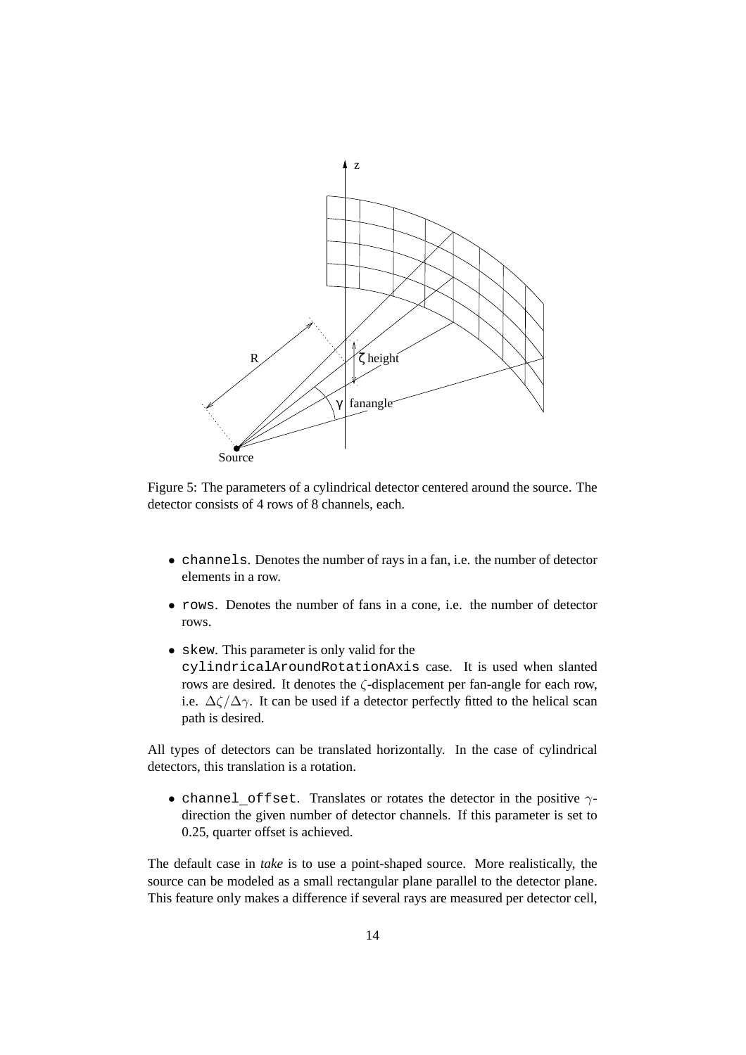Figure 5: The parameters of a cylindrical detector centered around the source. The detector consists of 4 rows of 8 channels, each.

- `channels`. Denotes the number of rays in a fan, i.e. the number of detector elements in a row.
- `rows`. Denotes the number of fans in a cone, i.e. the number of detector rows.
- `skew`. This parameter is only valid for the `cylindricalAroundRotationAxis` case. It is used when slanted rows are desired. It denotes the $\zeta$-displacement per fan-angle for each row, i.e. $\Delta\zeta/\Delta\gamma$. It can be used if a detector perfectly fitted to the helical scan path is desired.

All types of detectors can be translated horizontally. In the case of cylindrical detectors, this translation is a rotation.

- `channel_offset`. Translates or rotates the detector in the positive $\gamma$-direction the given number of detector channels. If this parameter is set to 0.25, quarter offset is achieved.

The default case in *take* is to use a point-shaped source. More realistically, the source can be modeled as a small rectangular plane parallel to the detector plane. This feature only makes a difference if several rays are measured per detector cell,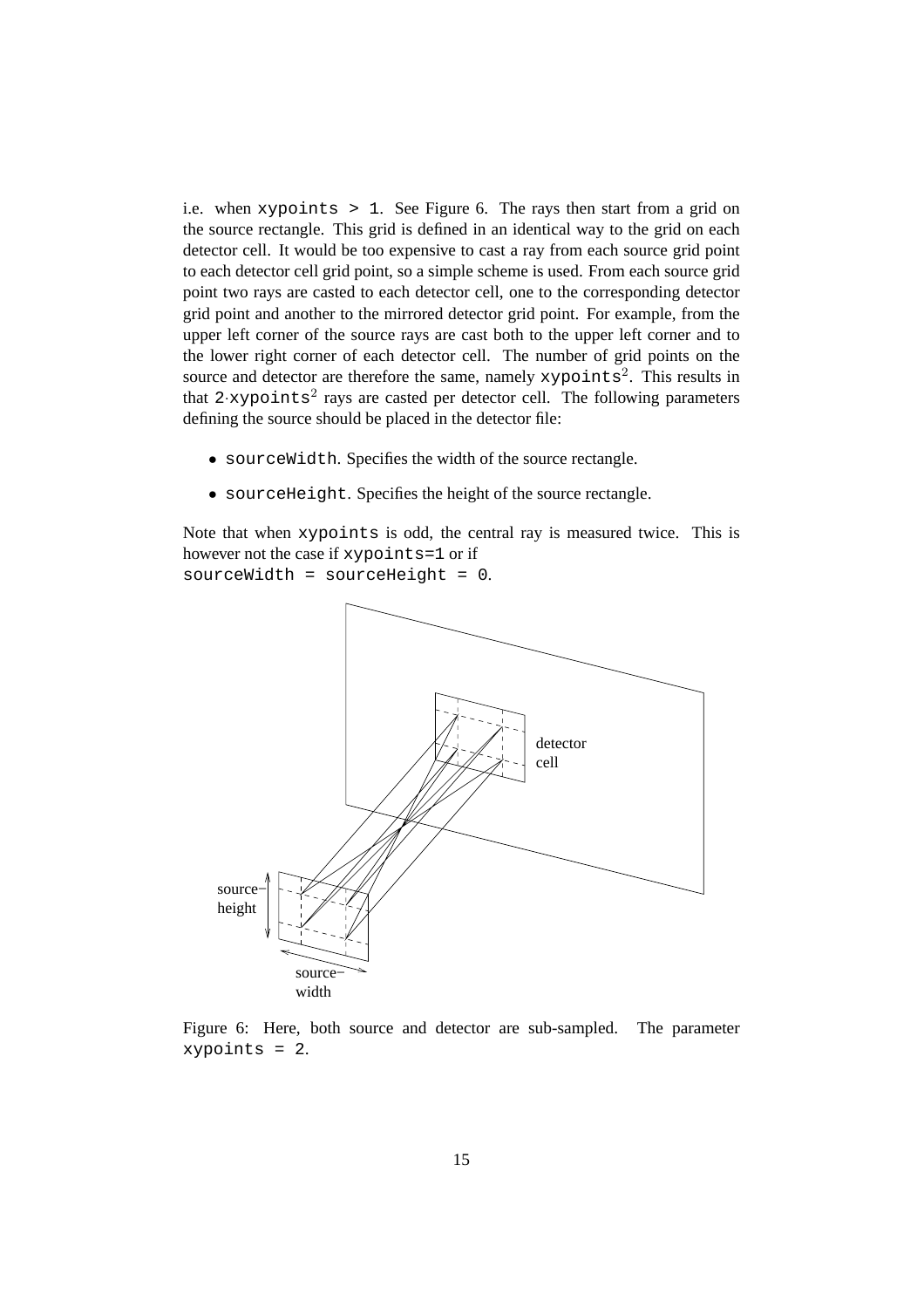i.e. when `xypoints > 1`. See Figure 6. The rays then start from a grid on the source rectangle. This grid is defined in an identical way to the grid on each detector cell. It would be too expensive to cast a ray from each source grid point to each detector cell grid point, so a simple scheme is used. From each source grid point two rays are casted to each detector cell, one to the corresponding detector grid point and another to the mirrored detector grid point. For example, from the upper left corner of the source rays are cast both to the upper left corner and to the lower right corner of each detector cell. The number of grid points on the source and detector are therefore the same, namely $\texttt{xypoints}^2$. This results in that $2 \cdot \texttt{xypoints}^2$ rays are casted per detector cell. The following parameters defining the source should be placed in the detector file:

- `sourceWidth`. Specifies the width of the source rectangle.
- `sourceHeight`. Specifies the height of the source rectangle.

Note that when `xypoints` is odd, the central ray is measured twice. This is however not the case if `xypoints=1` or if `sourceWidth = sourceHeight = 0`.

Figure 6: Here, both source and detector are sub-sampled. The parameter `xypoints = 2`.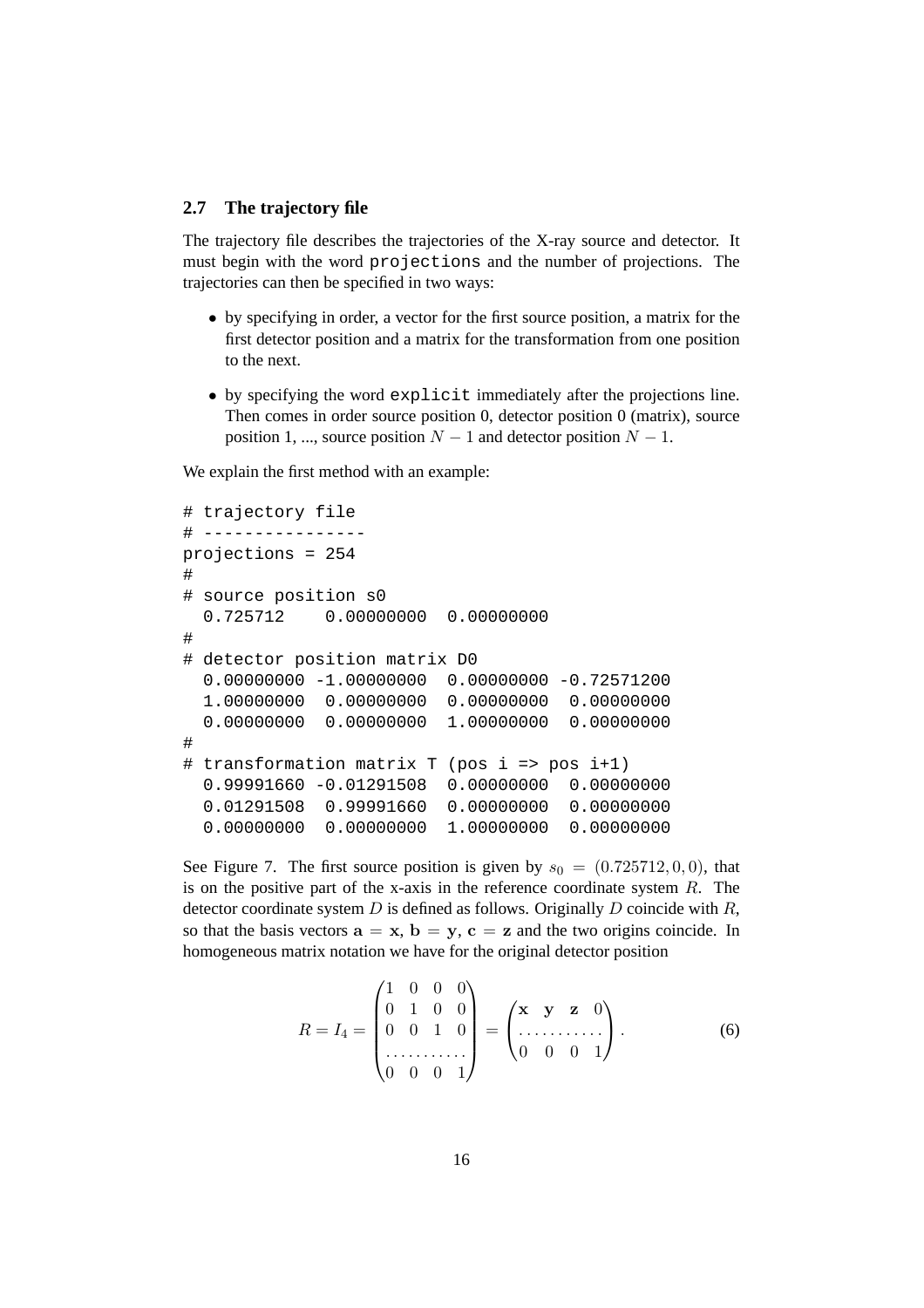### 2.7 The trajectory file

The trajectory file describes the trajectories of the X-ray source and detector. It must begin with the word `projections` and the number of projections. The trajectories can then be specified in two ways:

- by specifying in order, a vector for the first source position, a matrix for the first detector position and a matrix for the transformation from one position to the next.
- by specifying the word `explicit` immediately after the projections line. Then comes in order source position 0, detector position 0 (matrix), source position 1, ..., source position $N-1$ and detector position $N-1$.

We explain the first method with an example:

```
# trajectory file
# ----------------
projections = 254
#
# source position s0
  0.725712    0.00000000  0.00000000
#
# detector position matrix D0
  0.00000000 -1.00000000  0.00000000 -0.72571200
  1.00000000  0.00000000  0.00000000  0.00000000
  0.00000000  0.00000000  1.00000000  0.00000000
#
# transformation matrix T (pos i => pos i+1)
  0.99991660 -0.01291508  0.00000000  0.00000000
  0.01291508  0.99991660  0.00000000  0.00000000
  0.00000000  0.00000000  1.00000000  0.00000000
```

See Figure 7. The first source position is given by $s_0 = (0.725712, 0, 0)$, that is on the positive part of the x-axis in the reference coordinate system $R$. The detector coordinate system $D$ is defined as follows. Originally $D$ coincide with $R$, so that the basis vectors $\mathbf{a} = \mathbf{x}$, $\mathbf{b} = \mathbf{y}$, $\mathbf{c} = \mathbf{z}$ and the two origins coincide. In homogeneous matrix notation we have for the original detector position

$$R = I_4 = \begin{pmatrix} 1 & 0 & 0 & 0 \\ 0 & 1 & 0 & 0 \\ 0 & 0 & 1 & 0 \\ \hdotsfor{4} \\ 0 & 0 & 0 & 1 \end{pmatrix} = \begin{pmatrix} \mathbf{x} & \mathbf{y} & \mathbf{z} & 0 \\ \hdotsfor{4} \\ 0 & 0 & 0 & 1 \end{pmatrix}. \tag{6}$$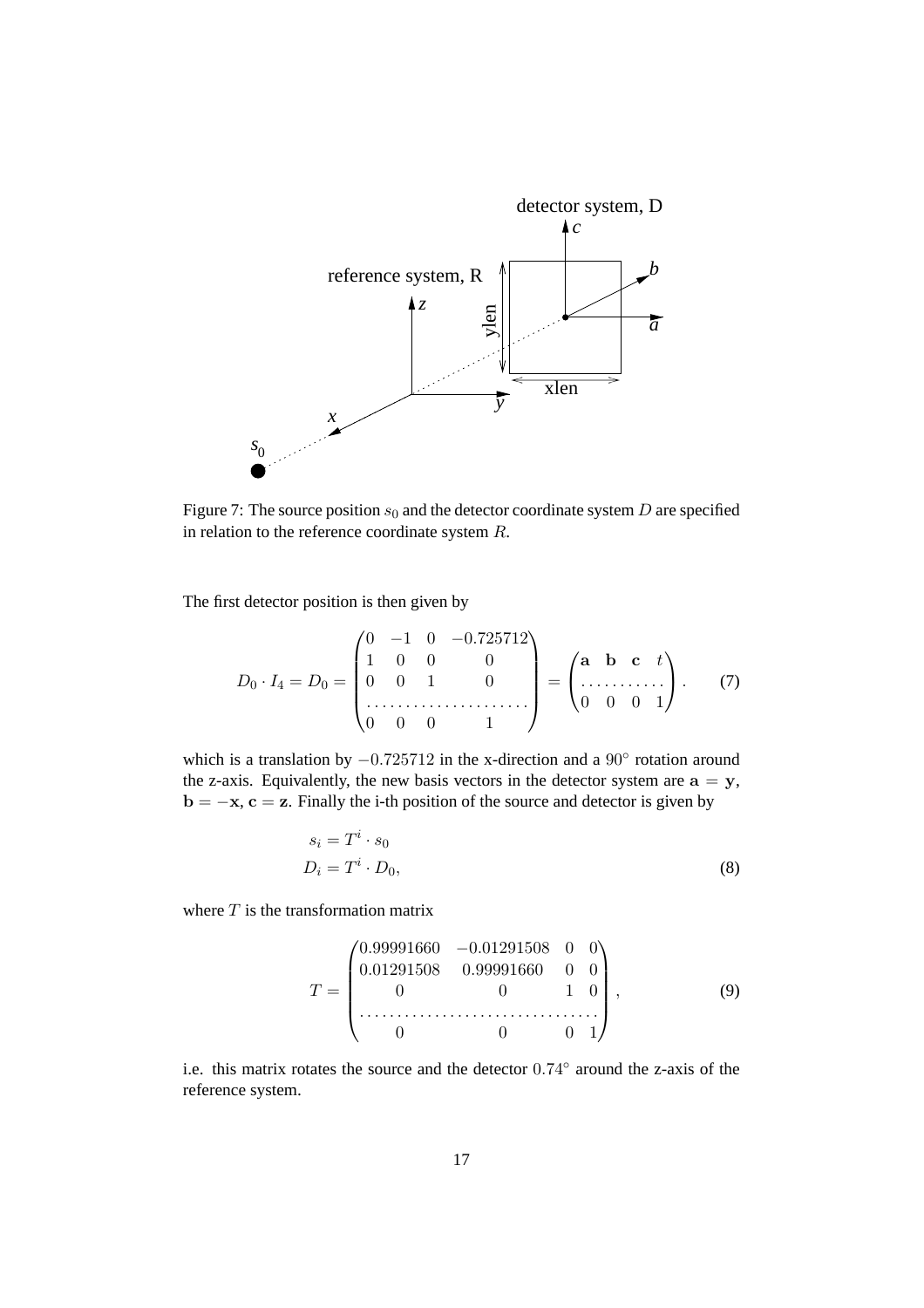Figure 7: The source position $s_0$ and the detector coordinate system $D$ are specified in relation to the reference coordinate system $R$.

The first detector position is then given by

$$D_0 \cdot I_4 = D_0 = \begin{pmatrix} 0 & -1 & 0 & -0.725712 \\ 1 & 0 & 0 & 0 \\ 0 & 0 & 1 & 0 \\ \hdotsfor{4} \\ 0 & 0 & 0 & 1 \end{pmatrix} = \begin{pmatrix} \mathbf{a} & \mathbf{b} & \mathbf{c} & t \\ \hdotsfor{4} \\ 0 & 0 & 0 & 1 \end{pmatrix}. \tag{7}$$

which is a translation by $-0.725712$ in the x-direction and a $90^\circ$ rotation around the z-axis. Equivalently, the new basis vectors in the detector system are $\mathbf{a} = \mathbf{y}$, $\mathbf{b} = -\mathbf{x}$, $\mathbf{c} = \mathbf{z}$. Finally the i-th position of the source and detector is given by

$$\begin{aligned} s_i &= T^i \cdot s_0 \\ D_i &= T^i \cdot D_0, \end{aligned} \tag{8}$$

where $T$ is the transformation matrix

$$T = \begin{pmatrix} 0.99991660 & -0.01291508 & 0 & 0 \\ 0.01291508 & 0.99991660 & 0 & 0 \\ 0 & 0 & 1 & 0 \\ \hdotsfor{4} \\ 0 & 0 & 0 & 1 \end{pmatrix}, \tag{9}$$

i.e. this matrix rotates the source and the detector $0.74^\circ$ around the z-axis of the reference system.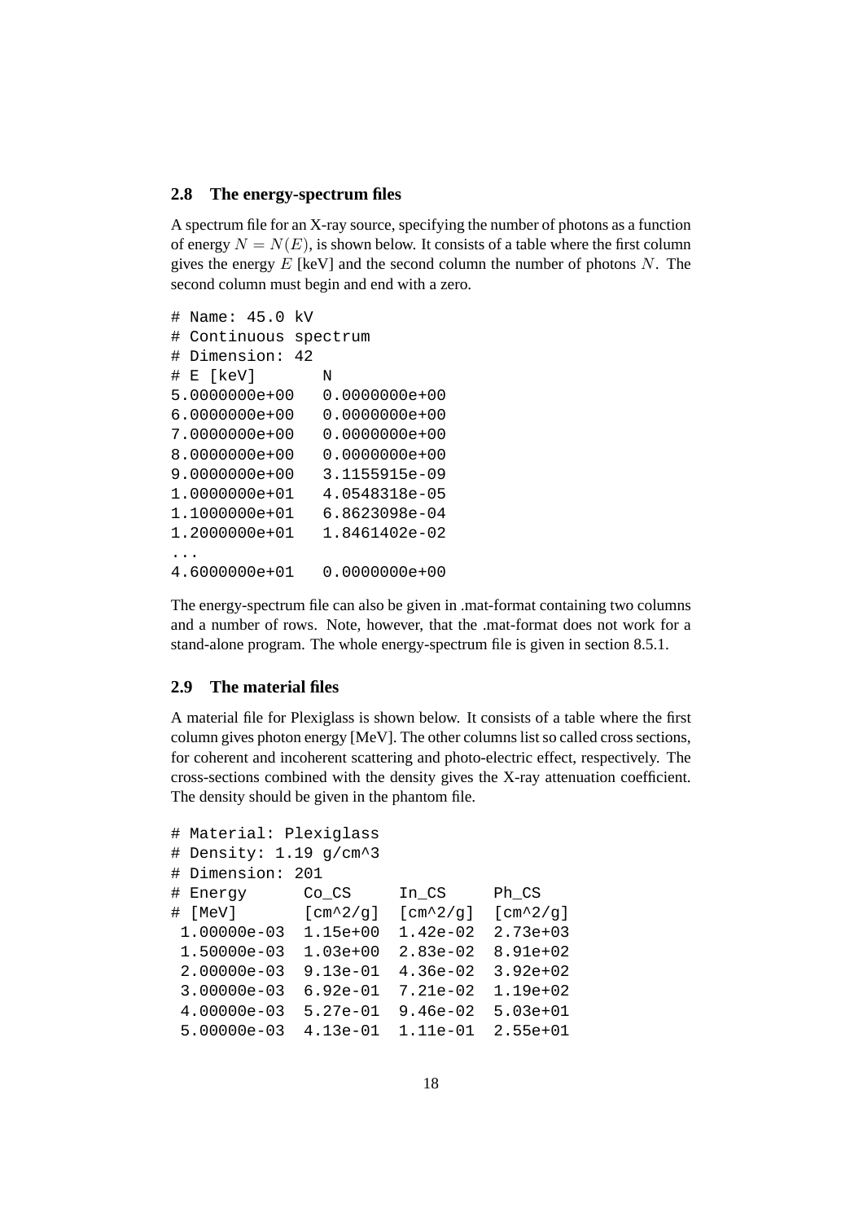### 2.8 The energy-spectrum files

A spectrum file for an X-ray source, specifying the number of photons as a function of energy $N = N(E)$, is shown below. It consists of a table where the first column gives the energy $E$ [keV] and the second column the number of photons $N$. The second column must begin and end with a zero.

```
# Name: 45.0 kV
# Continuous spectrum
# Dimension: 42
# E [keV]       N
5.0000000e+00   0.0000000e+00
6.0000000e+00   0.0000000e+00
7.0000000e+00   0.0000000e+00
8.0000000e+00   0.0000000e+00
9.0000000e+00   3.1155915e-09
1.0000000e+01   4.0548318e-05
1.1000000e+01   6.8623098e-04
1.2000000e+01   1.8461402e-02
...
4.6000000e+01   0.0000000e+00
```

The energy-spectrum file can also be given in .mat-format containing two columns and a number of rows. Note, however, that the .mat-format does not work for a stand-alone program. The whole energy-spectrum file is given in section 8.5.1.

### 2.9 The material files

A material file for Plexiglass is shown below. It consists of a table where the first column gives photon energy [MeV]. The other columns list so called cross sections, for coherent and incoherent scattering and photo-electric effect, respectively. The cross-sections combined with the density gives the X-ray attenuation coefficient. The density should be given in the phantom file.

```
# Material: Plexiglass
# Density: 1.19 g/cm^3
# Dimension: 201
# Energy       Co_CS      In_CS      Ph_CS
# [MeV]        [cm^2/g]   [cm^2/g]   [cm^2/g]
 1.00000e-03  1.15e+00   1.42e-02   2.73e+03
 1.50000e-03  1.03e+00   2.83e-02   8.91e+02
 2.00000e-03  9.13e-01   4.36e-02   3.92e+02
 3.00000e-03  6.92e-01   7.21e-02   1.19e+02
 4.00000e-03  5.27e-01   9.46e-02   5.03e+01
 5.00000e-03  4.13e-01   1.11e-01   2.55e+01
```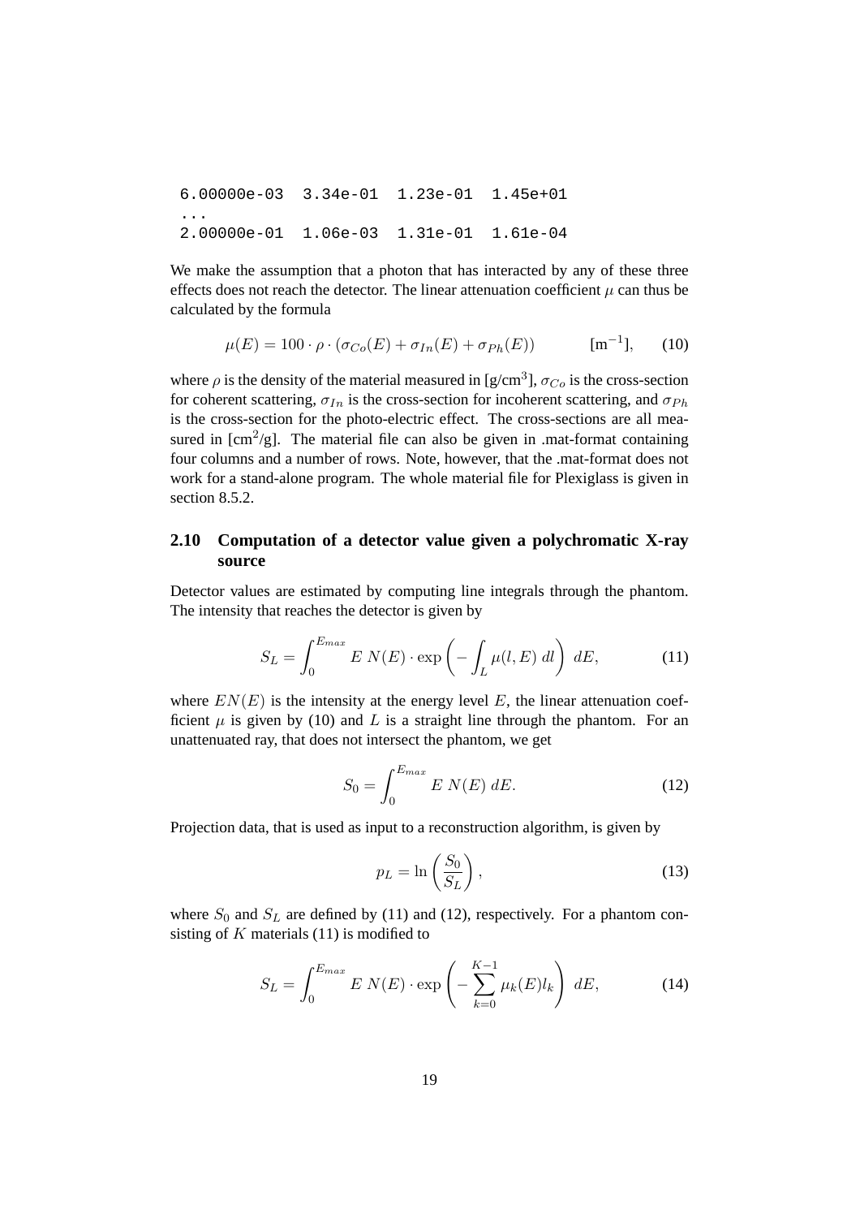```
6.00000e-03  3.34e-01  1.23e-01  1.45e+01
...
2.00000e-01  1.06e-03  1.31e-01  1.61e-04
```

We make the assumption that a photon that has interacted by any of these three effects does not reach the detector. The linear attenuation coefficient $\mu$ can thus be calculated by the formula

$$\mu(E) = 100 \cdot \rho \cdot (\sigma_{Co}(E) + \sigma_{In}(E) + \sigma_{Ph}(E)) \qquad [\mathrm{m}^{-1}], \tag{10}$$

where $\rho$ is the density of the material measured in [g/cm$^3$], $\sigma_{Co}$ is the cross-section for coherent scattering, $\sigma_{In}$ is the cross-section for incoherent scattering, and $\sigma_{Ph}$ is the cross-section for the photo-electric effect. The cross-sections are all measured in [cm$^2$/g]. The material file can also be given in .mat-format containing four columns and a number of rows. Note, however, that the .mat-format does not work for a stand-alone program. The whole material file for Plexiglass is given in section 8.5.2.

## 2.10 Computation of a detector value given a polychromatic X-ray source

Detector values are estimated by computing line integrals through the phantom. The intensity that reaches the detector is given by

$$S_L = \int_0^{E_{max}} E\ N(E) \cdot \exp\left(-\int_L \mu(l, E)\ dl\right)\ dE, \tag{11}$$

where $EN(E)$ is the intensity at the energy level $E$, the linear attenuation coefficient $\mu$ is given by (10) and $L$ is a straight line through the phantom. For an unattenuated ray, that does not intersect the phantom, we get

$$S_0 = \int_0^{E_{max}} E\ N(E)\ dE. \tag{12}$$

Projection data, that is used as input to a reconstruction algorithm, is given by

$$p_L = \ln\left(\frac{S_0}{S_L}\right), \tag{13}$$

where $S_0$ and $S_L$ are defined by (11) and (12), respectively. For a phantom consisting of $K$ materials (11) is modified to

$$S_L = \int_0^{E_{max}} E\ N(E) \cdot \exp\left(-\sum_{k=0}^{K-1} \mu_k(E) l_k\right)\ dE, \tag{14}$$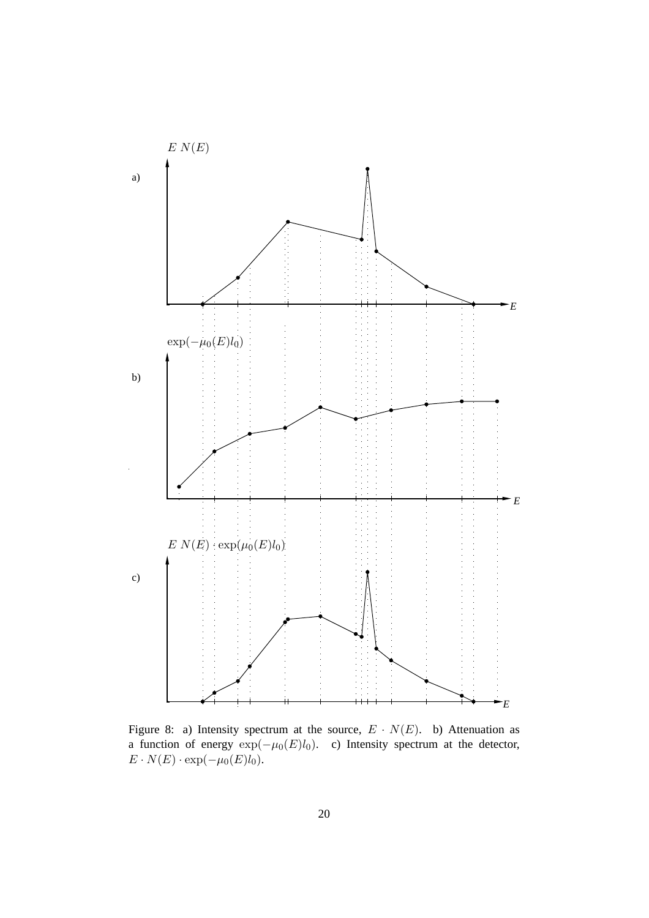a)

$E\ N(E)$

$E$

b)

$\exp(-\mu_0(E)l_0)$

$E$

c)

$E\ N(E) \cdot \exp(\mu_0(E)l_0)$

$E$

Figure 8: a) Intensity spectrum at the source, $E \cdot N(E)$. b) Attenuation as a function of energy $\exp(-\mu_0(E)l_0)$. c) Intensity spectrum at the detector, $E \cdot N(E) \cdot \exp(-\mu_0(E)l_0)$.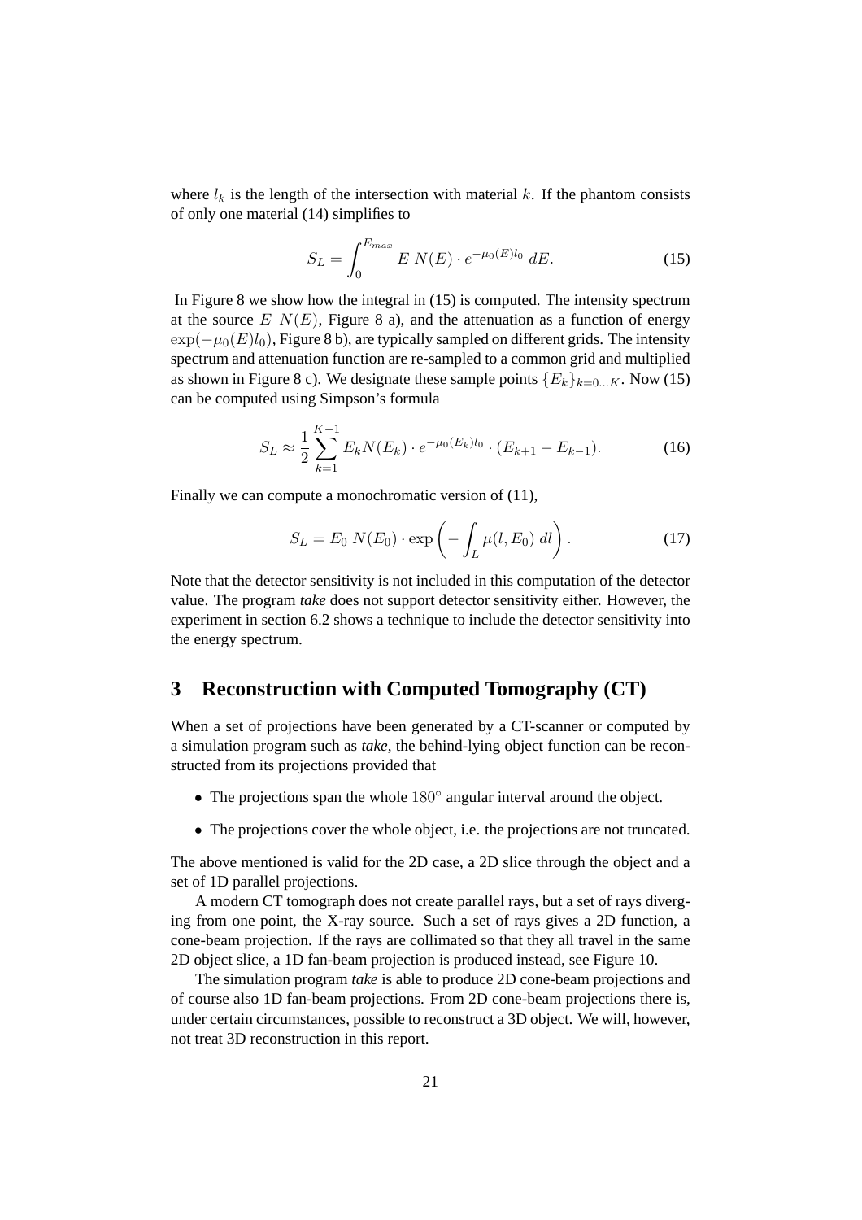where $l_k$ is the length of the intersection with material $k$. If the phantom consists of only one material (14) simplifies to

$$S_L = \int_0^{E_{max}} E\ N(E) \cdot e^{-\mu_0(E) l_0}\ dE. \tag{15}$$

In Figure 8 we show how the integral in (15) is computed. The intensity spectrum at the source $E\ N(E)$, Figure 8 a), and the attenuation as a function of energy $\exp(-\mu_0(E)l_0)$, Figure 8 b), are typically sampled on different grids. The intensity spectrum and attenuation function are re-sampled to a common grid and multiplied as shown in Figure 8 c). We designate these sample points $\{E_k\}_{k=0\ldots K}$. Now (15) can be computed using Simpson's formula

$$S_L \approx \frac{1}{2} \sum_{k=1}^{K-1} E_k N(E_k) \cdot e^{-\mu_0(E_k) l_0} \cdot (E_{k+1} - E_{k-1}). \tag{16}$$

Finally we can compute a monochromatic version of (11),

$$S_L = E_0\ N(E_0) \cdot \exp\left( - \int_L \mu(l, E_0)\ dl \right). \tag{17}$$

Note that the detector sensitivity is not included in this computation of the detector value. The program *take* does not support detector sensitivity either. However, the experiment in section 6.2 shows a technique to include the detector sensitivity into the energy spectrum.

# 3 Reconstruction with Computed Tomography (CT)

When a set of projections have been generated by a CT-scanner or computed by a simulation program such as *take*, the behind-lying object function can be reconstructed from its projections provided that

- The projections span the whole $180^\circ$ angular interval around the object.
- The projections cover the whole object, i.e. the projections are not truncated.

The above mentioned is valid for the 2D case, a 2D slice through the object and a set of 1D parallel projections.

A modern CT tomograph does not create parallel rays, but a set of rays diverging from one point, the X-ray source. Such a set of rays gives a 2D function, a cone-beam projection. If the rays are collimated so that they all travel in the same 2D object slice, a 1D fan-beam projection is produced instead, see Figure 10.

The simulation program *take* is able to produce 2D cone-beam projections and of course also 1D fan-beam projections. From 2D cone-beam projections there is, under certain circumstances, possible to reconstruct a 3D object. We will, however, not treat 3D reconstruction in this report.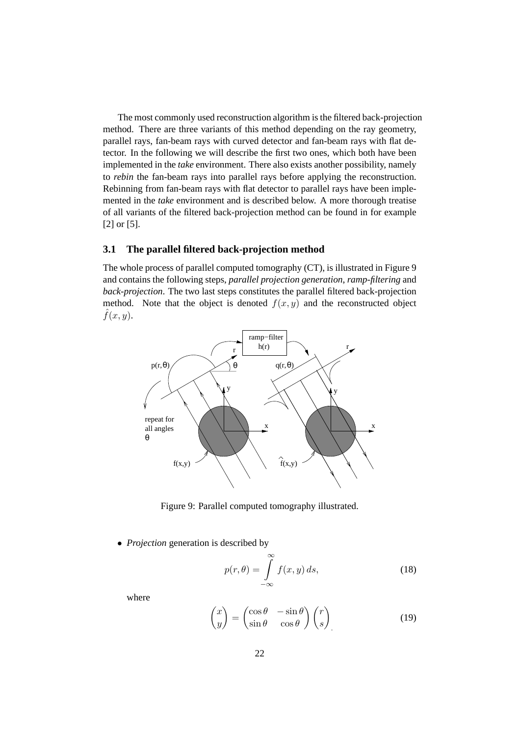The most commonly used reconstruction algorithm is the filtered back-projection method. There are three variants of this method depending on the ray geometry, parallel rays, fan-beam rays with curved detector and fan-beam rays with flat detector. In the following we will describe the first two ones, which both have been implemented in the *take* environment. There also exists another possibility, namely to *rebin* the fan-beam rays into parallel rays before applying the reconstruction. Rebinning from fan-beam rays with flat detector to parallel rays have been implemented in the *take* environment and is described below. A more thorough treatise of all variants of the filtered back-projection method can be found in for example [2] or [5].

## 3.1 The parallel filtered back-projection method

The whole process of parallel computed tomography (CT), is illustrated in Figure 9 and contains the following steps, *parallel projection generation*, *ramp-filtering* and *back-projection*. The two last steps constitutes the parallel filtered back-projection method. Note that the object is denoted $f(x, y)$ and the reconstructed object $\hat{f}(x, y)$.

Figure 9: Parallel computed tomography illustrated.

- *Projection* generation is described by

$$p(r, \theta) = \int_{-\infty}^{\infty} f(x, y)\, ds, \tag{18}$$

where

$$\begin{pmatrix} x \\ y \end{pmatrix} = \begin{pmatrix} \cos\theta & -\sin\theta \\ \sin\theta & \cos\theta \end{pmatrix} \begin{pmatrix} r \\ s \end{pmatrix} \tag{19}$$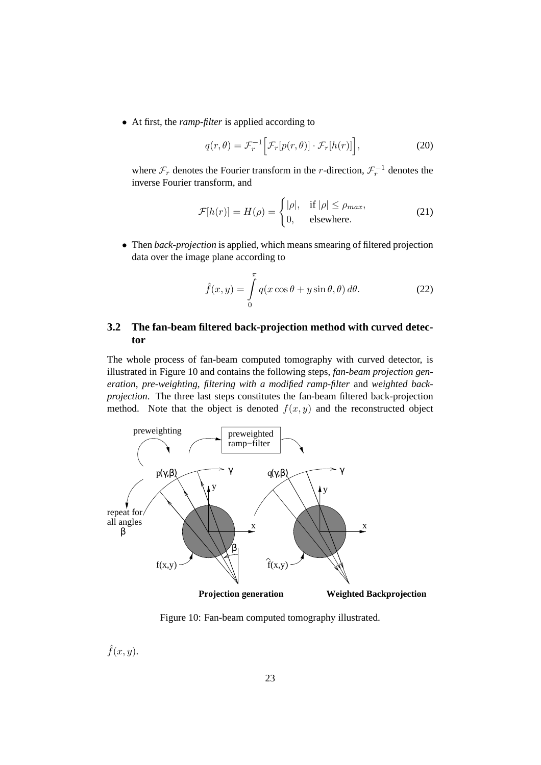- At first, the *ramp-filter* is applied according to

$$q(r,\theta) = \mathcal{F}_r^{-1}\Big[\mathcal{F}_r[p(r,\theta)] \cdot \mathcal{F}_r[h(r)]\Big], \tag{20}$$

  where $\mathcal{F}_r$ denotes the Fourier transform in the $r$-direction, $\mathcal{F}_r^{-1}$ denotes the inverse Fourier transform, and

$$\mathcal{F}[h(r)] = H(\rho) = \begin{cases} |\rho|, & \text{if } |\rho| \le \rho_{max}, \\ 0, & \text{elsewhere}. \end{cases} \tag{21}$$

- Then *back-projection* is applied, which means smearing of filtered projection data over the image plane according to

$$\hat{f}(x,y) = \int_0^{\pi} q(x\cos\theta + y\sin\theta, \theta)\, d\theta. \tag{22}$$

## 3.2 The fan-beam filtered back-projection method with curved detector

The whole process of fan-beam computed tomography with curved detector, is illustrated in Figure 10 and contains the following steps, *fan-beam projection generation*, *pre-weighting*, *filtering with a modified ramp-filter* and *weighted back-projection*. The three last steps constitutes the fan-beam filtered back-projection method. Note that the object is denoted $f(x,y)$ and the reconstructed object $\hat{f}(x,y)$.

Figure 10: Fan-beam computed tomography illustrated.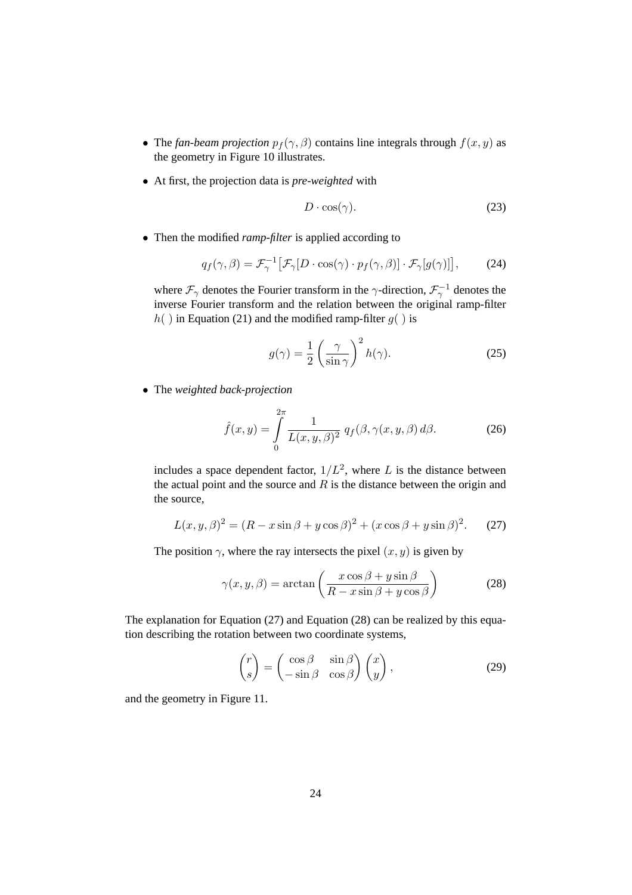- The *fan-beam projection* $p_f(\gamma, \beta)$ contains line integrals through $f(x, y)$ as the geometry in Figure 10 illustrates.

- At first, the projection data is *pre-weighted* with

$$D \cdot \cos(\gamma). \tag{23}$$

- Then the modified *ramp-filter* is applied according to

$$q_f(\gamma, \beta) = \mathcal{F}_\gamma^{-1}\big[\mathcal{F}_\gamma[D \cdot \cos(\gamma) \cdot p_f(\gamma, \beta)] \cdot \mathcal{F}_\gamma[g(\gamma)]\big], \tag{24}$$

  where $\mathcal{F}_\gamma$ denotes the Fourier transform in the $\gamma$-direction, $\mathcal{F}_\gamma^{-1}$ denotes the inverse Fourier transform and the relation between the original ramp-filter $h(\ )$ in Equation (21) and the modified ramp-filter $g(\ )$ is

$$g(\gamma) = \frac{1}{2}\left(\frac{\gamma}{\sin \gamma}\right)^2 h(\gamma). \tag{25}$$

- The *weighted back-projection*

$$\hat{f}(x, y) = \int_0^{2\pi} \frac{1}{L(x, y, \beta)^2}\ q_f(\beta, \gamma(x, y, \beta)\, d\beta. \tag{26}$$

  includes a space dependent factor, $1/L^2$, where $L$ is the distance between the actual point and the source and $R$ is the distance between the origin and the source,

$$L(x, y, \beta)^2 = (R - x \sin \beta + y \cos \beta)^2 + (x \cos \beta + y \sin \beta)^2. \tag{27}$$

  The position $\gamma$, where the ray intersects the pixel $(x, y)$ is given by

$$\gamma(x, y, \beta) = \arctan\left(\frac{x \cos \beta + y \sin \beta}{R - x \sin \beta + y \cos \beta}\right) \tag{28}$$

The explanation for Equation (27) and Equation (28) can be realized by this equation describing the rotation between two coordinate systems,

$$\begin{pmatrix} r \\ s \end{pmatrix} = \begin{pmatrix} \cos \beta & \sin \beta \\ -\sin \beta & \cos \beta \end{pmatrix} \begin{pmatrix} x \\ y \end{pmatrix}, \tag{29}$$

and the geometry in Figure 11.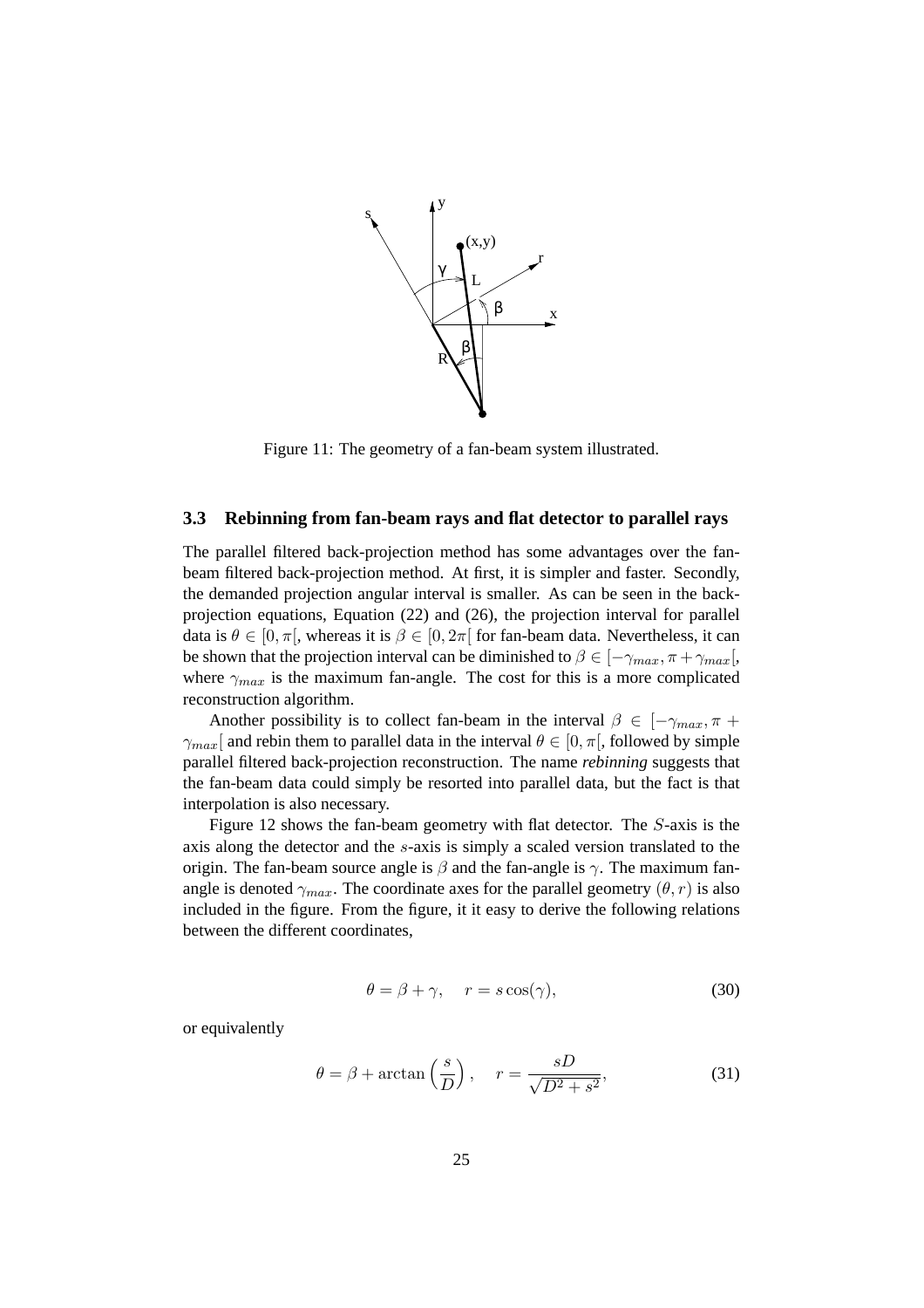Figure 11: The geometry of a fan-beam system illustrated.

### 3.3 Rebinning from fan-beam rays and flat detector to parallel rays

The parallel filtered back-projection method has some advantages over the fan-beam filtered back-projection method. At first, it is simpler and faster. Secondly, the demanded projection angular interval is smaller. As can be seen in the back-projection equations, Equation (22) and (26), the projection interval for parallel data is $\theta \in [0, \pi[$, whereas it is $\beta \in [0, 2\pi[$ for fan-beam data. Nevertheless, it can be shown that the projection interval can be diminished to $\beta \in [-\gamma_{max}, \pi + \gamma_{max}[$, where $\gamma_{max}$ is the maximum fan-angle. The cost for this is a more complicated reconstruction algorithm.

Another possibility is to collect fan-beam in the interval $\beta \in [-\gamma_{max}, \pi + \gamma_{max}[$ and rebin them to parallel data in the interval $\theta \in [0, \pi[$, followed by simple parallel filtered back-projection reconstruction. The name *rebinning* suggests that the fan-beam data could simply be resorted into parallel data, but the fact is that interpolation is also necessary.

Figure 12 shows the fan-beam geometry with flat detector. The $S$-axis is the axis along the detector and the $s$-axis is simply a scaled version translated to the origin. The fan-beam source angle is $\beta$ and the fan-angle is $\gamma$. The maximum fan-angle is denoted $\gamma_{max}$. The coordinate axes for the parallel geometry $(\theta, r)$ is also included in the figure. From the figure, it it easy to derive the following relations between the different coordinates,

$$\theta = \beta + \gamma, \quad r = s\cos(\gamma), \tag{30}$$

or equivalently

$$\theta = \beta + \arctan\left(\frac{s}{D}\right), \quad r = \frac{sD}{\sqrt{D^2 + s^2}}, \tag{31}$$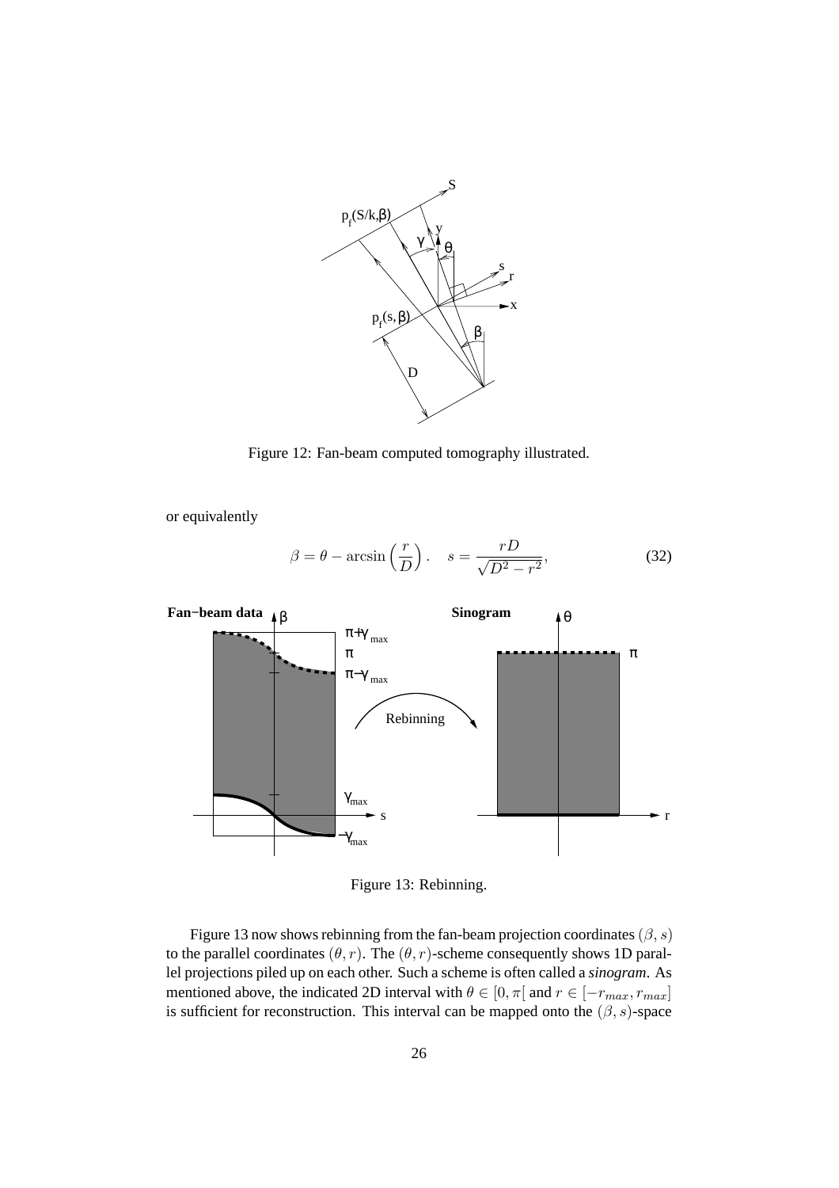Figure 12: Fan-beam computed tomography illustrated.

or equivalently

$$\beta = \theta - \arcsin\left(\frac{r}{D}\right). \quad s = \frac{rD}{\sqrt{D^2 - r^2}}, \tag{32}$$

Figure 13: Rebinning.

Figure 13 now shows rebinning from the fan-beam projection coordinates $(\beta, s)$ to the parallel coordinates $(\theta, r)$. The $(\theta, r)$-scheme consequently shows 1D parallel projections piled up on each other. Such a scheme is often called a ***sinogram***. As mentioned above, the indicated 2D interval with $\theta \in [0, \pi[$ and $r \in [-r_{max}, r_{max}]$ is sufficient for reconstruction. This interval can be mapped onto the $(\beta, s)$-space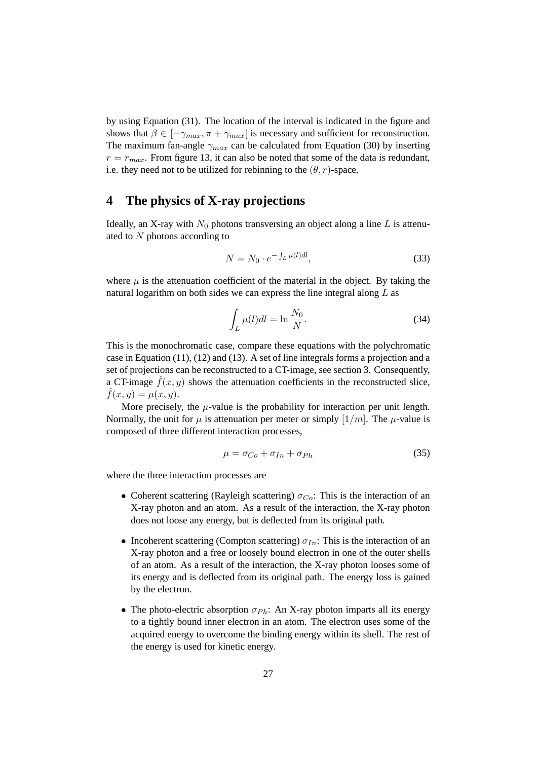by using Equation (31). The location of the interval is indicated in the figure and shows that $\beta \in [-\gamma_{max}, \pi + \gamma_{max}[$ is necessary and sufficient for reconstruction. The maximum fan-angle $\gamma_{max}$ can be calculated from Equation (30) by inserting $r = r_{max}$. From figure 13, it can also be noted that some of the data is redundant, i.e. they need not to be utilized for rebinning to the $(\theta, r)$-space.

# 4 The physics of X-ray projections

Ideally, an X-ray with $N_0$ photons transversing an object along a line $L$ is attenuated to $N$ photons according to

$$N = N_0 \cdot e^{-\int_L \mu(l) dl}, \tag{33}$$

where $\mu$ is the attenuation coefficient of the material in the object. By taking the natural logarithm on both sides we can express the line integral along $L$ as

$$\int_L \mu(l) dl = \ln \frac{N_0}{N}. \tag{34}$$

This is the monochromatic case, compare these equations with the polychromatic case in Equation (11), (12) and (13). A set of line integrals forms a projection and a set of projections can be reconstructed to a CT-image, see section 3. Consequently, a CT-image $\hat{f}(x, y)$ shows the attenuation coefficients in the reconstructed slice, $\hat{f}(x, y) = \mu(x, y)$.

More precisely, the $\mu$-value is the probability for interaction per unit length. Normally, the unit for $\mu$ is attenuation per meter or simply $[1/m]$. The $\mu$-value is composed of three different interaction processes,

$$\mu = \sigma_{Co} + \sigma_{In} + \sigma_{Ph} \tag{35}$$

where the three interaction processes are

- Coherent scattering (Rayleigh scattering) $\sigma_{Co}$: This is the interaction of an X-ray photon and an atom. As a result of the interaction, the X-ray photon does not loose any energy, but is deflected from its original path.
- Incoherent scattering (Compton scattering) $\sigma_{In}$: This is the interaction of an X-ray photon and a free or loosely bound electron in one of the outer shells of an atom. As a result of the interaction, the X-ray photon looses some of its energy and is deflected from its original path. The energy loss is gained by the electron.
- The photo-electric absorption $\sigma_{Ph}$: An X-ray photon imparts all its energy to a tightly bound inner electron in an atom. The electron uses some of the acquired energy to overcome the binding energy within its shell. The rest of the energy is used for kinetic energy.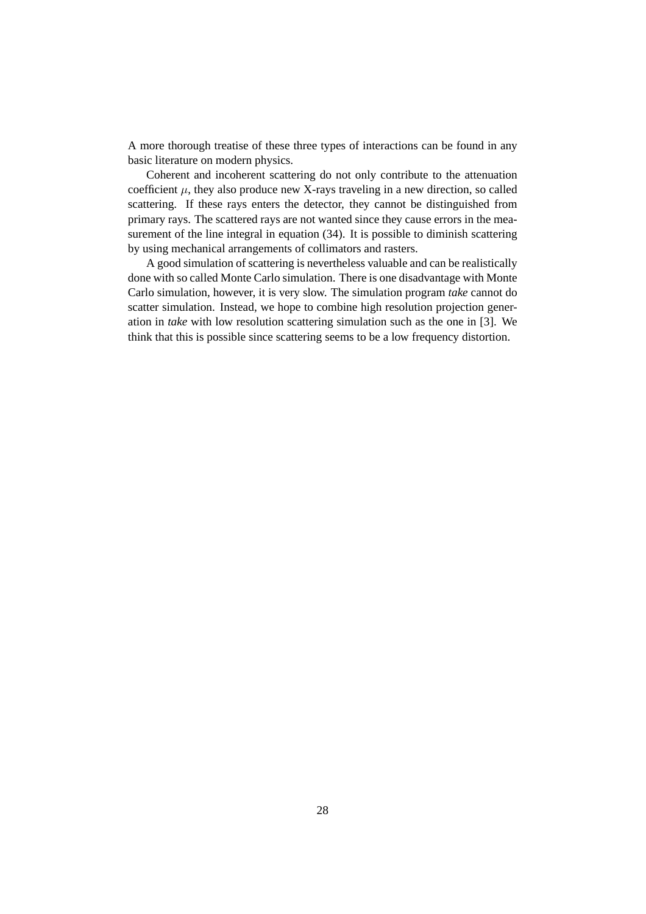A more thorough treatise of these three types of interactions can be found in any basic literature on modern physics.

Coherent and incoherent scattering do not only contribute to the attenuation coefficient $\mu$, they also produce new X-rays traveling in a new direction, so called scattering. If these rays enters the detector, they cannot be distinguished from primary rays. The scattered rays are not wanted since they cause errors in the measurement of the line integral in equation (34). It is possible to diminish scattering by using mechanical arrangements of collimators and rasters.

A good simulation of scattering is nevertheless valuable and can be realistically done with so called Monte Carlo simulation. There is one disadvantage with Monte Carlo simulation, however, it is very slow. The simulation program *take* cannot do scatter simulation. Instead, we hope to combine high resolution projection generation in *take* with low resolution scattering simulation such as the one in [3]. We think that this is possible since scattering seems to be a low frequency distortion.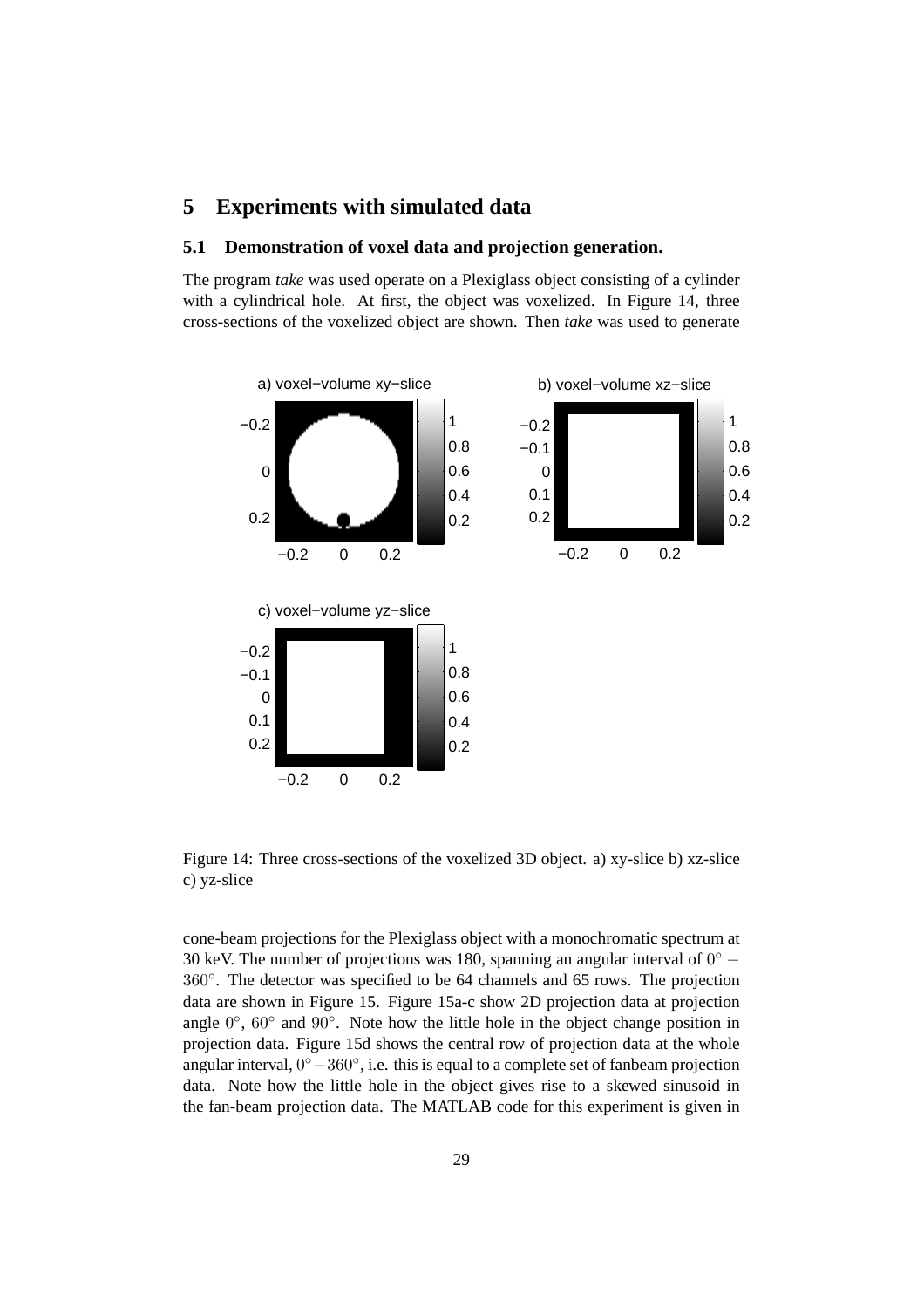# 5 Experiments with simulated data

## 5.1 Demonstration of voxel data and projection generation.

The program *take* was used operate on a Plexiglass object consisting of a cylinder with a cylindrical hole. At first, the object was voxelized. In Figure 14, three cross-sections of the voxelized object are shown. Then *take* was used to generate

Figure 14: Three cross-sections of the voxelized 3D object. a) xy-slice b) xz-slice c) yz-slice

cone-beam projections for the Plexiglass object with a monochromatic spectrum at 30 keV. The number of projections was 180, spanning an angular interval of $0° - 360°$. The detector was specified to be 64 channels and 65 rows. The projection data are shown in Figure 15. Figure 15a-c show 2D projection data at projection angle $0°$, $60°$ and $90°$. Note how the little hole in the object change position in projection data. Figure 15d shows the central row of projection data at the whole angular interval, $0° - 360°$, i.e. this is equal to a complete set of fanbeam projection data. Note how the little hole in the object gives rise to a skewed sinusoid in the fan-beam projection data. The MATLAB code for this experiment is given in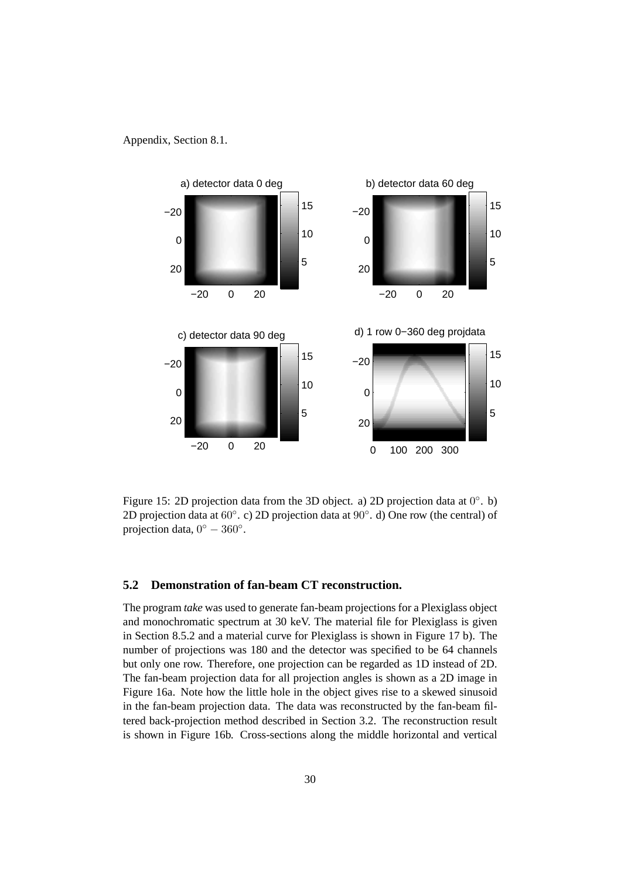Appendix, Section 8.1.

Figure 15: 2D projection data from the 3D object. a) 2D projection data at $0°$. b) 2D projection data at $60°$. c) 2D projection data at $90°$. d) One row (the central) of projection data, $0° - 360°$.

### 5.2 Demonstration of fan-beam CT reconstruction.

The program *take* was used to generate fan-beam projections for a Plexiglass object and monochromatic spectrum at 30 keV. The material file for Plexiglass is given in Section 8.5.2 and a material curve for Plexiglass is shown in Figure 17 b). The number of projections was 180 and the detector was specified to be 64 channels but only one row. Therefore, one projection can be regarded as 1D instead of 2D. The fan-beam projection data for all projection angles is shown as a 2D image in Figure 16a. Note how the little hole in the object gives rise to a skewed sinusoid in the fan-beam projection data. The data was reconstructed by the fan-beam filtered back-projection method described in Section 3.2. The reconstruction result is shown in Figure 16b. Cross-sections along the middle horizontal and vertical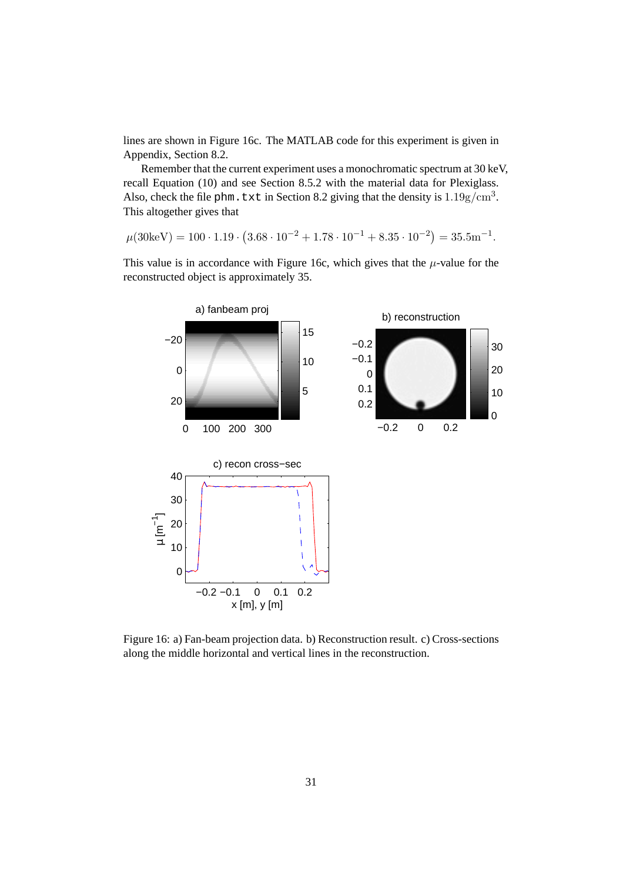lines are shown in Figure 16c. The MATLAB code for this experiment is given in Appendix, Section 8.2.

Remember that the current experiment uses a monochromatic spectrum at 30 keV, recall Equation (10) and see Section 8.5.2 with the material data for Plexiglass. Also, check the file `phm.txt` in Section 8.2 giving that the density is $1.19\text{g/cm}^3$. This altogether gives that

$$\mu(30\text{keV}) = 100 \cdot 1.19 \cdot \left(3.68 \cdot 10^{-2} + 1.78 \cdot 10^{-1} + 8.35 \cdot 10^{-2}\right) = 35.5\text{m}^{-1}.$$

This value is in accordance with Figure 16c, which gives that the $\mu$-value for the reconstructed object is approximately 35.

Figure 16: a) Fan-beam projection data. b) Reconstruction result. c) Cross-sections along the middle horizontal and vertical lines in the reconstruction.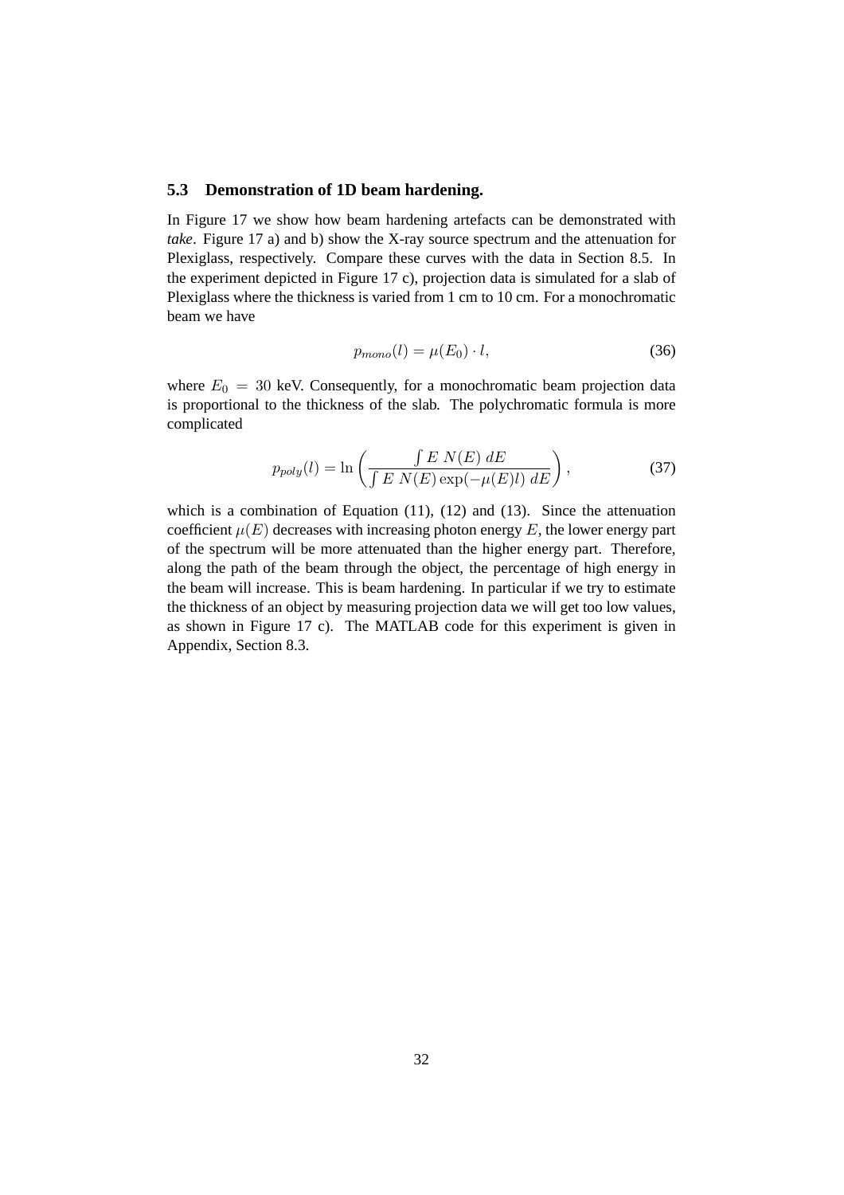### 5.3 Demonstration of 1D beam hardening.

In Figure 17 we show how beam hardening artefacts can be demonstrated with *take*. Figure 17 a) and b) show the X-ray source spectrum and the attenuation for Plexiglass, respectively. Compare these curves with the data in Section 8.5. In the experiment depicted in Figure 17 c), projection data is simulated for a slab of Plexiglass where the thickness is varied from 1 cm to 10 cm. For a monochromatic beam we have

$$p_{mono}(l) = \mu(E_0) \cdot l, \tag{36}$$

where $E_0 = 30$ keV. Consequently, for a monochromatic beam projection data is proportional to the thickness of the slab. The polychromatic formula is more complicated

$$p_{poly}(l) = \ln\left(\frac{\int E\ N(E)\ dE}{\int E\ N(E)\exp(-\mu(E)l)\ dE}\right), \tag{37}$$

which is a combination of Equation (11), (12) and (13). Since the attenuation coefficient $\mu(E)$ decreases with increasing photon energy $E$, the lower energy part of the spectrum will be more attenuated than the higher energy part. Therefore, along the path of the beam through the object, the percentage of high energy in the beam will increase. This is beam hardening. In particular if we try to estimate the thickness of an object by measuring projection data we will get too low values, as shown in Figure 17 c). The MATLAB code for this experiment is given in Appendix, Section 8.3.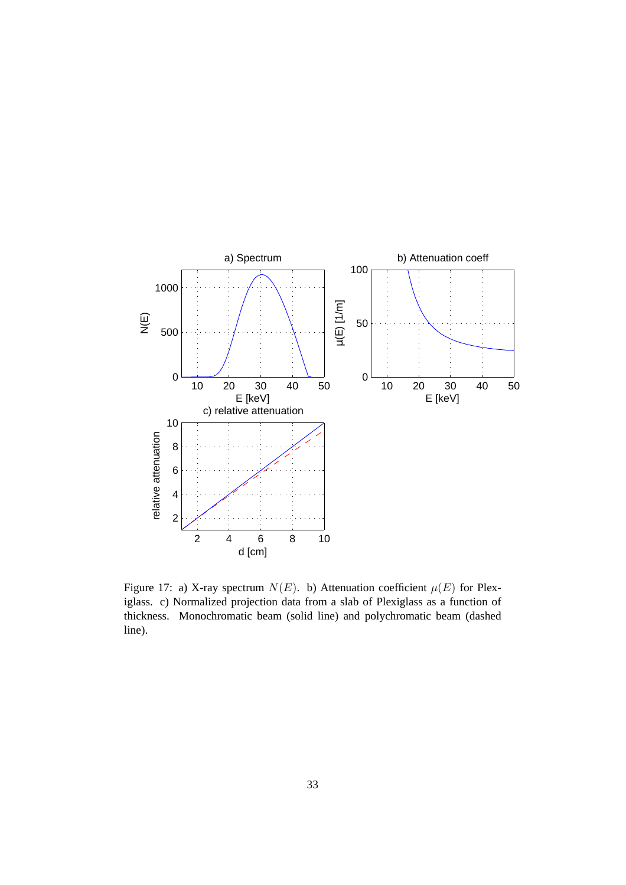Figure 17: a) X-ray spectrum $N(E)$. b) Attenuation coefficient $\mu(E)$ for Plexiglass. c) Normalized projection data from a slab of Plexiglass as a function of thickness. Monochromatic beam (solid line) and polychromatic beam (dashed line).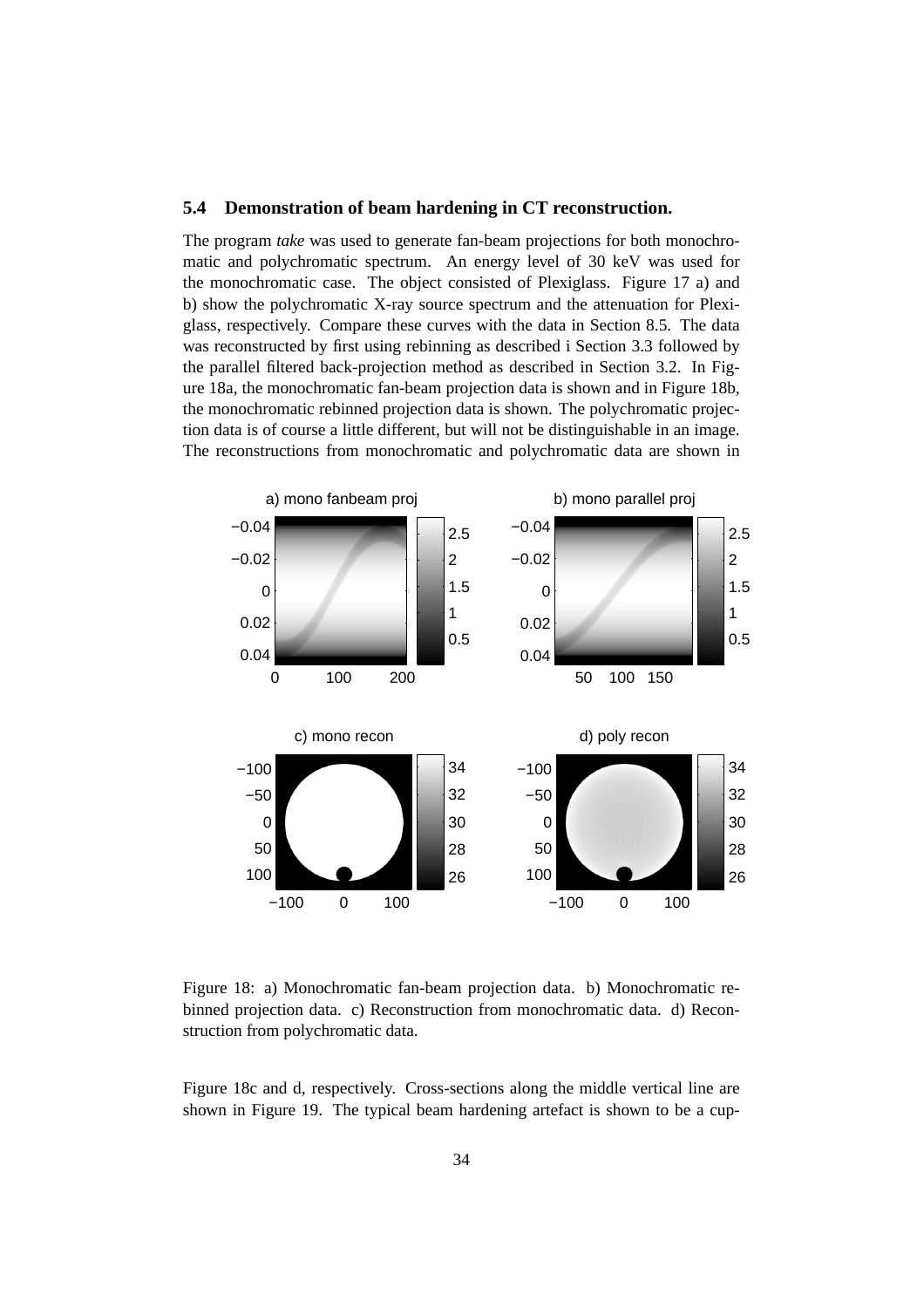### 5.4 Demonstration of beam hardening in CT reconstruction.

The program *take* was used to generate fan-beam projections for both monochromatic and polychromatic spectrum. An energy level of 30 keV was used for the monochromatic case. The object consisted of Plexiglass. Figure 17 a) and b) show the polychromatic X-ray source spectrum and the attenuation for Plexiglass, respectively. Compare these curves with the data in Section 8.5. The data was reconstructed by first using rebinning as described i Section 3.3 followed by the parallel filtered back-projection method as described in Section 3.2. In Figure 18a, the monochromatic fan-beam projection data is shown and in Figure 18b, the monochromatic rebinned projection data is shown. The polychromatic projection data is of course a little different, but will not be distinguishable in an image. The reconstructions from monochromatic and polychromatic data are shown in

Figure 18: a) Monochromatic fan-beam projection data. b) Monochromatic rebinned projection data. c) Reconstruction from monochromatic data. d) Reconstruction from polychromatic data.

Figure 18c and d, respectively. Cross-sections along the middle vertical line are shown in Figure 19. The typical beam hardening artefact is shown to be a cup-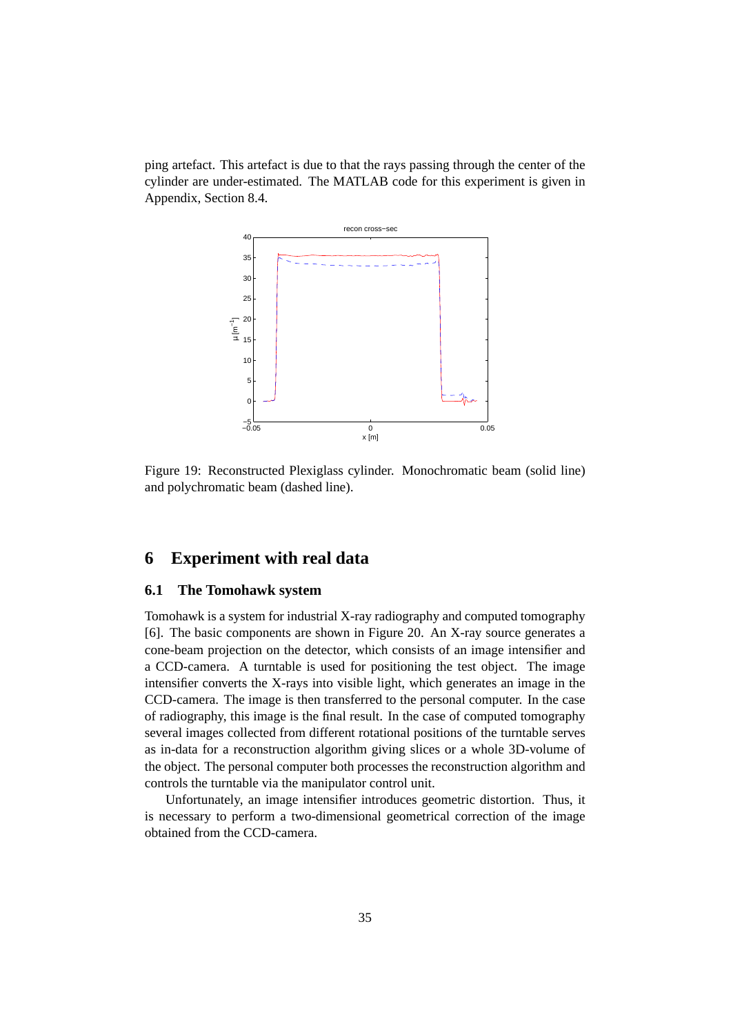ping artefact. This artefact is due to that the rays passing through the center of the cylinder are under-estimated. The MATLAB code for this experiment is given in Appendix, Section 8.4.

Figure 19: Reconstructed Plexiglass cylinder. Monochromatic beam (solid line) and polychromatic beam (dashed line).

# 6 Experiment with real data

## 6.1 The Tomohawk system

Tomohawk is a system for industrial X-ray radiography and computed tomography [6]. The basic components are shown in Figure 20. An X-ray source generates a cone-beam projection on the detector, which consists of an image intensifier and a CCD-camera. A turntable is used for positioning the test object. The image intensifier converts the X-rays into visible light, which generates an image in the CCD-camera. The image is then transferred to the personal computer. In the case of radiography, this image is the final result. In the case of computed tomography several images collected from different rotational positions of the turntable serves as in-data for a reconstruction algorithm giving slices or a whole 3D-volume of the object. The personal computer both processes the reconstruction algorithm and controls the turntable via the manipulator control unit.

Unfortunately, an image intensifier introduces geometric distortion. Thus, it is necessary to perform a two-dimensional geometrical correction of the image obtained from the CCD-camera.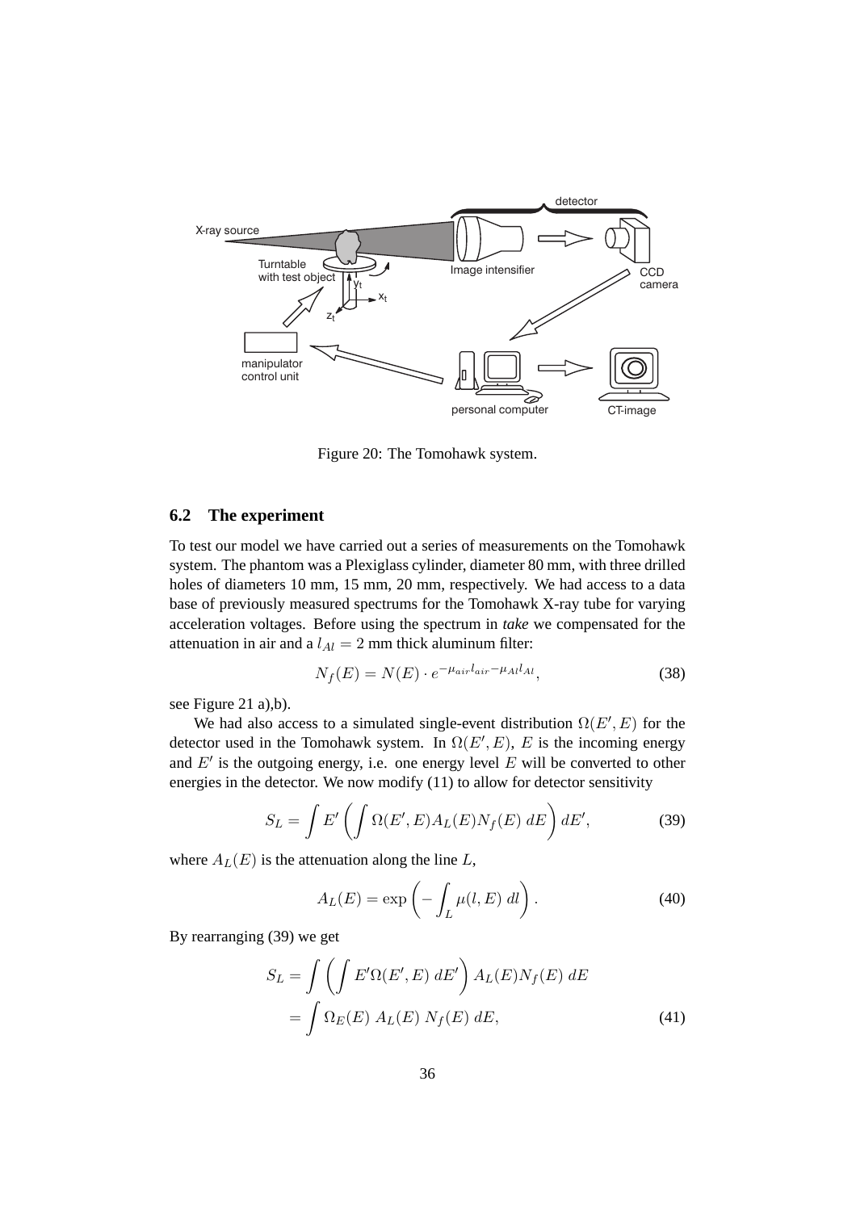Figure 20: The Tomohawk system.

## 6.2 The experiment

To test our model we have carried out a series of measurements on the Tomohawk system. The phantom was a Plexiglass cylinder, diameter 80 mm, with three drilled holes of diameters 10 mm, 15 mm, 20 mm, respectively. We had access to a data base of previously measured spectrums for the Tomohawk X-ray tube for varying acceleration voltages. Before using the spectrum in *take* we compensated for the attenuation in air and a $l_{Al} = 2$ mm thick aluminum filter:

$$N_f(E) = N(E) \cdot e^{-\mu_{air} l_{air} - \mu_{Al} l_{Al}}, \tag{38}$$

see Figure 21 a),b).

We had also access to a simulated single-event distribution $\Omega(E', E)$ for the detector used in the Tomohawk system. In $\Omega(E', E)$, $E$ is the incoming energy and $E'$ is the outgoing energy, i.e. one energy level $E$ will be converted to other energies in the detector. We now modify (11) to allow for detector sensitivity

$$S_L = \int E' \left( \int \Omega(E', E) A_L(E) N_f(E) \, dE \right) dE', \tag{39}$$

where $A_L(E)$ is the attenuation along the line $L$,

$$A_L(E) = \exp\left( - \int_L \mu(l, E) \, dl \right). \tag{40}$$

By rearranging (39) we get

$$\begin{aligned} S_L &= \int \left( \int E' \Omega(E', E) \, dE' \right) A_L(E) N_f(E) \, dE \\ &= \int \Omega_E(E) \, A_L(E) \, N_f(E) \, dE, \end{aligned} \tag{41}$$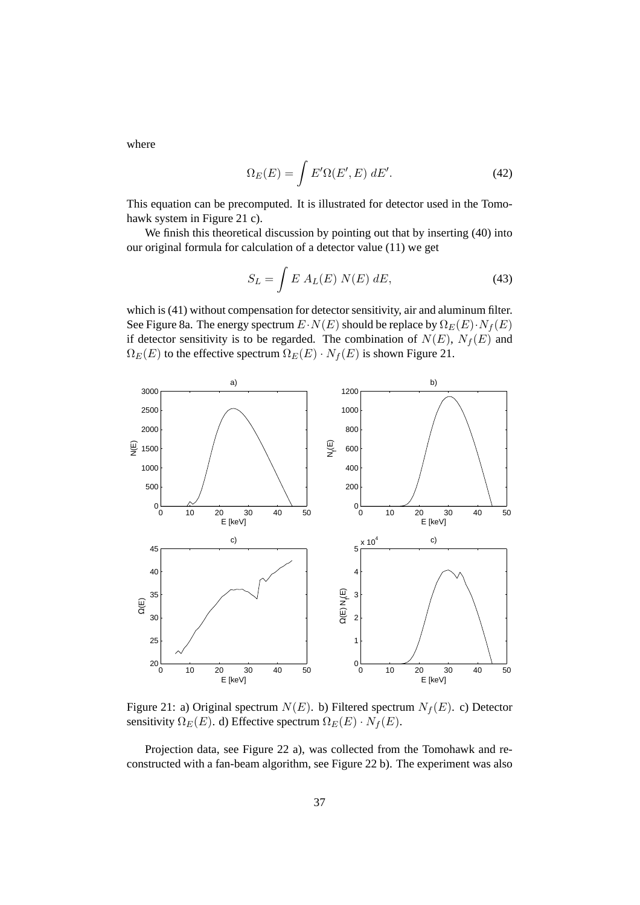where

$$\Omega_E(E) = \int E' \Omega(E', E)\, dE'. \tag{42}$$

This equation can be precomputed. It is illustrated for detector used in the Tomohawk system in Figure 21 c).

We finish this theoretical discussion by pointing out that by inserting (40) into our original formula for calculation of a detector value (11) we get

$$S_L = \int E\ A_L(E)\ N(E)\ dE, \tag{43}$$

which is (41) without compensation for detector sensitivity, air and aluminum filter. See Figure 8a. The energy spectrum $E \cdot N(E)$ should be replace by $\Omega_E(E) \cdot N_f(E)$ if detector sensitivity is to be regarded. The combination of $N(E)$, $N_f(E)$ and $\Omega_E(E)$ to the effective spectrum $\Omega_E(E) \cdot N_f(E)$ is shown Figure 21.

Figure 21: a) Original spectrum $N(E)$. b) Filtered spectrum $N_f(E)$. c) Detector sensitivity $\Omega_E(E)$. d) Effective spectrum $\Omega_E(E) \cdot N_f(E)$.

Projection data, see Figure 22 a), was collected from the Tomohawk and reconstructed with a fan-beam algorithm, see Figure 22 b). The experiment was also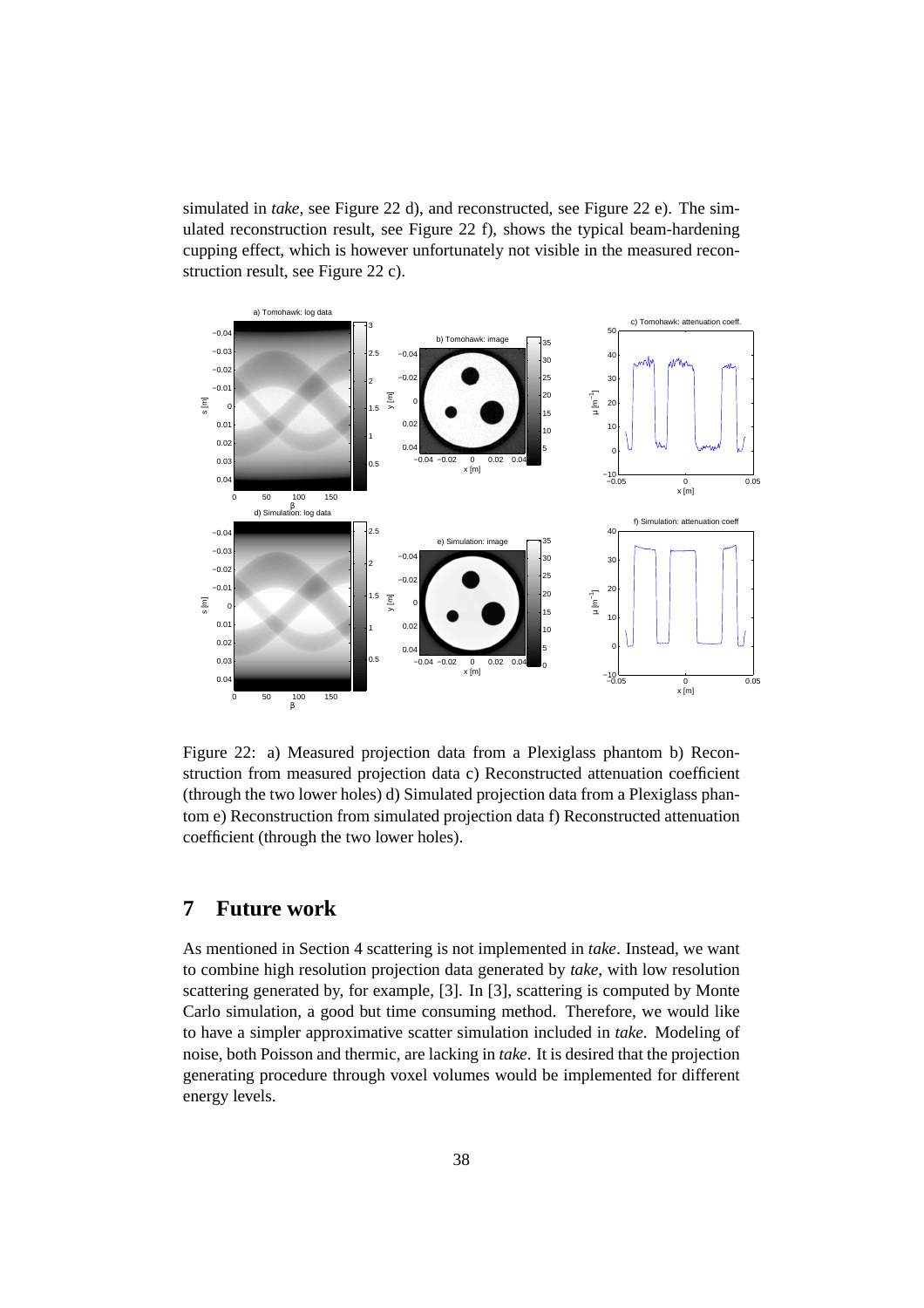simulated in *take*, see Figure 22 d), and reconstructed, see Figure 22 e). The simulated reconstruction result, see Figure 22 f), shows the typical beam-hardening cupping effect, which is however unfortunately not visible in the measured reconstruction result, see Figure 22 c).

Figure 22: a) Measured projection data from a Plexiglass phantom b) Reconstruction from measured projection data c) Reconstructed attenuation coefficient (through the two lower holes) d) Simulated projection data from a Plexiglass phantom e) Reconstruction from simulated projection data f) Reconstructed attenuation coefficient (through the two lower holes).

## 7 Future work

As mentioned in Section 4 scattering is not implemented in *take*. Instead, we want to combine high resolution projection data generated by *take*, with low resolution scattering generated by, for example, [3]. In [3], scattering is computed by Monte Carlo simulation, a good but time consuming method. Therefore, we would like to have a simpler approximative scatter simulation included in *take*. Modeling of noise, both Poisson and thermic, are lacking in *take*. It is desired that the projection generating procedure through voxel volumes would be implemented for different energy levels.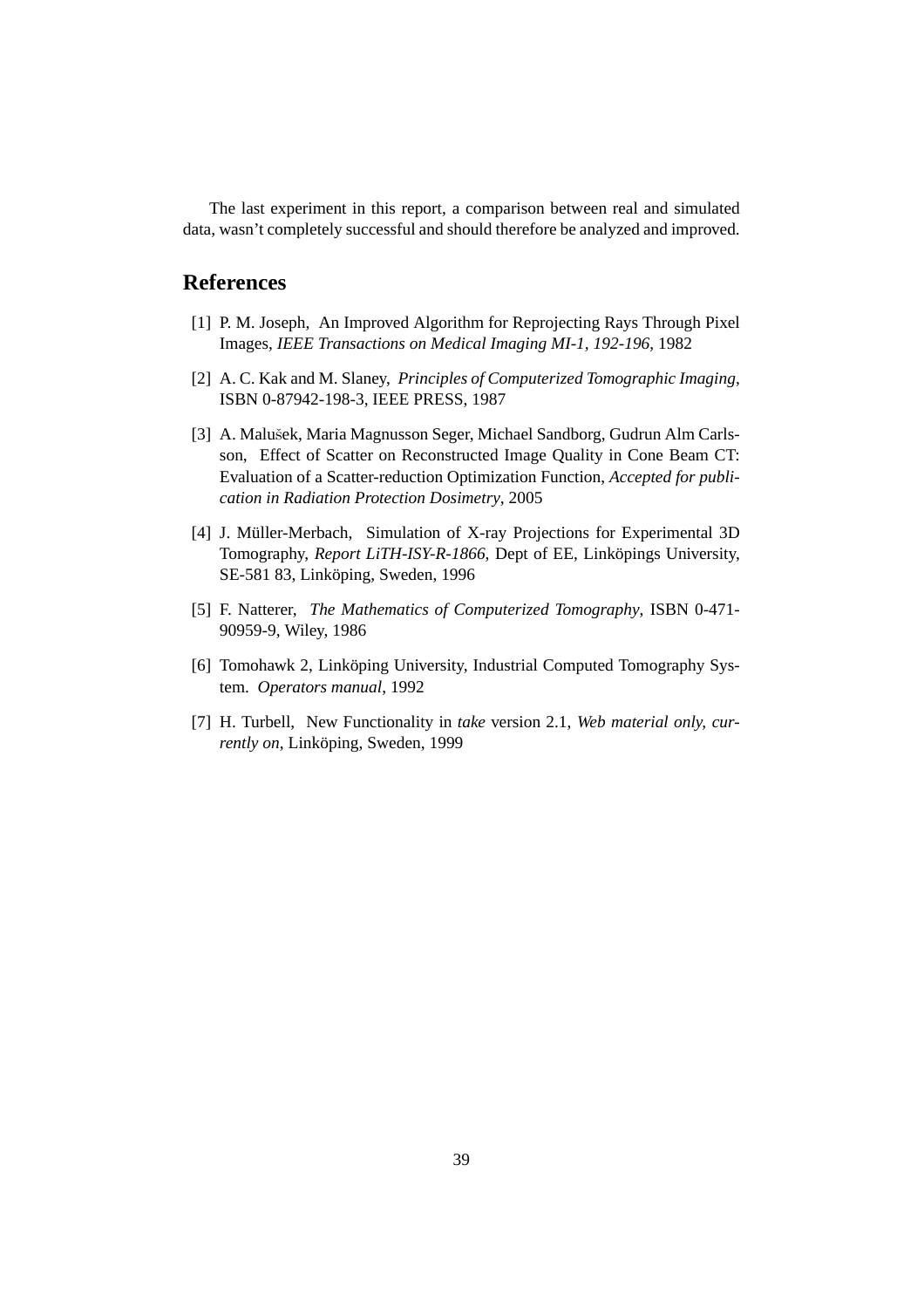The last experiment in this report, a comparison between real and simulated data, wasn't completely successful and should therefore be analyzed and improved.

## References

[1] P. M. Joseph, An Improved Algorithm for Reprojecting Rays Through Pixel Images, *IEEE Transactions on Medical Imaging MI-1, 192-196*, 1982

[2] A. C. Kak and M. Slaney, *Principles of Computerized Tomographic Imaging*, ISBN 0-87942-198-3, IEEE PRESS, 1987

[3] A. Malušek, Maria Magnusson Seger, Michael Sandborg, Gudrun Alm Carlsson, Effect of Scatter on Reconstructed Image Quality in Cone Beam CT: Evaluation of a Scatter-reduction Optimization Function, *Accepted for publication in Radiation Protection Dosimetry*, 2005

[4] J. Müller-Merbach, Simulation of X-ray Projections for Experimental 3D Tomography, *Report LiTH-ISY-R-1866*, Dept of EE, Linköpings University, SE-581 83, Linköping, Sweden, 1996

[5] F. Natterer, *The Mathematics of Computerized Tomography*, ISBN 0-471-90959-9, Wiley, 1986

[6] Tomohawk 2, Linköping University, Industrial Computed Tomography System. *Operators manual*, 1992

[7] H. Turbell, New Functionality in *take* version 2.1, *Web material only, currently on*, Linköping, Sweden, 1999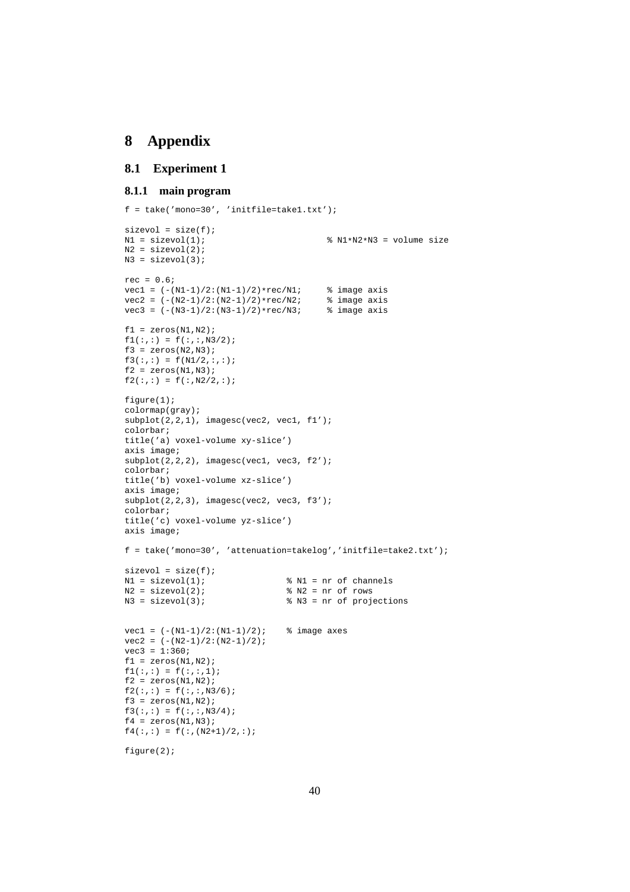# 8 Appendix

## 8.1 Experiment 1

### 8.1.1 main program

```
f = take('mono=30', 'initfile=take1.txt');

sizevol = size(f);
N1 = sizevol(1);                        % N1*N2*N3 = volume size
N2 = sizevol(2);
N3 = sizevol(3);

rec = 0.6;
vec1 = (-(N1-1)/2:(N1-1)/2)*rec/N1;     % image axis
vec2 = (-(N2-1)/2:(N2-1)/2)*rec/N2;     % image axis
vec3 = (-(N3-1)/2:(N3-1)/2)*rec/N3;     % image axis

f1 = zeros(N1,N2);
f1(:,:) = f(:,:,N3/2);
f3 = zeros(N2,N3);
f3(:,:) = f(N1/2,:,:);
f2 = zeros(N1,N3);
f2(:,:) = f(:,N2/2,:);

figure(1);
colormap(gray);
subplot(2,2,1), imagesc(vec2, vec1, f1');
colorbar;
title('a) voxel-volume xy-slice')
axis image;
subplot(2,2,2), imagesc(vec1, vec3, f2');
colorbar;
title('b) voxel-volume xz-slice')
axis image;
subplot(2,2,3), imagesc(vec2, vec3, f3');
colorbar;
title('c) voxel-volume yz-slice')
axis image;

f = take('mono=30', 'attenuation=takelog','initfile=take2.txt');

sizevol = size(f);
N1 = sizevol(1);               % N1 = nr of channels
N2 = sizevol(2);               % N2 = nr of rows
N3 = sizevol(3);               % N3 = nr of projections


vec1 = (-(N1-1)/2:(N1-1)/2);    % image axes
vec2 = (-(N2-1)/2:(N2-1)/2);
vec3 = 1:360;
f1 = zeros(N1,N2);
f1(:,:) = f(:,:,1);
f2 = zeros(N1,N2);
f2(:,:) = f(:,:,N3/6);
f3 = zeros(N1,N2);
f3(:,:) = f(:,:,N3/4);
f4 = zeros(N1,N3);
f4(:,:) = f(:,(N2+1)/2,:);

figure(2);
```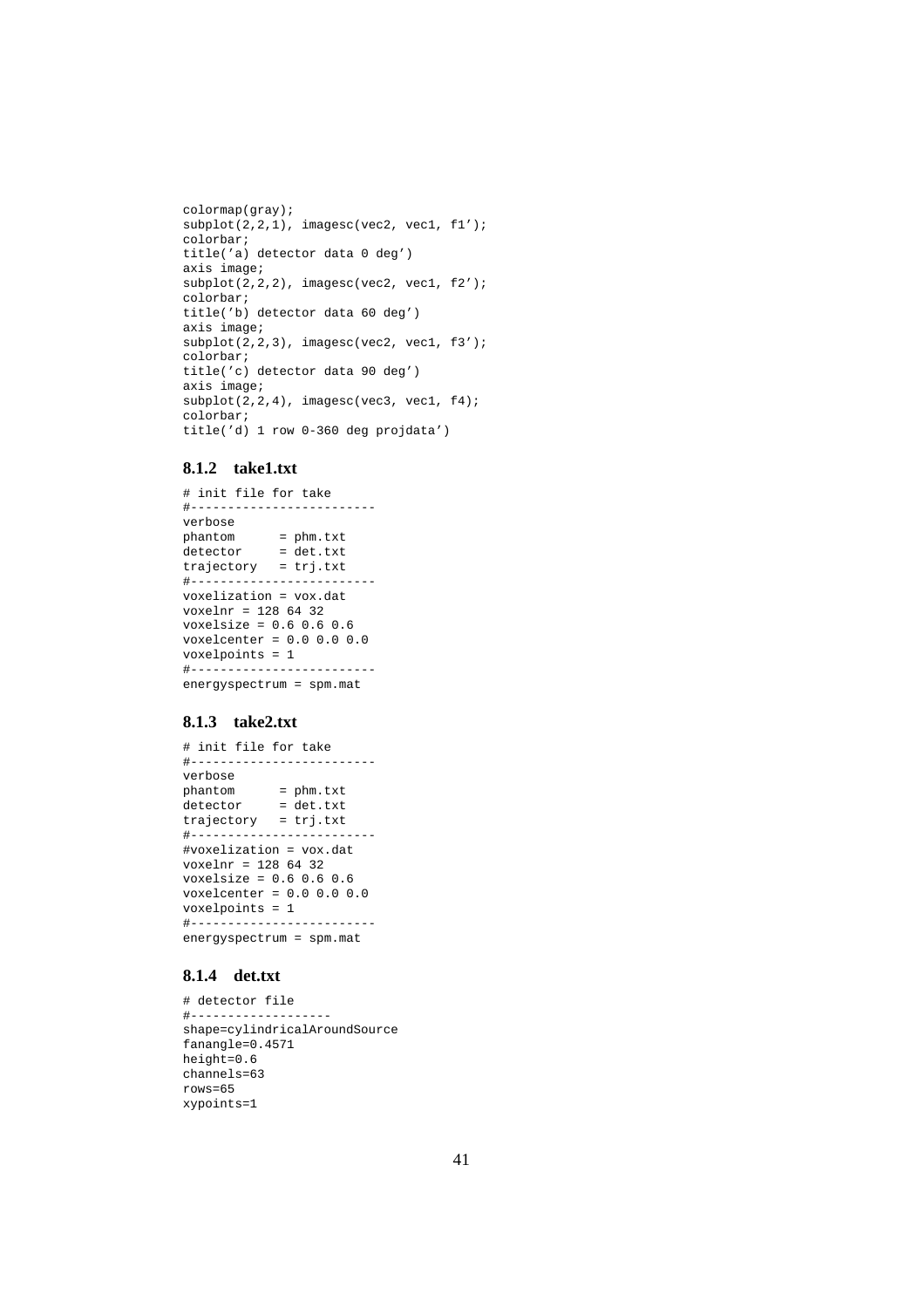```
colormap(gray);
subplot(2,2,1), imagesc(vec2, vec1, f1');
colorbar;
title('a) detector data 0 deg')
axis image;
subplot(2,2,2), imagesc(vec2, vec1, f2');
colorbar;
title('b) detector data 60 deg')
axis image;
subplot(2,2,3), imagesc(vec2, vec1, f3');
colorbar;
title('c) detector data 90 deg')
axis image;
subplot(2,2,4), imagesc(vec3, vec1, f4);
colorbar;
title('d) 1 row 0-360 deg projdata')
```

### 8.1.2 take1.txt

```
# init file for take
#-------------------------
verbose
phantom      = phm.txt
detector     = det.txt
trajectory   = trj.txt
#-------------------------
voxelization = vox.dat
voxelnr = 128 64 32
voxelsize = 0.6 0.6 0.6
voxelcenter = 0.0 0.0 0.0
voxelpoints = 1
#-------------------------
energyspectrum = spm.mat
```

### 8.1.3 take2.txt

```
# init file for take
#-------------------------
verbose
phantom      = phm.txt
detector     = det.txt
trajectory   = trj.txt
#-------------------------
#voxelization = vox.dat
voxelnr = 128 64 32
voxelsize = 0.6 0.6 0.6
voxelcenter = 0.0 0.0 0.0
voxelpoints = 1
#-------------------------
energyspectrum = spm.mat
```

### 8.1.4 det.txt

```
# detector file
#-------------------
shape=cylindricalAroundSource
fanangle=0.4571
height=0.6
channels=63
rows=65
xypoints=1
```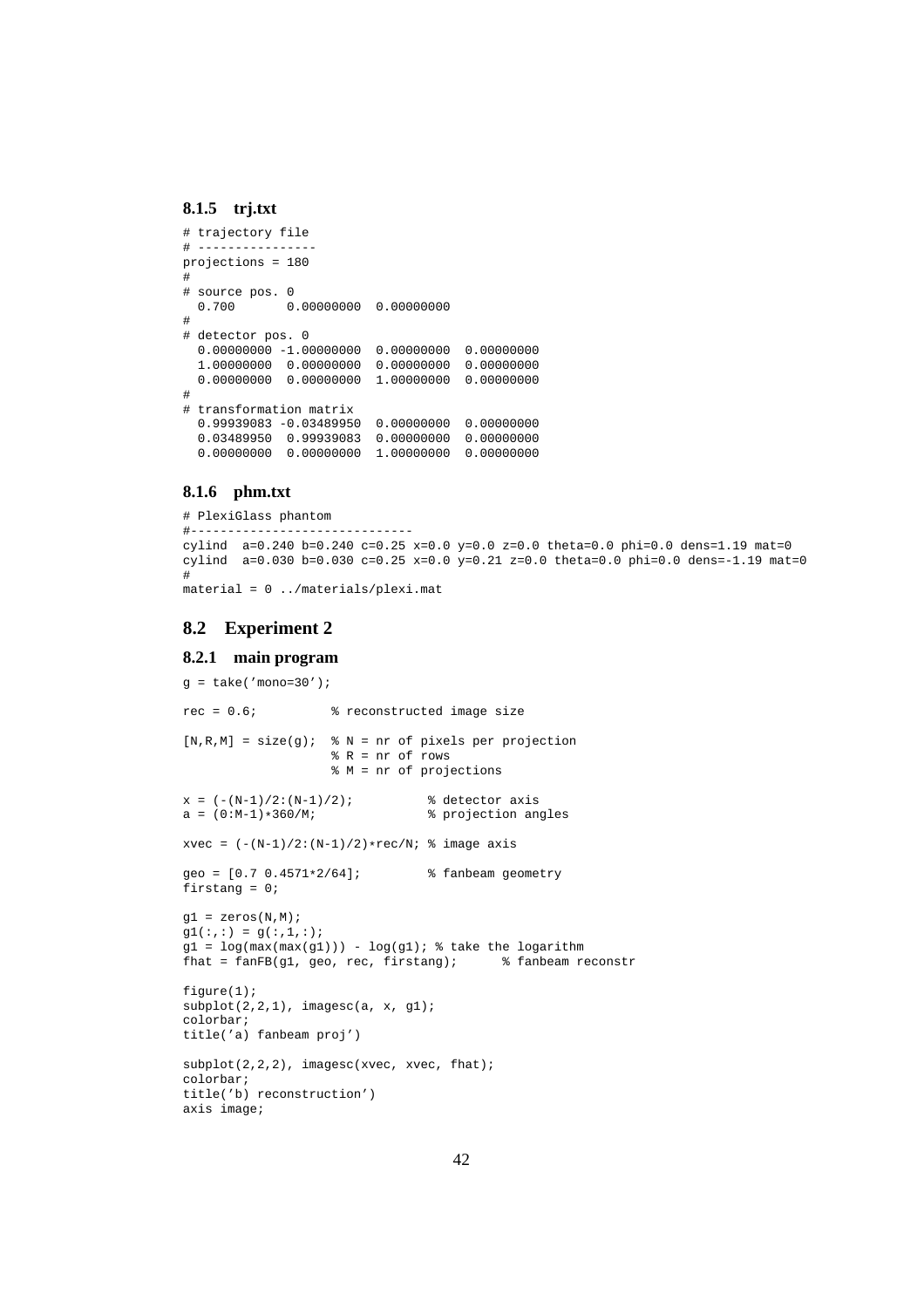### 8.1.5 trj.txt

```
# trajectory file
# ----------------
projections = 180
#
# source pos. 0
  0.700       0.00000000  0.00000000
#
# detector pos. 0
  0.00000000 -1.00000000  0.00000000  0.00000000
  1.00000000  0.00000000  0.00000000  0.00000000
  0.00000000  0.00000000  1.00000000  0.00000000
#
# transformation matrix
  0.99939083 -0.03489950  0.00000000  0.00000000
  0.03489950  0.99939083  0.00000000  0.00000000
  0.00000000  0.00000000  1.00000000  0.00000000
```

### 8.1.6 phm.txt

```
# PlexiGlass phantom
#------------------------------
cylind  a=0.240 b=0.240 c=0.25 x=0.0 y=0.0 z=0.0 theta=0.0 phi=0.0 dens=1.19 mat=0
cylind  a=0.030 b=0.030 c=0.25 x=0.0 y=0.21 z=0.0 theta=0.0 phi=0.0 dens=-1.19 mat=0
#
material = 0 ../materials/plexi.mat
```

## 8.2 Experiment 2

### 8.2.1 main program

```
g = take('mono=30');

rec = 0.6;          % reconstructed image size

[N,R,M] = size(g);  % N = nr of pixels per projection
                    % R = nr of rows
                    % M = nr of projections

x = (-(N-1)/2:(N-1)/2);          % detector axis
a = (0:M-1)*360/M;               % projection angles

xvec = (-(N-1)/2:(N-1)/2)*rec/N; % image axis

geo = [0.7 0.4571*2/64];         % fanbeam geometry
firstang = 0;

g1 = zeros(N,M);
g1(:,:) = g(:,1,:);
g1 = log(max(max(g1))) - log(g1); % take the logarithm
fhat = fanFB(g1, geo, rec, firstang);      % fanbeam reconstr

figure(1);
subplot(2,2,1), imagesc(a, x, g1);
colorbar;
title('a) fanbeam proj')

subplot(2,2,2), imagesc(xvec, xvec, fhat);
colorbar;
title('b) reconstruction')
axis image;
```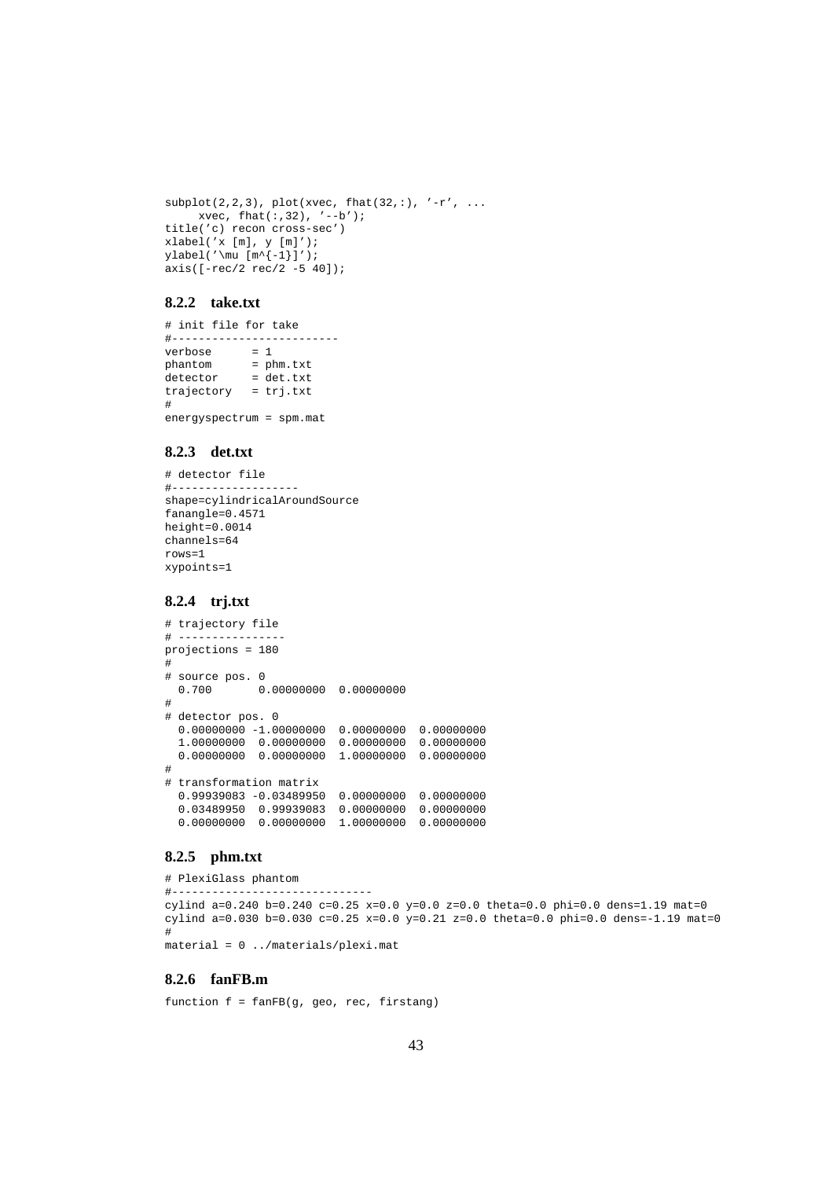```
subplot(2,2,3), plot(xvec, fhat(32,:), '-r', ...
     xvec, fhat(:,32), '--b');
title('c) recon cross-sec')
xlabel('x [m], y [m]');
ylabel('\mu [m^{-1}]');
axis([-rec/2 rec/2 -5 40]);
```

### 8.2.2 take.txt

```
# init file for take
#-------------------------
verbose      = 1
phantom      = phm.txt
detector     = det.txt
trajectory   = trj.txt
#
energyspectrum = spm.mat
```

### 8.2.3 det.txt

```
# detector file
#-------------------
shape=cylindricalAroundSource
fanangle=0.4571
height=0.0014
channels=64
rows=1
xypoints=1
```

### 8.2.4 trj.txt

```
# trajectory file
# ----------------
projections = 180
#
# source pos. 0
  0.700       0.00000000  0.00000000
#
# detector pos. 0
  0.00000000 -1.00000000  0.00000000  0.00000000
  1.00000000  0.00000000  0.00000000  0.00000000
  0.00000000  0.00000000  1.00000000  0.00000000
#
# transformation matrix
  0.99939083 -0.03489950  0.00000000  0.00000000
  0.03489950  0.99939083  0.00000000  0.00000000
  0.00000000  0.00000000  1.00000000  0.00000000
```

### 8.2.5 phm.txt

```
# PlexiGlass phantom
#------------------------------
cylind a=0.240 b=0.240 c=0.25 x=0.0 y=0.0 z=0.0 theta=0.0 phi=0.0 dens=1.19 mat=0
cylind a=0.030 b=0.030 c=0.25 x=0.0 y=0.21 z=0.0 theta=0.0 phi=0.0 dens=-1.19 mat=0
#
material = 0 ../materials/plexi.mat
```

### 8.2.6 fanFB.m

```
function f = fanFB(g, geo, rec, firstang)
```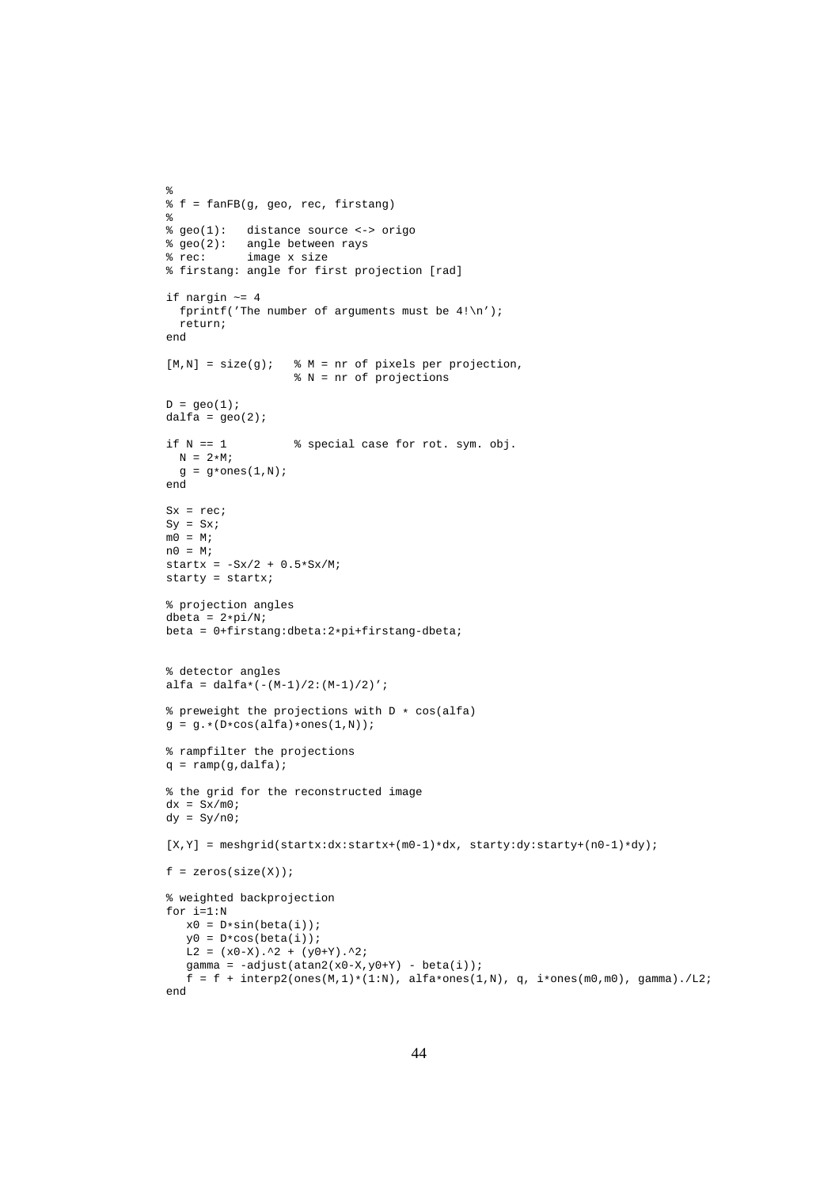```
%
% f = fanFB(g, geo, rec, firstang)
%
% geo(1):   distance source <-> origo
% geo(2):   angle between rays
% rec:      image x size
% firstang: angle for first projection [rad]

if nargin ~= 4
  fprintf('The number of arguments must be 4!\n');
  return;
end

[M,N] = size(g);   % M = nr of pixels per projection,
                   % N = nr of projections

D = geo(1);
dalfa = geo(2);

if N == 1          % special case for rot. sym. obj.
  N = 2*M;
  g = g*ones(1,N);
end

Sx = rec;
Sy = Sx;
m0 = M;
n0 = M;
startx = -Sx/2 + 0.5*Sx/M;
starty = startx;

% projection angles
dbeta = 2*pi/N;
beta = 0+firstang:dbeta:2*pi+firstang-dbeta;


% detector angles
alfa = dalfa*(-(M-1)/2:(M-1)/2)';

% preweight the projections with D * cos(alfa)
g = g.*(D*cos(alfa)*ones(1,N));

% rampfilter the projections
q = ramp(g,dalfa);

% the grid for the reconstructed image
dx = Sx/m0;
dy = Sy/n0;

[X,Y] = meshgrid(startx:dx:startx+(m0-1)*dx, starty:dy:starty+(n0-1)*dy);

f = zeros(size(X));

% weighted backprojection
for i=1:N
   x0 = D*sin(beta(i));
   y0 = D*cos(beta(i));
   L2 = (x0-X).^2 + (y0+Y).^2;
   gamma = -adjust(atan2(x0-X,y0+Y) - beta(i));
   f = f + interp2(ones(M,1)*(1:N), alfa*ones(1,N), q, i*ones(m0,m0), gamma)./L2;
end
```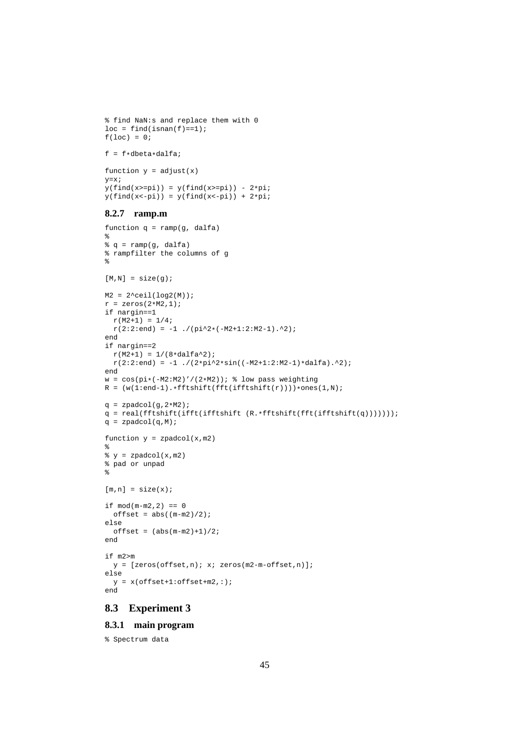```
% find NaN:s and replace them with 0
loc = find(isnan(f)==1);
f(loc) = 0;

f = f*dbeta*dalfa;

function y = adjust(x)
y=x;
y(find(x>=pi)) = y(find(x>=pi)) - 2*pi;
y(find(x<-pi)) = y(find(x<-pi)) + 2*pi;
```

### 8.2.7 ramp.m

```
function q = ramp(g, dalfa)
%
% q = ramp(g, dalfa)
% rampfilter the columns of g
%

[M,N] = size(g);

M2 = 2^ceil(log2(M));
r = zeros(2*M2,1);
if nargin==1
  r(M2+1) = 1/4;
  r(2:2:end) = -1 ./(pi^2*(-M2+1:2:M2-1).^2);
end
if nargin==2
  r(M2+1) = 1/(8*dalfa^2);
  r(2:2:end) = -1 ./(2*pi^2*sin((-M2+1:2:M2-1)*dalfa).^2);
end
w = cos(pi*(-M2:M2)'/(2*M2)); % low pass weighting
R = (w(1:end-1).*fftshift(fft(ifftshift(r))))*ones(1,N);

q = zpadcol(g,2*M2);
q = real(fftshift(ifft(ifftshift (R.*fftshift(fft(ifftshift(q)))))));
q = zpadcol(q,M);

function y = zpadcol(x,m2)
%
% y = zpadcol(x,m2)
% pad or unpad
%

[m,n] = size(x);

if mod(m-m2,2) == 0
  offset = abs((m-m2)/2);
else
  offset = (abs(m-m2)+1)/2;
end

if m2>m
  y = [zeros(offset,n); x; zeros(m2-m-offset,n)];
else
  y = x(offset+1:offset+m2,:);
end
```

## 8.3 Experiment 3

### 8.3.1 main program

```
% Spectrum data
```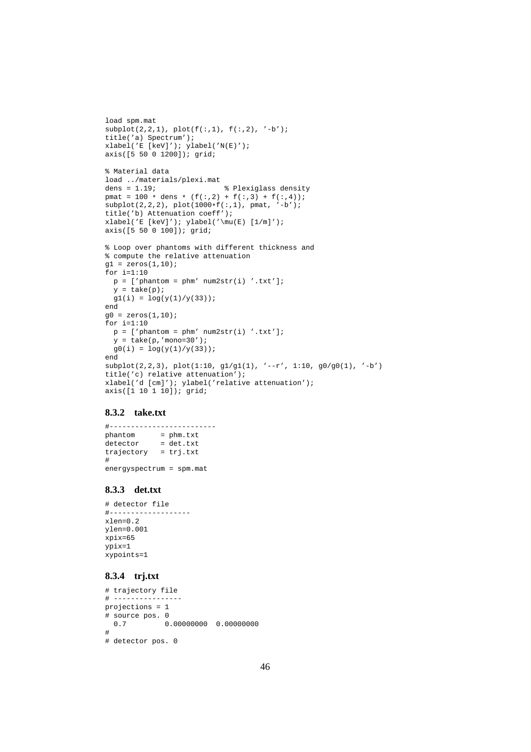```
load spm.mat
subplot(2,2,1), plot(f(:,1), f(:,2), '-b');
title('a) Spectrum');
xlabel('E [keV]'); ylabel('N(E)');
axis([5 50 0 1200]); grid;

% Material data
load ../materials/plexi.mat
dens = 1.19;              % Plexiglass density
pmat = 100 * dens * (f(:,2) + f(:,3) + f(:,4));
subplot(2,2,2), plot(1000*f(:,1), pmat, '-b');
title('b) Attenuation coeff');
xlabel('E [keV]'); ylabel('\mu(E) [1/m]');
axis([5 50 0 100]); grid;

% Loop over phantoms with different thickness and
% compute the relative attenuation
g1 = zeros(1,10);
for i=1:10
  p = ['phantom = phm' num2str(i) '.txt'];
  y = take(p);
  g1(i) = log(y(1)/y(33));
end
g0 = zeros(1,10);
for i=1:10
  p = ['phantom = phm' num2str(i) '.txt'];
  y = take(p,'mono=30');
  g0(i) = log(y(1)/y(33));
end
subplot(2,2,3), plot(1:10, g1/g1(1), '--r', 1:10, g0/g0(1), '-b')
title('c) relative attenuation');
xlabel('d [cm]'); ylabel('relative attenuation');
axis([1 10 1 10]); grid;
```

### 8.3.2 take.txt

```
#-------------------------
phantom      = phm.txt
detector     = det.txt
trajectory   = trj.txt
#
energyspectrum = spm.mat
```

### 8.3.3 det.txt

```
# detector file
#-------------------
xlen=0.2
ylen=0.001
xpix=65
ypix=1
xypoints=1
```

### 8.3.4 trj.txt

```
# trajectory file
# ----------------
projections = 1
# source pos. 0
  0.7        0.00000000  0.00000000
#
# detector pos. 0
```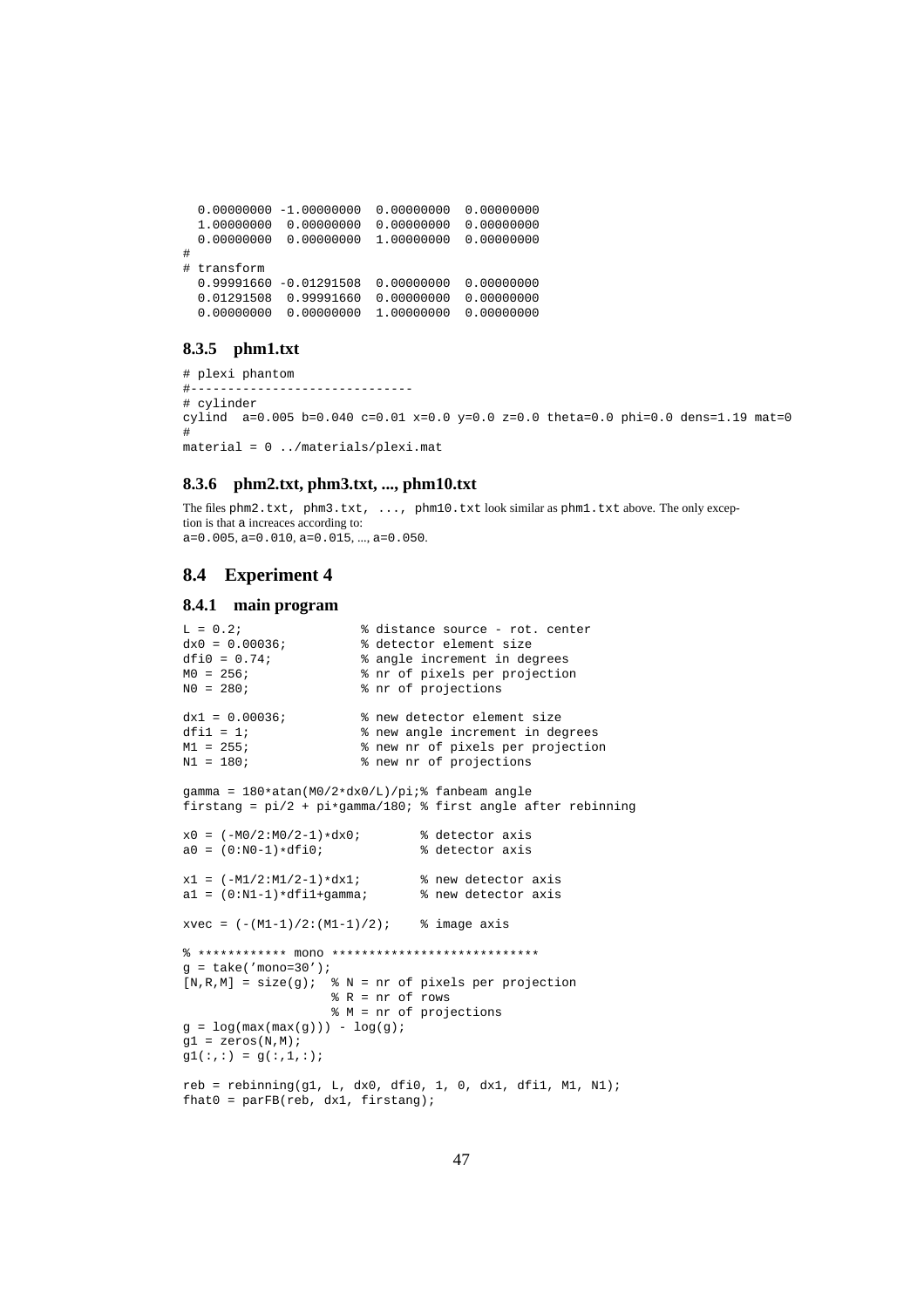```
  0.00000000 -1.00000000  0.00000000  0.00000000
  1.00000000  0.00000000  0.00000000  0.00000000
  0.00000000  0.00000000  1.00000000  0.00000000
#
# transform
  0.99991660 -0.01291508  0.00000000  0.00000000
  0.01291508  0.99991660  0.00000000  0.00000000
  0.00000000  0.00000000  1.00000000  0.00000000
```

### 8.3.5 phm1.txt

```
# plexi phantom
#------------------------------
# cylinder
cylind  a=0.005 b=0.040 c=0.01 x=0.0 y=0.0 z=0.0 theta=0.0 phi=0.0 dens=1.19 mat=0
#
material = 0 ../materials/plexi.mat
```

### 8.3.6 phm2.txt, phm3.txt, ..., phm10.txt

The files `phm2.txt, phm3.txt, ..., phm10.txt` look similar as `phm1.txt` above. The only exception is that `a` increaces according to:
`a=0.005`, `a=0.010`, `a=0.015`, ..., `a=0.050`.

## 8.4 Experiment 4

### 8.4.1 main program

```
L = 0.2;                % distance source - rot. center
dx0 = 0.00036;          % detector element size
dfi0 = 0.74;            % angle increment in degrees
M0 = 256;               % nr of pixels per projection
N0 = 280;               % nr of projections

dx1 = 0.00036;          % new detector element size
dfi1 = 1;               % new angle increment in degrees
M1 = 255;               % new nr of pixels per projection
N1 = 180;               % new nr of projections

gamma = 180*atan(M0/2*dx0/L)/pi;% fanbeam angle
firstang = pi/2 + pi*gamma/180; % first angle after rebinning

x0 = (-M0/2:M0/2-1)*dx0;        % detector axis
a0 = (0:N0-1)*dfi0;             % detector axis

x1 = (-M1/2:M1/2-1)*dx1;        % new detector axis
a1 = (0:N1-1)*dfi1+gamma;       % new detector axis

xvec = (-(M1-1)/2:(M1-1)/2);    % image axis

% ************ mono ****************************
g = take('mono=30');
[N,R,M] = size(g);  % N = nr of pixels per projection
                    % R = nr of rows
                    % M = nr of projections
g = log(max(max(g))) - log(g);
g1 = zeros(N,M);
g1(:,:) = g(:,1,:);

reb = rebinning(g1, L, dx0, dfi0, 1, 0, dx1, dfi1, M1, N1);
fhat0 = parFB(reb, dx1, firstang);
```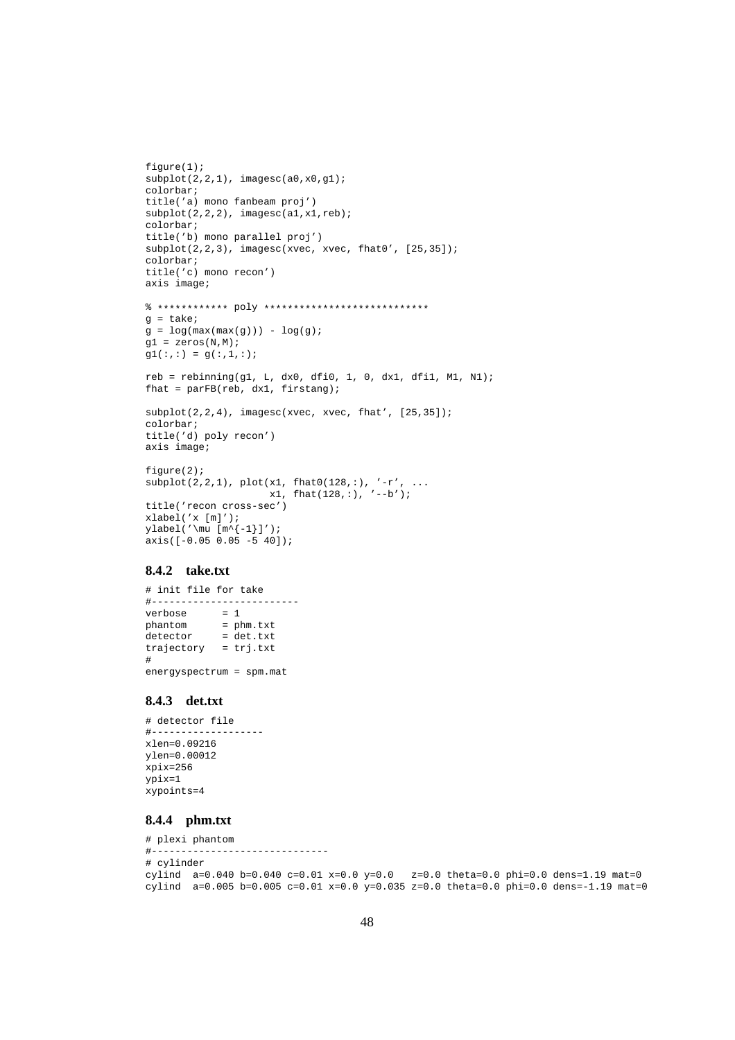```
figure(1);
subplot(2,2,1), imagesc(a0,x0,g1);
colorbar;
title('a) mono fanbeam proj')
subplot(2,2,2), imagesc(a1,x1,reb);
colorbar;
title('b) mono parallel proj')
subplot(2,2,3), imagesc(xvec, xvec, fhat0', [25,35]);
colorbar;
title('c) mono recon')
axis image;

% ************ poly ****************************
g = take;
g = log(max(max(g))) - log(g);
g1 = zeros(N,M);
g1(:,:) = g(:,1,:);

reb = rebinning(g1, L, dx0, dfi0, 1, 0, dx1, dfi1, M1, N1);
fhat = parFB(reb, dx1, firstang);

subplot(2,2,4), imagesc(xvec, xvec, fhat', [25,35]);
colorbar;
title('d) poly recon')
axis image;

figure(2);
subplot(2,2,1), plot(x1, fhat0(128,:), '-r', ...
                    x1, fhat(128,:), '--b');
title('recon cross-sec')
xlabel('x [m]');
ylabel('\mu [m^{-1}]');
axis([-0.05 0.05 -5 40]);
```

### 8.4.2 take.txt

```
# init file for take
#-------------------------
verbose      = 1
phantom      = phm.txt
detector     = det.txt
trajectory   = trj.txt
#
energyspectrum = spm.mat
```

### 8.4.3 det.txt

```
# detector file
#-------------------
xlen=0.09216
ylen=0.00012
xpix=256
ypix=1
xypoints=4
```

### 8.4.4 phm.txt

```
# plexi phantom
#------------------------------
# cylinder
cylind  a=0.040 b=0.040 c=0.01 x=0.0 y=0.0   z=0.0 theta=0.0 phi=0.0 dens=1.19 mat=0
cylind  a=0.005 b=0.005 c=0.01 x=0.0 y=0.035 z=0.0 theta=0.0 phi=0.0 dens=-1.19 mat=0
```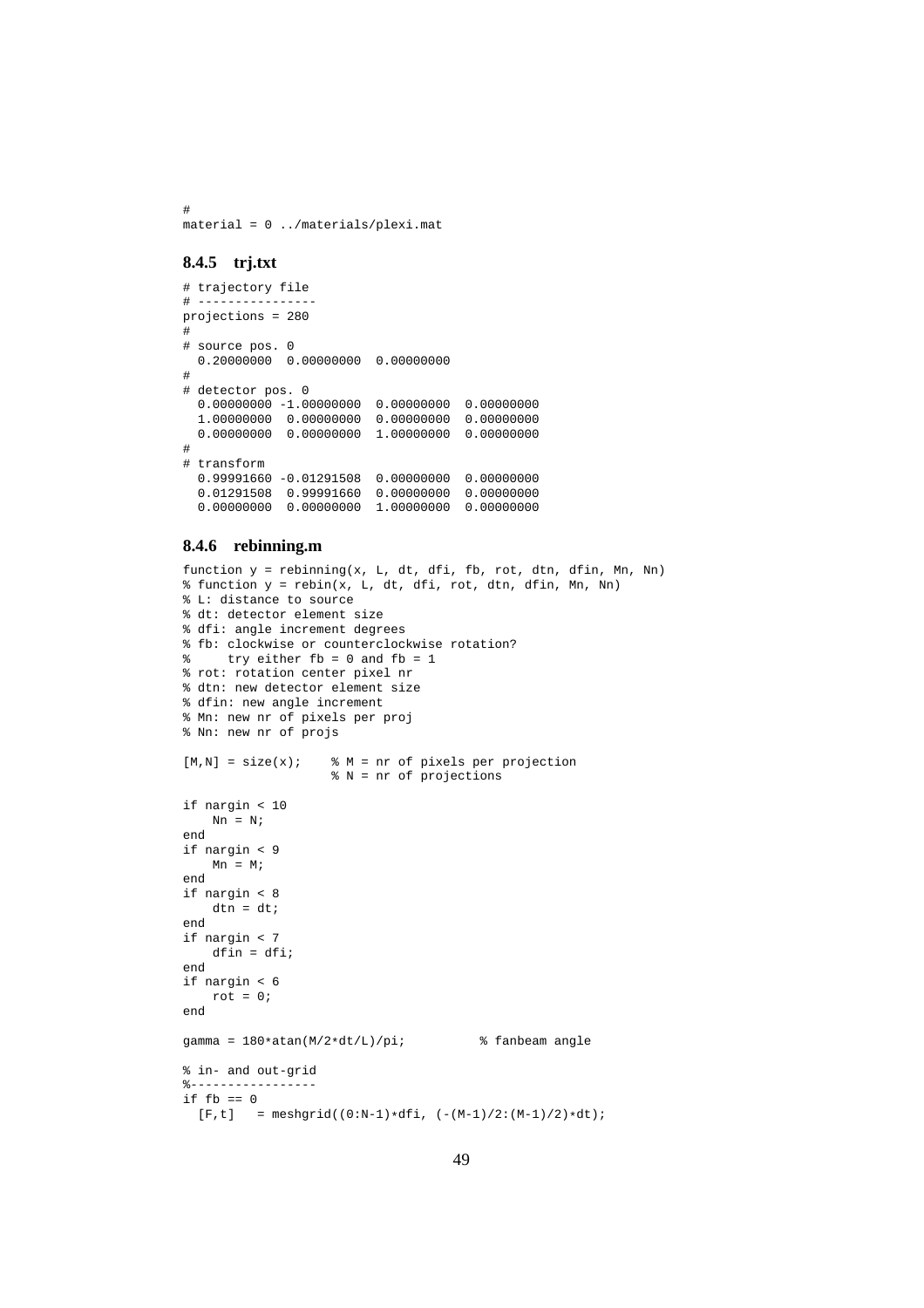```
#
material = 0 ../materials/plexi.mat
```

### 8.4.5 trj.txt

```
# trajectory file
# ----------------
projections = 280
#
# source pos. 0
  0.20000000  0.00000000  0.00000000
#
# detector pos. 0
  0.00000000 -1.00000000  0.00000000  0.00000000
  1.00000000  0.00000000  0.00000000  0.00000000
  0.00000000  0.00000000  1.00000000  0.00000000
#
# transform
  0.99991660 -0.01291508  0.00000000  0.00000000
  0.01291508  0.99991660  0.00000000  0.00000000
  0.00000000  0.00000000  1.00000000  0.00000000
```

### 8.4.6 rebinning.m

```
function y = rebinning(x, L, dt, dfi, fb, rot, dtn, dfin, Mn, Nn)
% function y = rebin(x, L, dt, dfi, rot, dtn, dfin, Mn, Nn)
% L: distance to source
% dt: detector element size
% dfi: angle increment degrees
% fb: clockwise or counterclockwise rotation?
%     try either fb = 0 and fb = 1
% rot: rotation center pixel nr
% dtn: new detector element size
% dfin: new angle increment
% Mn: new nr of pixels per proj
% Nn: new nr of projs

[M,N] = size(x);    % M = nr of pixels per projection
                    % N = nr of projections

if nargin < 10
    Nn = N;
end
if nargin < 9
    Mn = M;
end
if nargin < 8
    dtn = dt;
end
if nargin < 7
    dfin = dfi;
end
if nargin < 6
    rot = 0;
end

gamma = 180*atan(M/2*dt/L)/pi;          % fanbeam angle

% in- and out-grid
%-----------------
if fb == 0
  [F,t]   = meshgrid((0:N-1)*dfi, (-(M-1)/2:(M-1)/2)*dt);
```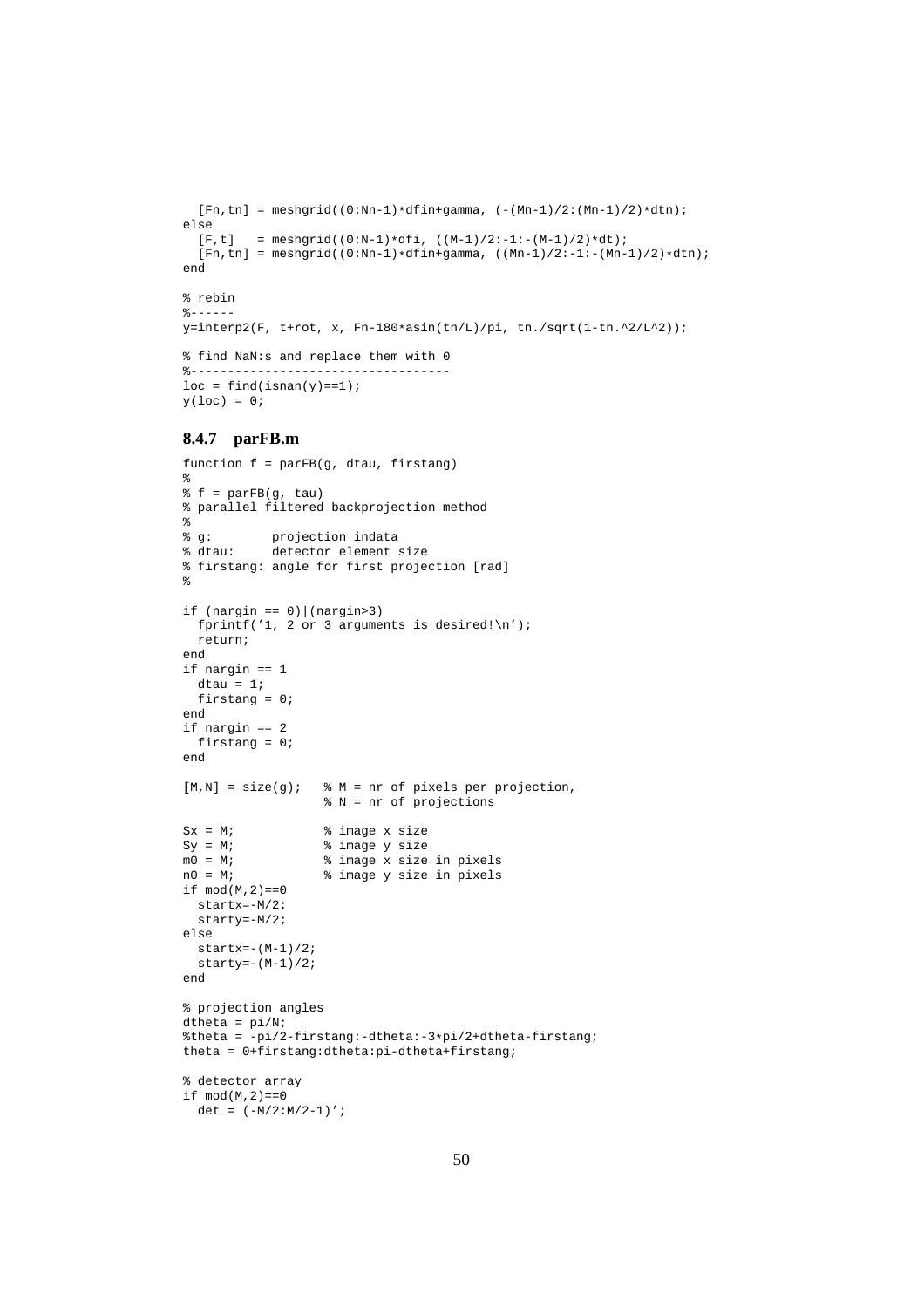```
  [Fn,tn] = meshgrid((0:Nn-1)*dfin+gamma, (-(Mn-1)/2:(Mn-1)/2)*dtn);
else
  [F,t]   = meshgrid((0:N-1)*dfi, ((M-1)/2:-1:-(M-1)/2)*dt);
  [Fn,tn] = meshgrid((0:Nn-1)*dfin+gamma, ((Mn-1)/2:-1:-(Mn-1)/2)*dtn);
end

% rebin
%------
y=interp2(F, t+rot, x, Fn-180*asin(tn/L)/pi, tn./sqrt(1-tn.^2/L^2));

% find NaN:s and replace them with 0
%-----------------------------------
loc = find(isnan(y)==1);
y(loc) = 0;
```

### 8.4.7 parFB.m

```
function f = parFB(g, dtau, firstang)
%
% f = parFB(g, tau)
% parallel filtered backprojection method
%
% g:        projection indata
% dtau:     detector element size
% firstang: angle for first projection [rad]
%

if (nargin == 0)|(nargin>3)
  fprintf('1, 2 or 3 arguments is desired!\n');
  return;
end
if nargin == 1
  dtau = 1;
  firstang = 0;
end
if nargin == 2
  firstang = 0;
end

[M,N] = size(g);   % M = nr of pixels per projection,
                   % N = nr of projections

Sx = M;            % image x size
Sy = M;            % image y size
m0 = M;            % image x size in pixels
n0 = M;            % image y size in pixels
if mod(M,2)==0
  startx=-M/2;
  starty=-M/2;
else
  startx=-(M-1)/2;
  starty=-(M-1)/2;
end

% projection angles
dtheta = pi/N;
%theta = -pi/2-firstang:-dtheta:-3*pi/2+dtheta-firstang;
theta = 0+firstang:dtheta:pi-dtheta+firstang;

% detector array
if mod(M,2)==0
  det = (-M/2:M/2-1)';
```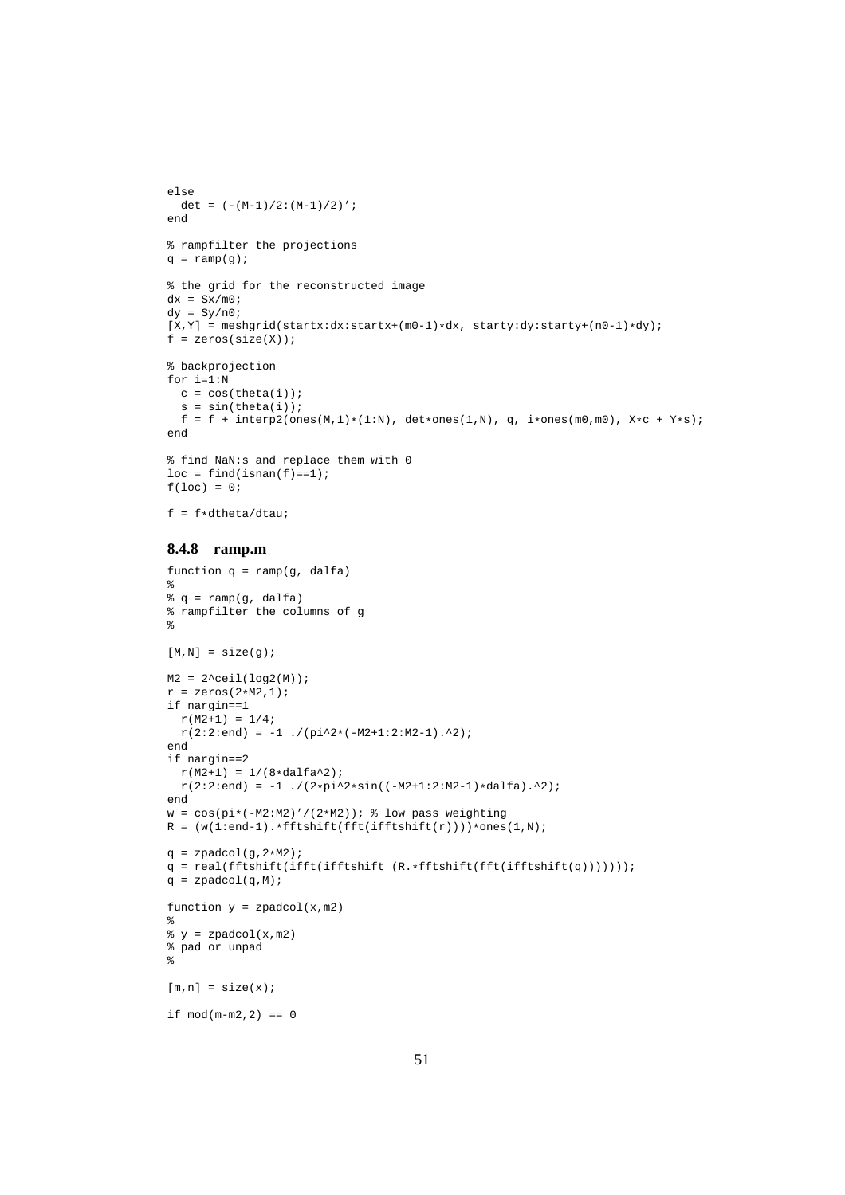```
else
  det = (-(M-1)/2:(M-1)/2)';
end

% rampfilter the projections
q = ramp(g);

% the grid for the reconstructed image
dx = Sx/m0;
dy = Sy/n0;
[X,Y] = meshgrid(startx:dx:startx+(m0-1)*dx, starty:dy:starty+(n0-1)*dy);
f = zeros(size(X));

% backprojection
for i=1:N
  c = cos(theta(i));
  s = sin(theta(i));
  f = f + interp2(ones(M,1)*(1:N), det*ones(1,N), q, i*ones(m0,m0), X*c + Y*s);
end

% find NaN:s and replace them with 0
loc = find(isnan(f)==1);
f(loc) = 0;

f = f*dtheta/dtau;
```

### 8.4.8 ramp.m

```
function q = ramp(g, dalfa)
%
% q = ramp(g, dalfa)
% rampfilter the columns of g
%

[M,N] = size(g);

M2 = 2^ceil(log2(M));
r = zeros(2*M2,1);
if nargin==1
  r(M2+1) = 1/4;
  r(2:2:end) = -1 ./(pi^2*(-M2+1:2:M2-1).^2);
end
if nargin==2
  r(M2+1) = 1/(8*dalfa^2);
  r(2:2:end) = -1 ./(2*pi^2*sin((-M2+1:2:M2-1)*dalfa).^2);
end
w = cos(pi*(-M2:M2)'/(2*M2)); % low pass weighting
R = (w(1:end-1).*fftshift(fft(ifftshift(r))))*ones(1,N);

q = zpadcol(g,2*M2);
q = real(fftshift(ifft(ifftshift (R.*fftshift(fft(ifftshift(q)))))));
q = zpadcol(q,M);

function y = zpadcol(x,m2)
%
% y = zpadcol(x,m2)
% pad or unpad
%

[m,n] = size(x);

if mod(m-m2,2) == 0
```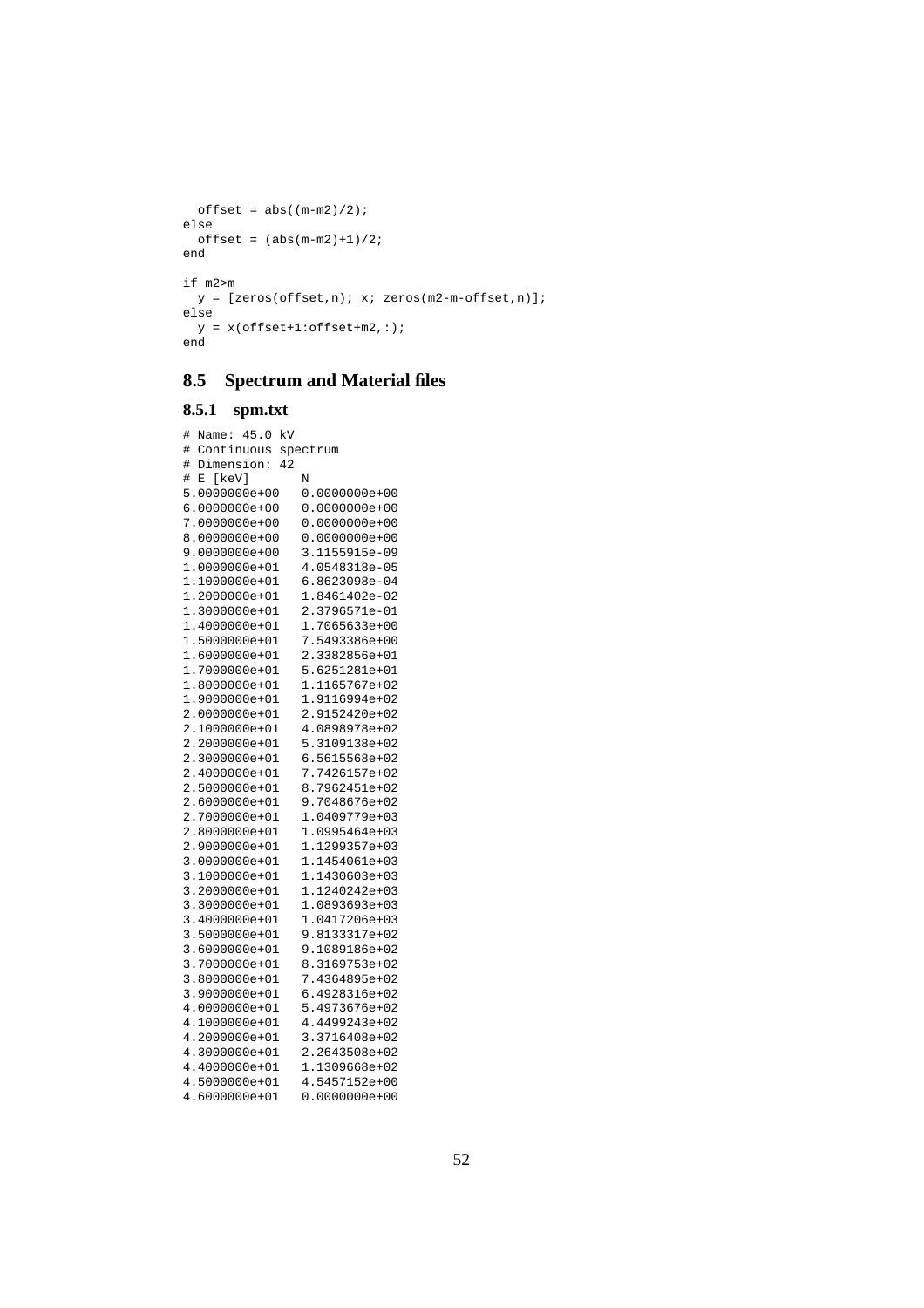```
  offset = abs((m-m2)/2);
else
  offset = (abs(m-m2)+1)/2;
end

if m2>m
  y = [zeros(offset,n); x; zeros(m2-m-offset,n)];
else
  y = x(offset+1:offset+m2,:);
end
```

## 8.5 Spectrum and Material files

### 8.5.1 spm.txt

```
# Name: 45.0 kV
# Continuous spectrum
# Dimension: 42
# E [keV]       N
5.0000000e+00   0.0000000e+00
6.0000000e+00   0.0000000e+00
7.0000000e+00   0.0000000e+00
8.0000000e+00   0.0000000e+00
9.0000000e+00   3.1155915e-09
1.0000000e+01   4.0548318e-05
1.1000000e+01   6.8623098e-04
1.2000000e+01   1.8461402e-02
1.3000000e+01   2.3796571e-01
1.4000000e+01   1.7065633e+00
1.5000000e+01   7.5493386e+00
1.6000000e+01   2.3382856e+01
1.7000000e+01   5.6251281e+01
1.8000000e+01   1.1165767e+02
1.9000000e+01   1.9116994e+02
2.0000000e+01   2.9152420e+02
2.1000000e+01   4.0898978e+02
2.2000000e+01   5.3109138e+02
2.3000000e+01   6.5615568e+02
2.4000000e+01   7.7426157e+02
2.5000000e+01   8.7962451e+02
2.6000000e+01   9.7048676e+02
2.7000000e+01   1.0409779e+03
2.8000000e+01   1.0995464e+03
2.9000000e+01   1.1299357e+03
3.0000000e+01   1.1454061e+03
3.1000000e+01   1.1430603e+03
3.2000000e+01   1.1240242e+03
3.3000000e+01   1.0893693e+03
3.4000000e+01   1.0417206e+03
3.5000000e+01   9.8133317e+02
3.6000000e+01   9.1089186e+02
3.7000000e+01   8.3169753e+02
3.8000000e+01   7.4364895e+02
3.9000000e+01   6.4928316e+02
4.0000000e+01   5.4973676e+02
4.1000000e+01   4.4499243e+02
4.2000000e+01   3.3716408e+02
4.3000000e+01   2.2643508e+02
4.4000000e+01   1.1309668e+02
4.5000000e+01   4.5457152e+00
4.6000000e+01   0.0000000e+00
```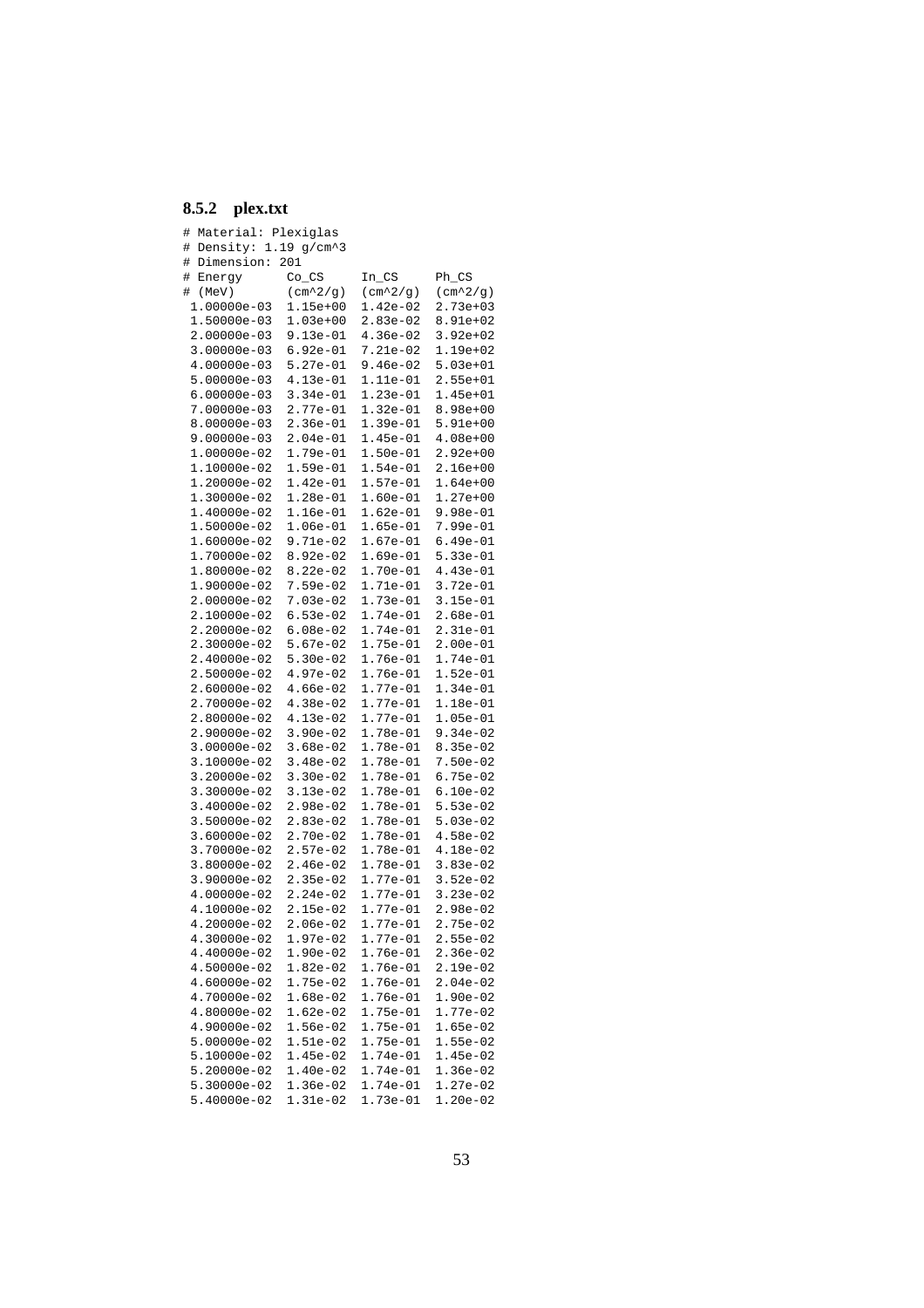### 8.5.2 plex.txt

```
# Material: Plexiglas
# Density: 1.19 g/cm^3
# Dimension: 201
# Energy      Co_CS     In_CS     Ph_CS
# (MeV)       (cm^2/g)  (cm^2/g)  (cm^2/g)
 1.00000e-03  1.15e+00  1.42e-02  2.73e+03
 1.50000e-03  1.03e+00  2.83e-02  8.91e+02
 2.00000e-03  9.13e-01  4.36e-02  3.92e+02
 3.00000e-03  6.92e-01  7.21e-02  1.19e+02
 4.00000e-03  5.27e-01  9.46e-02  5.03e+01
 5.00000e-03  4.13e-01  1.11e-01  2.55e+01
 6.00000e-03  3.34e-01  1.23e-01  1.45e+01
 7.00000e-03  2.77e-01  1.32e-01  8.98e+00
 8.00000e-03  2.36e-01  1.39e-01  5.91e+00
 9.00000e-03  2.04e-01  1.45e-01  4.08e+00
 1.00000e-02  1.79e-01  1.50e-01  2.92e+00
 1.10000e-02  1.59e-01  1.54e-01  2.16e+00
 1.20000e-02  1.42e-01  1.57e-01  1.64e+00
 1.30000e-02  1.28e-01  1.60e-01  1.27e+00
 1.40000e-02  1.16e-01  1.62e-01  9.98e-01
 1.50000e-02  1.06e-01  1.65e-01  7.99e-01
 1.60000e-02  9.71e-02  1.67e-01  6.49e-01
 1.70000e-02  8.92e-02  1.69e-01  5.33e-01
 1.80000e-02  8.22e-02  1.70e-01  4.43e-01
 1.90000e-02  7.59e-02  1.71e-01  3.72e-01
 2.00000e-02  7.03e-02  1.73e-01  3.15e-01
 2.10000e-02  6.53e-02  1.74e-01  2.68e-01
 2.20000e-02  6.08e-02  1.74e-01  2.31e-01
 2.30000e-02  5.67e-02  1.75e-01  2.00e-01
 2.40000e-02  5.30e-02  1.76e-01  1.74e-01
 2.50000e-02  4.97e-02  1.76e-01  1.52e-01
 2.60000e-02  4.66e-02  1.77e-01  1.34e-01
 2.70000e-02  4.38e-02  1.77e-01  1.18e-01
 2.80000e-02  4.13e-02  1.77e-01  1.05e-01
 2.90000e-02  3.90e-02  1.78e-01  9.34e-02
 3.00000e-02  3.68e-02  1.78e-01  8.35e-02
 3.10000e-02  3.48e-02  1.78e-01  7.50e-02
 3.20000e-02  3.30e-02  1.78e-01  6.75e-02
 3.30000e-02  3.13e-02  1.78e-01  6.10e-02
 3.40000e-02  2.98e-02  1.78e-01  5.53e-02
 3.50000e-02  2.83e-02  1.78e-01  5.03e-02
 3.60000e-02  2.70e-02  1.78e-01  4.58e-02
 3.70000e-02  2.57e-02  1.78e-01  4.18e-02
 3.80000e-02  2.46e-02  1.78e-01  3.83e-02
 3.90000e-02  2.35e-02  1.77e-01  3.52e-02
 4.00000e-02  2.24e-02  1.77e-01  3.23e-02
 4.10000e-02  2.15e-02  1.77e-01  2.98e-02
 4.20000e-02  2.06e-02  1.77e-01  2.75e-02
 4.30000e-02  1.97e-02  1.77e-01  2.55e-02
 4.40000e-02  1.90e-02  1.76e-01  2.36e-02
 4.50000e-02  1.82e-02  1.76e-01  2.19e-02
 4.60000e-02  1.75e-02  1.76e-01  2.04e-02
 4.70000e-02  1.68e-02  1.76e-01  1.90e-02
 4.80000e-02  1.62e-02  1.75e-01  1.77e-02
 4.90000e-02  1.56e-02  1.75e-01  1.65e-02
 5.00000e-02  1.51e-02  1.75e-01  1.55e-02
 5.10000e-02  1.45e-02  1.74e-01  1.45e-02
 5.20000e-02  1.40e-02  1.74e-01  1.36e-02
 5.30000e-02  1.36e-02  1.74e-01  1.27e-02
 5.40000e-02  1.31e-02  1.73e-01  1.20e-02
```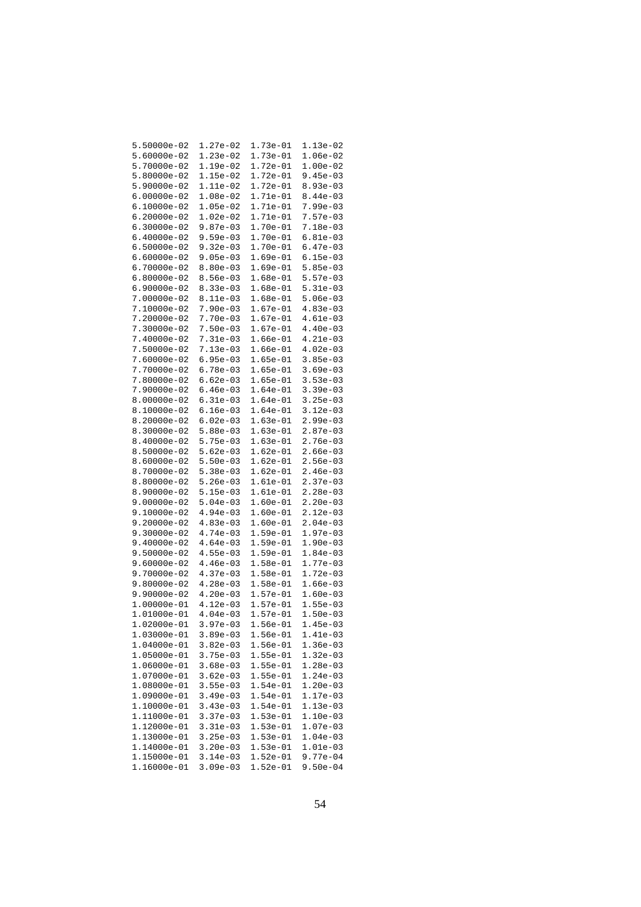```
5.50000e-02  1.27e-02  1.73e-01  1.13e-02
5.60000e-02  1.23e-02  1.73e-01  1.06e-02
5.70000e-02  1.19e-02  1.72e-01  1.00e-02
5.80000e-02  1.15e-02  1.72e-01  9.45e-03
5.90000e-02  1.11e-02  1.72e-01  8.93e-03
6.00000e-02  1.08e-02  1.71e-01  8.44e-03
6.10000e-02  1.05e-02  1.71e-01  7.99e-03
6.20000e-02  1.02e-02  1.71e-01  7.57e-03
6.30000e-02  9.87e-03  1.70e-01  7.18e-03
6.40000e-02  9.59e-03  1.70e-01  6.81e-03
6.50000e-02  9.32e-03  1.70e-01  6.47e-03
6.60000e-02  9.05e-03  1.69e-01  6.15e-03
6.70000e-02  8.80e-03  1.69e-01  5.85e-03
6.80000e-02  8.56e-03  1.68e-01  5.57e-03
6.90000e-02  8.33e-03  1.68e-01  5.31e-03
7.00000e-02  8.11e-03  1.68e-01  5.06e-03
7.10000e-02  7.90e-03  1.67e-01  4.83e-03
7.20000e-02  7.70e-03  1.67e-01  4.61e-03
7.30000e-02  7.50e-03  1.67e-01  4.40e-03
7.40000e-02  7.31e-03  1.66e-01  4.21e-03
7.50000e-02  7.13e-03  1.66e-01  4.02e-03
7.60000e-02  6.95e-03  1.65e-01  3.85e-03
7.70000e-02  6.78e-03  1.65e-01  3.69e-03
7.80000e-02  6.62e-03  1.65e-01  3.53e-03
7.90000e-02  6.46e-03  1.64e-01  3.39e-03
8.00000e-02  6.31e-03  1.64e-01  3.25e-03
8.10000e-02  6.16e-03  1.64e-01  3.12e-03
8.20000e-02  6.02e-03  1.63e-01  2.99e-03
8.30000e-02  5.88e-03  1.63e-01  2.87e-03
8.40000e-02  5.75e-03  1.63e-01  2.76e-03
8.50000e-02  5.62e-03  1.62e-01  2.66e-03
8.60000e-02  5.50e-03  1.62e-01  2.56e-03
8.70000e-02  5.38e-03  1.62e-01  2.46e-03
8.80000e-02  5.26e-03  1.61e-01  2.37e-03
8.90000e-02  5.15e-03  1.61e-01  2.28e-03
9.00000e-02  5.04e-03  1.60e-01  2.20e-03
9.10000e-02  4.94e-03  1.60e-01  2.12e-03
9.20000e-02  4.83e-03  1.60e-01  2.04e-03
9.30000e-02  4.74e-03  1.59e-01  1.97e-03
9.40000e-02  4.64e-03  1.59e-01  1.90e-03
9.50000e-02  4.55e-03  1.59e-01  1.84e-03
9.60000e-02  4.46e-03  1.58e-01  1.77e-03
9.70000e-02  4.37e-03  1.58e-01  1.72e-03
9.80000e-02  4.28e-03  1.58e-01  1.66e-03
9.90000e-02  4.20e-03  1.57e-01  1.60e-03
1.00000e-01  4.12e-03  1.57e-01  1.55e-03
1.01000e-01  4.04e-03  1.57e-01  1.50e-03
1.02000e-01  3.97e-03  1.56e-01  1.45e-03
1.03000e-01  3.89e-03  1.56e-01  1.41e-03
1.04000e-01  3.82e-03  1.56e-01  1.36e-03
1.05000e-01  3.75e-03  1.55e-01  1.32e-03
1.06000e-01  3.68e-03  1.55e-01  1.28e-03
1.07000e-01  3.62e-03  1.55e-01  1.24e-03
1.08000e-01  3.55e-03  1.54e-01  1.20e-03
1.09000e-01  3.49e-03  1.54e-01  1.17e-03
1.10000e-01  3.43e-03  1.54e-01  1.13e-03
1.11000e-01  3.37e-03  1.53e-01  1.10e-03
1.12000e-01  3.31e-03  1.53e-01  1.07e-03
1.13000e-01  3.25e-03  1.53e-01  1.04e-03
1.14000e-01  3.20e-03  1.53e-01  1.01e-03
1.15000e-01  3.14e-03  1.52e-01  9.77e-04
1.16000e-01  3.09e-03  1.52e-01  9.50e-04
```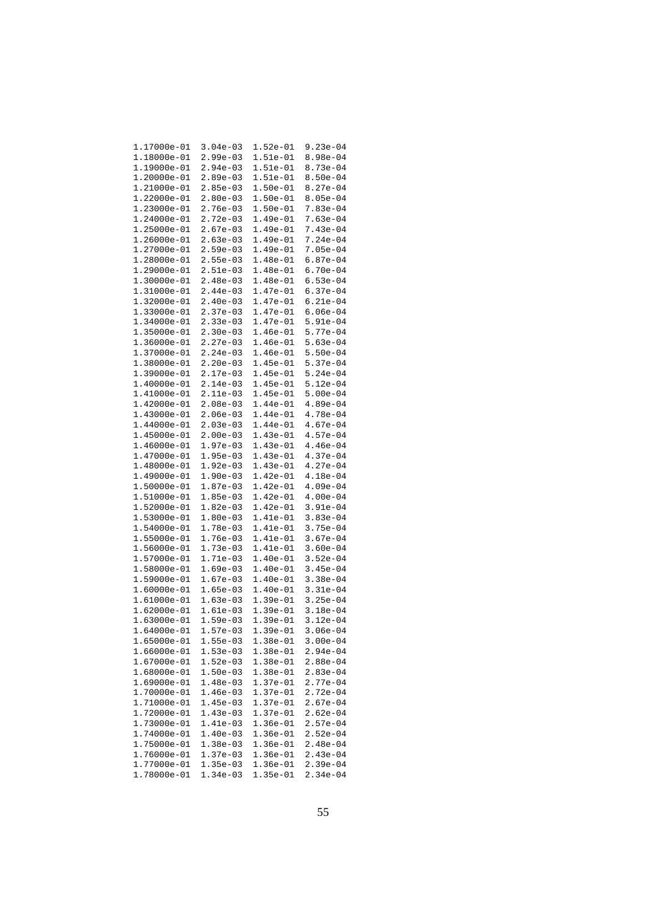```
1.17000e-01  3.04e-03  1.52e-01  9.23e-04
1.18000e-01  2.99e-03  1.51e-01  8.98e-04
1.19000e-01  2.94e-03  1.51e-01  8.73e-04
1.20000e-01  2.89e-03  1.51e-01  8.50e-04
1.21000e-01  2.85e-03  1.50e-01  8.27e-04
1.22000e-01  2.80e-03  1.50e-01  8.05e-04
1.23000e-01  2.76e-03  1.50e-01  7.83e-04
1.24000e-01  2.72e-03  1.49e-01  7.63e-04
1.25000e-01  2.67e-03  1.49e-01  7.43e-04
1.26000e-01  2.63e-03  1.49e-01  7.24e-04
1.27000e-01  2.59e-03  1.49e-01  7.05e-04
1.28000e-01  2.55e-03  1.48e-01  6.87e-04
1.29000e-01  2.51e-03  1.48e-01  6.70e-04
1.30000e-01  2.48e-03  1.48e-01  6.53e-04
1.31000e-01  2.44e-03  1.47e-01  6.37e-04
1.32000e-01  2.40e-03  1.47e-01  6.21e-04
1.33000e-01  2.37e-03  1.47e-01  6.06e-04
1.34000e-01  2.33e-03  1.47e-01  5.91e-04
1.35000e-01  2.30e-03  1.46e-01  5.77e-04
1.36000e-01  2.27e-03  1.46e-01  5.63e-04
1.37000e-01  2.24e-03  1.46e-01  5.50e-04
1.38000e-01  2.20e-03  1.45e-01  5.37e-04
1.39000e-01  2.17e-03  1.45e-01  5.24e-04
1.40000e-01  2.14e-03  1.45e-01  5.12e-04
1.41000e-01  2.11e-03  1.45e-01  5.00e-04
1.42000e-01  2.08e-03  1.44e-01  4.89e-04
1.43000e-01  2.06e-03  1.44e-01  4.78e-04
1.44000e-01  2.03e-03  1.44e-01  4.67e-04
1.45000e-01  2.00e-03  1.43e-01  4.57e-04
1.46000e-01  1.97e-03  1.43e-01  4.46e-04
1.47000e-01  1.95e-03  1.43e-01  4.37e-04
1.48000e-01  1.92e-03  1.43e-01  4.27e-04
1.49000e-01  1.90e-03  1.42e-01  4.18e-04
1.50000e-01  1.87e-03  1.42e-01  4.09e-04
1.51000e-01  1.85e-03  1.42e-01  4.00e-04
1.52000e-01  1.82e-03  1.42e-01  3.91e-04
1.53000e-01  1.80e-03  1.41e-01  3.83e-04
1.54000e-01  1.78e-03  1.41e-01  3.75e-04
1.55000e-01  1.76e-03  1.41e-01  3.67e-04
1.56000e-01  1.73e-03  1.41e-01  3.60e-04
1.57000e-01  1.71e-03  1.40e-01  3.52e-04
1.58000e-01  1.69e-03  1.40e-01  3.45e-04
1.59000e-01  1.67e-03  1.40e-01  3.38e-04
1.60000e-01  1.65e-03  1.40e-01  3.31e-04
1.61000e-01  1.63e-03  1.39e-01  3.25e-04
1.62000e-01  1.61e-03  1.39e-01  3.18e-04
1.63000e-01  1.59e-03  1.39e-01  3.12e-04
1.64000e-01  1.57e-03  1.39e-01  3.06e-04
1.65000e-01  1.55e-03  1.38e-01  3.00e-04
1.66000e-01  1.53e-03  1.38e-01  2.94e-04
1.67000e-01  1.52e-03  1.38e-01  2.88e-04
1.68000e-01  1.50e-03  1.38e-01  2.83e-04
1.69000e-01  1.48e-03  1.37e-01  2.77e-04
1.70000e-01  1.46e-03  1.37e-01  2.72e-04
1.71000e-01  1.45e-03  1.37e-01  2.67e-04
1.72000e-01  1.43e-03  1.37e-01  2.62e-04
1.73000e-01  1.41e-03  1.36e-01  2.57e-04
1.74000e-01  1.40e-03  1.36e-01  2.52e-04
1.75000e-01  1.38e-03  1.36e-01  2.48e-04
1.76000e-01  1.37e-03  1.36e-01  2.43e-04
1.77000e-01  1.35e-03  1.36e-01  2.39e-04
1.78000e-01  1.34e-03  1.35e-01  2.34e-04
```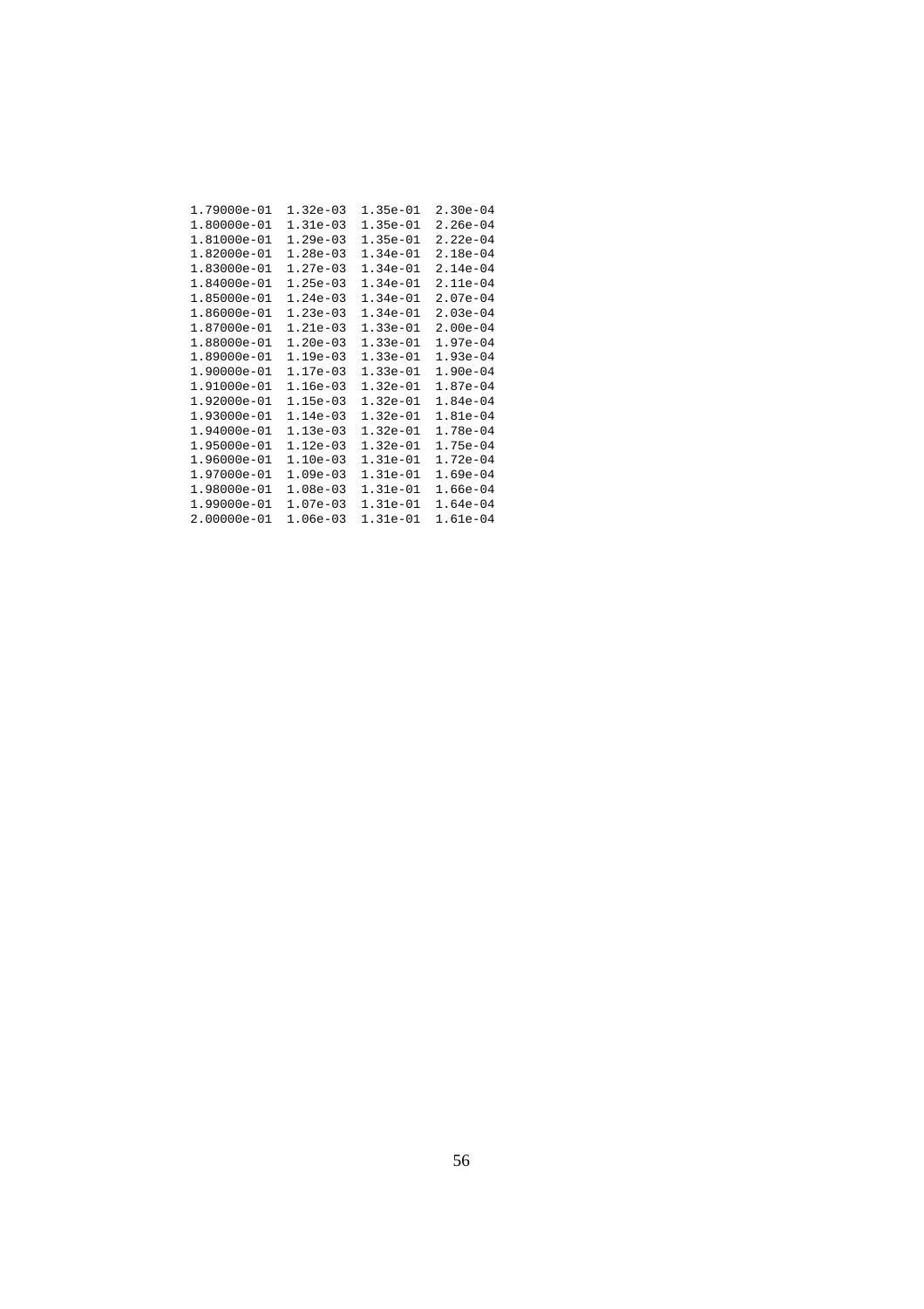| | | | |
|---|---|---|---|
| 1.79000e-01 | 1.32e-03 | 1.35e-01 | 2.30e-04 |
| 1.80000e-01 | 1.31e-03 | 1.35e-01 | 2.26e-04 |
| 1.81000e-01 | 1.29e-03 | 1.35e-01 | 2.22e-04 |
| 1.82000e-01 | 1.28e-03 | 1.34e-01 | 2.18e-04 |
| 1.83000e-01 | 1.27e-03 | 1.34e-01 | 2.14e-04 |
| 1.84000e-01 | 1.25e-03 | 1.34e-01 | 2.11e-04 |
| 1.85000e-01 | 1.24e-03 | 1.34e-01 | 2.07e-04 |
| 1.86000e-01 | 1.23e-03 | 1.34e-01 | 2.03e-04 |
| 1.87000e-01 | 1.21e-03 | 1.33e-01 | 2.00e-04 |
| 1.88000e-01 | 1.20e-03 | 1.33e-01 | 1.97e-04 |
| 1.89000e-01 | 1.19e-03 | 1.33e-01 | 1.93e-04 |
| 1.90000e-01 | 1.17e-03 | 1.33e-01 | 1.90e-04 |
| 1.91000e-01 | 1.16e-03 | 1.32e-01 | 1.87e-04 |
| 1.92000e-01 | 1.15e-03 | 1.32e-01 | 1.84e-04 |
| 1.93000e-01 | 1.14e-03 | 1.32e-01 | 1.81e-04 |
| 1.94000e-01 | 1.13e-03 | 1.32e-01 | 1.78e-04 |
| 1.95000e-01 | 1.12e-03 | 1.32e-01 | 1.75e-04 |
| 1.96000e-01 | 1.10e-03 | 1.31e-01 | 1.72e-04 |
| 1.97000e-01 | 1.09e-03 | 1.31e-01 | 1.69e-04 |
| 1.98000e-01 | 1.08e-03 | 1.31e-01 | 1.66e-04 |
| 1.99000e-01 | 1.07e-03 | 1.31e-01 | 1.64e-04 |
| 2.00000e-01 | 1.06e-03 | 1.31e-01 | 1.61e-04 |